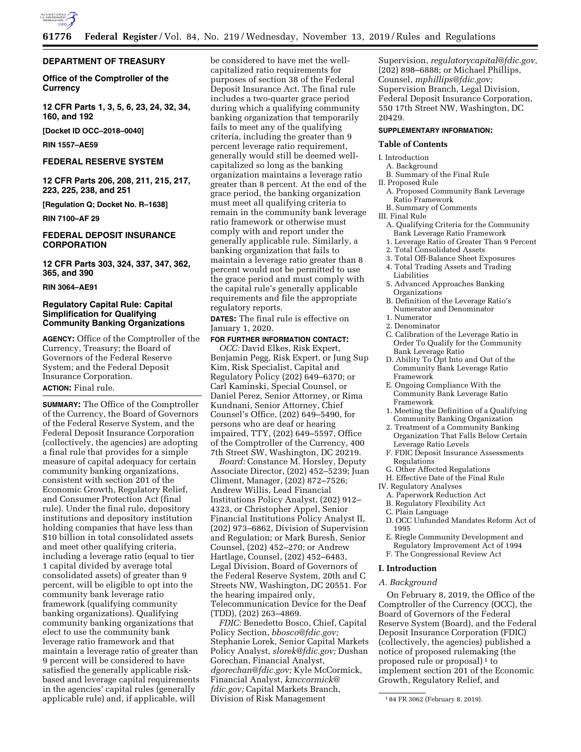**DEPARTMENT OF TREASURY**

**Office of the Comptroller of the Currency**

**12 CFR Parts 1, 3, 5, 6, 23, 24, 32, 34, 160, and 192**

**[Docket ID OCC–2018–0040]**

**RIN 1557–AE59**

**FEDERAL RESERVE SYSTEM**

**12 CFR Parts 206, 208, 211, 215, 217, 223, 225, 238, and 251**

**[Regulation Q; Docket No. R–1638]**

**RIN 7100–AF 29**

**FEDERAL DEPOSIT INSURANCE CORPORATION**

**12 CFR Parts 303, 324, 337, 347, 362, 365, and 390**

**RIN 3064–AE91**

## Regulatory Capital Rule: Capital Simplification for Qualifying Community Banking Organizations

**AGENCY:** Office of the Comptroller of the Currency, Treasury; the Board of Governors of the Federal Reserve System; and the Federal Deposit Insurance Corporation.

**ACTION:** Final rule.

**SUMMARY:** The Office of the Comptroller of the Currency, the Board of Governors of the Federal Reserve System, and the Federal Deposit Insurance Corporation (collectively, the agencies) are adopting a final rule that provides for a simple measure of capital adequacy for certain community banking organizations, consistent with section 201 of the Economic Growth, Regulatory Relief, and Consumer Protection Act (final rule). Under the final rule, depository institutions and depository institution holding companies that have less than $10 billion in total consolidated assets and meet other qualifying criteria, including a leverage ratio (equal to tier 1 capital divided by average total consolidated assets) of greater than 9 percent, will be eligible to opt into the community bank leverage ratio framework (qualifying community banking organizations). Qualifying community banking organizations that elect to use the community bank leverage ratio framework and that maintain a leverage ratio of greater than 9 percent will be considered to have satisfied the generally applicable risk-based and leverage capital requirements in the agencies' capital rules (generally applicable rule) and, if applicable, will be considered to have met the well-capitalized ratio requirements for purposes of section 38 of the Federal Deposit Insurance Act. The final rule includes a two-quarter grace period during which a qualifying community banking organization that temporarily fails to meet any of the qualifying criteria, including the greater than 9 percent leverage ratio requirement, generally would still be deemed well-capitalized so long as the banking organization maintains a leverage ratio greater than 8 percent. At the end of the grace period, the banking organization must meet all qualifying criteria to remain in the community bank leverage ratio framework or otherwise must comply with and report under the generally applicable rule. Similarly, a banking organization that fails to maintain a leverage ratio greater than 8 percent would not be permitted to use the grace period and must comply with the capital rule's generally applicable requirements and file the appropriate regulatory reports.

**DATES:** The final rule is effective on January 1, 2020.

**FOR FURTHER INFORMATION CONTACT:**

*OCC:* David Elkes, Risk Expert, Benjamin Pegg, Risk Expert, or Jung Sup Kim, Risk Specialist, Capital and Regulatory Policy (202) 649–6370; or Carl Kaminski, Special Counsel, or Daniel Perez, Senior Attorney, or Rima Kundnani, Senior Attorney, Chief Counsel's Office, (202) 649–5490, for persons who are deaf or hearing impaired, TTY, (202) 649–5597, Office of the Comptroller of the Currency, 400 7th Street SW, Washington, DC 20219.

*Board:* Constance M. Horsley, Deputy Associate Director, (202) 452–5239; Juan Climent, Manager, (202) 872–7526; Andrew Willis, Lead Financial Institutions Policy Analyst, (202) 912–4323, or Christopher Appel, Senior Financial Institutions Policy Analyst II, (202) 973–6862, Division of Supervision and Regulation; or Mark Buresh, Senior Counsel, (202) 452–270; or Andrew Hartlage, Counsel, (202) 452–6483, Legal Division, Board of Governors of the Federal Reserve System, 20th and C Streets NW, Washington, DC 20551. For the hearing impaired only, Telecommunication Device for the Deaf (TDD), (202) 263–4869.

*FDIC:* Benedetto Bosco, Chief, Capital Policy Section, *bbosco@fdic.gov;* Stephanie Lorek, Senior Capital Markets Policy Analyst, *slorek@fdic.gov;* Dushan Gorechan, Financial Analyst, *dgorechan@fdic.gov;* Kyle McCormick, Financial Analyst, *kmccormick@fdic.gov;* Capital Markets Branch, Division of Risk Management Supervision, *regulatorycapital@fdic.gov,* (202) 898–6888; or Michael Phillips, Counsel, *mphillips@fdic.gov;* Supervision Branch, Legal Division, Federal Deposit Insurance Corporation, 550 17th Street NW, Washington, DC 20429.

**SUPPLEMENTARY INFORMATION:**

**Table of Contents**

- I. Introduction
  - A. Background
  - B. Summary of the Final Rule
- II. Proposed Rule
  - A. Proposed Community Bank Leverage Ratio Framework
  - B. Summary of Comments
- III. Final Rule
  - A. Qualifying Criteria for the Community Bank Leverage Ratio Framework
    1. Leverage Ratio of Greater Than 9 Percent
    2. Total Consolidated Assets
    3. Total Off-Balance Sheet Exposures
    4. Total Trading Assets and Trading Liabilities
    5. Advanced Approaches Banking Organizations
  - B. Definition of the Leverage Ratio's Numerator and Denominator
    1. Numerator
    2. Denominator
  - C. Calibration of the Leverage Ratio in Order To Qualify for the Community Bank Leverage Ratio
  - D. Ability To Opt Into and Out of the Community Bank Leverage Ratio Framework
  - E. Ongoing Compliance With the Community Bank Leverage Ratio Framework
    1. Meeting the Definition of a Qualifying Community Banking Organization
    2. Treatment of a Community Banking Organization That Falls Below Certain Leverage Ratio Levels
  - F. FDIC Deposit Insurance Assessments Regulations
  - G. Other Affected Regulations
  - H. Effective Date of the Final Rule
- IV. Regulatory Analyses
  - A. Paperwork Reduction Act
  - B. Regulatory Flexibility Act
  - C. Plain Language
  - D. OCC Unfunded Mandates Reform Act of 1995
  - E. Riegle Community Development and Regulatory Improvement Act of 1994
  - F. The Congressional Review Act

## I. Introduction

### A. Background

On February 8, 2019, the Office of the Comptroller of the Currency (OCC), the Board of Governors of the Federal Reserve System (Board), and the Federal Deposit Insurance Corporation (FDIC) (collectively, the agencies) published a notice of proposed rulemaking (the proposed rule or proposal) [1] to implement section 201 of the Economic Growth, Regulatory Relief, and

[1] 84 FR 3062 (February 8, 2019).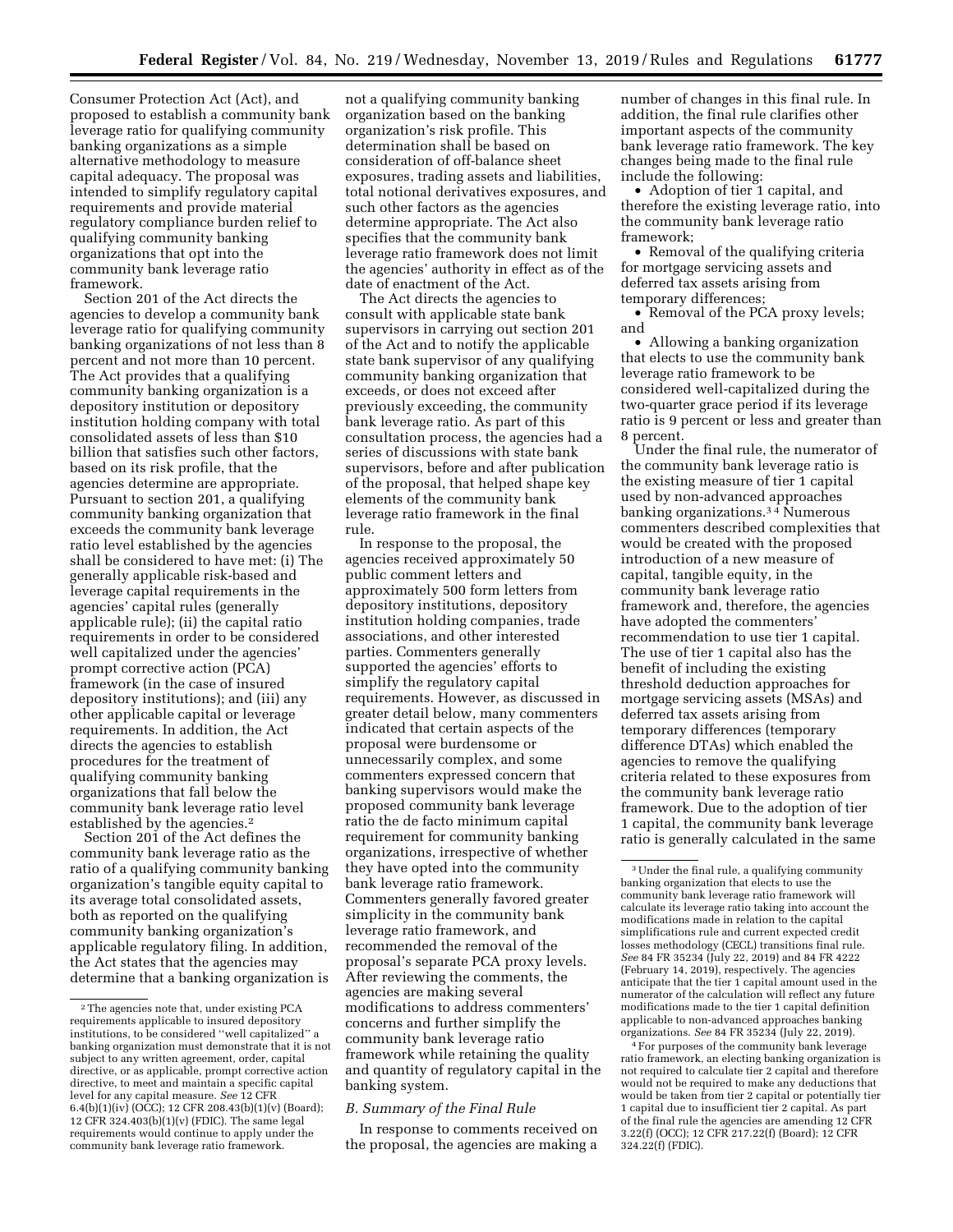Consumer Protection Act (Act), and proposed to establish a community bank leverage ratio for qualifying community banking organizations as a simple alternative methodology to measure capital adequacy. The proposal was intended to simplify regulatory capital requirements and provide material regulatory compliance burden relief to qualifying community banking organizations that opt into the community bank leverage ratio framework.

Section 201 of the Act directs the agencies to develop a community bank leverage ratio for qualifying community banking organizations of not less than 8 percent and not more than 10 percent. The Act provides that a qualifying community banking organization is a depository institution or depository institution holding company with total consolidated assets of less than $10 billion that satisfies such other factors, based on its risk profile, that the agencies determine are appropriate. Pursuant to section 201, a qualifying community banking organization that exceeds the community bank leverage ratio level established by the agencies shall be considered to have met: (i) The generally applicable risk-based and leverage capital requirements in the agencies' capital rules (generally applicable rule); (ii) the capital ratio requirements in order to be considered well capitalized under the agencies' prompt corrective action (PCA) framework (in the case of insured depository institutions); and (iii) any other applicable capital or leverage requirements. In addition, the Act directs the agencies to establish procedures for the treatment of qualifying community banking organizations that fall below the community bank leverage ratio level established by the agencies.[2]

Section 201 of the Act defines the community bank leverage ratio as the ratio of a qualifying community banking organization's tangible equity capital to its average total consolidated assets, both as reported on the qualifying community banking organization's applicable regulatory filing. In addition, the Act states that the agencies may determine that a banking organization is not a qualifying community banking organization based on the banking organization's risk profile. This determination shall be based on consideration of off-balance sheet exposures, trading assets and liabilities, total notional derivatives exposures, and such other factors as the agencies determine appropriate. The Act also specifies that the community bank leverage ratio framework does not limit the agencies' authority in effect as of the date of enactment of the Act.

The Act directs the agencies to consult with applicable state bank supervisors in carrying out section 201 of the Act and to notify the applicable state bank supervisor of any qualifying community banking organization that exceeds, or does not exceed after previously exceeding, the community bank leverage ratio. As part of this consultation process, the agencies had a series of discussions with state bank supervisors, before and after publication of the proposal, that helped shape key elements of the community bank leverage ratio framework in the final rule.

In response to the proposal, the agencies received approximately 50 public comment letters and approximately 500 form letters from depository institutions, depository institution holding companies, trade associations, and other interested parties. Commenters generally supported the agencies' efforts to simplify the regulatory capital requirements. However, as discussed in greater detail below, many commenters indicated that certain aspects of the proposal were burdensome or unnecessarily complex, and some commenters expressed concern that banking supervisors would make the proposed community bank leverage ratio the de facto minimum capital requirement for community banking organizations, irrespective of whether they have opted into the community bank leverage ratio framework. Commenters generally favored greater simplicity in the community bank leverage ratio framework, and recommended the removal of the proposal's separate PCA proxy levels. After reviewing the comments, the agencies are making several modifications to address commenters' concerns and further simplify the community bank leverage ratio framework while retaining the quality and quantity of regulatory capital in the banking system.

## *B. Summary of the Final Rule*

In response to comments received on the proposal, the agencies are making a number of changes in this final rule. In addition, the final rule clarifies other important aspects of the community bank leverage ratio framework. The key changes being made to the final rule include the following:

- Adoption of tier 1 capital, and therefore the existing leverage ratio, into the community bank leverage ratio framework;
- Removal of the qualifying criteria for mortgage servicing assets and deferred tax assets arising from temporary differences;
- Removal of the PCA proxy levels; and
- Allowing a banking organization that elects to use the community bank leverage ratio framework to be considered well-capitalized during the two-quarter grace period if its leverage ratio is 9 percent or less and greater than 8 percent.

Under the final rule, the numerator of the community bank leverage ratio is the existing measure of tier 1 capital used by non-advanced approaches banking organizations.[3] [4] Numerous commenters described complexities that would be created with the proposed introduction of a new measure of capital, tangible equity, in the community bank leverage ratio framework and, therefore, the agencies have adopted the commenters' recommendation to use tier 1 capital. The use of tier 1 capital also has the benefit of including the existing threshold deduction approaches for mortgage servicing assets (MSAs) and deferred tax assets arising from temporary differences (temporary difference DTAs) which enabled the agencies to remove the qualifying criteria related to these exposures from the community bank leverage ratio framework. Due to the adoption of tier 1 capital, the community bank leverage ratio is generally calculated in the same

---

[2] The agencies note that, under existing PCA requirements applicable to insured depository institutions, to be considered "well capitalized" a banking organization must demonstrate that it is not subject to any written agreement, order, capital directive, or as applicable, prompt corrective action directive, to meet and maintain a specific capital level for any capital measure. *See* 12 CFR 6.4(b)(1)(iv) (OCC); 12 CFR 208.43(b)(1)(v) (Board); 12 CFR 324.403(b)(1)(v) (FDIC). The same legal requirements would continue to apply under the community bank leverage ratio framework.

[3] Under the final rule, a qualifying community banking organization that elects to use the community bank leverage ratio framework will calculate its leverage ratio taking into account the modifications made in relation to the capital simplifications rule and current expected credit losses methodology (CECL) transitions final rule. *See* 84 FR 35234 (July 22, 2019) and 84 FR 4222 (February 14, 2019), respectively. The agencies anticipate that the tier 1 capital amount used in the numerator of the calculation will reflect any future modifications made to the tier 1 capital definition applicable to non-advanced approaches banking organizations. *See* 84 FR 35234 (July 22, 2019).

[4] For purposes of the community bank leverage ratio framework, an electing banking organization is not required to calculate tier 2 capital and therefore would not be required to make any deductions that would be taken from tier 2 capital or potentially tier 1 capital due to insufficient tier 2 capital. As part of the final rule the agencies are amending 12 CFR 3.22(f) (OCC); 12 CFR 217.22(f) (Board); 12 CFR 324.22(f) (FDIC).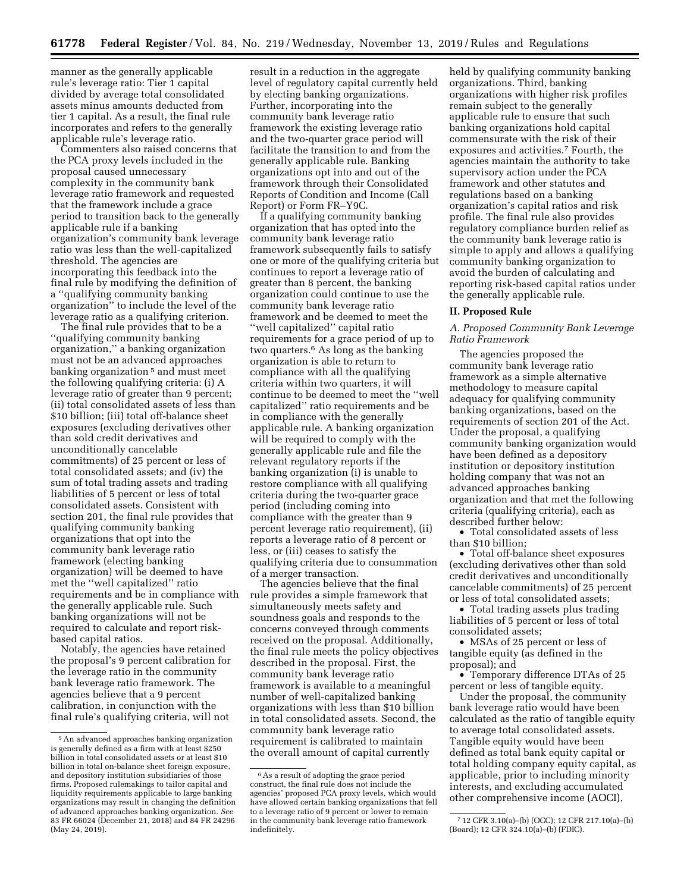manner as the generally applicable rule's leverage ratio: Tier 1 capital divided by average total consolidated assets minus amounts deducted from tier 1 capital. As a result, the final rule incorporates and refers to the generally applicable rule's leverage ratio.

Commenters also raised concerns that the PCA proxy levels included in the proposal caused unnecessary complexity in the community bank leverage ratio framework and requested that the framework include a grace period to transition back to the generally applicable rule if a banking organization's community bank leverage ratio was less than the well-capitalized threshold. The agencies are incorporating this feedback into the final rule by modifying the definition of a ''qualifying community banking organization'' to include the level of the leverage ratio as a qualifying criterion.

The final rule provides that to be a ''qualifying community banking organization,'' a banking organization must not be an advanced approaches banking organization [5] and must meet the following qualifying criteria: (i) A leverage ratio of greater than 9 percent; (ii) total consolidated assets of less than $10 billion; (iii) total off-balance sheet exposures (excluding derivatives other than sold credit derivatives and unconditionally cancelable commitments) of 25 percent or less of total consolidated assets; and (iv) the sum of total trading assets and trading liabilities of 5 percent or less of total consolidated assets. Consistent with section 201, the final rule provides that qualifying community banking organizations that opt into the community bank leverage ratio framework (electing banking organization) will be deemed to have met the ''well capitalized'' ratio requirements and be in compliance with the generally applicable rule. Such banking organizations will not be required to calculate and report risk-based capital ratios.

Notably, the agencies have retained the proposal's 9 percent calibration for the leverage ratio in the community bank leverage ratio framework. The agencies believe that a 9 percent calibration, in conjunction with the final rule's qualifying criteria, will not result in a reduction in the aggregate level of regulatory capital currently held by electing banking organizations. Further, incorporating into the community bank leverage ratio framework the existing leverage ratio and the two-quarter grace period will facilitate the transition to and from the generally applicable rule. Banking organizations opt into and out of the framework through their Consolidated Reports of Condition and Income (Call Report) or Form FR–Y9C.

If a qualifying community banking organization that has opted into the community bank leverage ratio framework subsequently fails to satisfy one or more of the qualifying criteria but continues to report a leverage ratio of greater than 8 percent, the banking organization could continue to use the community bank leverage ratio framework and be deemed to meet the ''well capitalized'' capital ratio requirements for a grace period of up to two quarters.[6] As long as the banking organization is able to return to compliance with all the qualifying criteria within two quarters, it will continue to be deemed to meet the ''well capitalized'' ratio requirements and be in compliance with the generally applicable rule. A banking organization will be required to comply with the generally applicable rule and file the relevant regulatory reports if the banking organization (i) is unable to restore compliance with all qualifying criteria during the two-quarter grace period (including coming into compliance with the greater than 9 percent leverage ratio requirement), (ii) reports a leverage ratio of 8 percent or less, or (iii) ceases to satisfy the qualifying criteria due to consummation of a merger transaction.

The agencies believe that the final rule provides a simple framework that simultaneously meets safety and soundness goals and responds to the concerns conveyed through comments received on the proposal. Additionally, the final rule meets the policy objectives described in the proposal. First, the community bank leverage ratio framework is available to a meaningful number of well-capitalized banking organizations with less than $10 billion in total consolidated assets. Second, the community bank leverage ratio requirement is calibrated to maintain the overall amount of capital currently held by qualifying community banking organizations. Third, banking organizations with higher risk profiles remain subject to the generally applicable rule to ensure that such banking organizations hold capital commensurate with the risk of their exposures and activities.[7] Fourth, the agencies maintain the authority to take supervisory action under the PCA framework and other statutes and regulations based on a banking organization's capital ratios and risk profile. The final rule also provides regulatory compliance burden relief as the community bank leverage ratio is simple to apply and allows a qualifying community banking organization to avoid the burden of calculating and reporting risk-based capital ratios under the generally applicable rule.

## II. Proposed Rule

### A. Proposed Community Bank Leverage Ratio Framework

The agencies proposed the community bank leverage ratio framework as a simple alternative methodology to measure capital adequacy for qualifying community banking organizations, based on the requirements of section 201 of the Act. Under the proposal, a qualifying community banking organization would have been defined as a depository institution or depository institution holding company that was not an advanced approaches banking organization and that met the following criteria (qualifying criteria), each as described further below:

- Total consolidated assets of less than $10 billion;
- Total off-balance sheet exposures (excluding derivatives other than sold credit derivatives and unconditionally cancelable commitments) of 25 percent or less of total consolidated assets;
- Total trading assets plus trading liabilities of 5 percent or less of total consolidated assets;
- MSAs of 25 percent or less of tangible equity (as defined in the proposal); and
- Temporary difference DTAs of 25 percent or less of tangible equity.

Under the proposal, the community bank leverage ratio would have been calculated as the ratio of tangible equity to average total consolidated assets. Tangible equity would have been defined as total bank equity capital or total holding company equity capital, as applicable, prior to including minority interests, and excluding accumulated other comprehensive income (AOCI),

---

[5] An advanced approaches banking organization is generally defined as a firm with at least $250 billion in total consolidated assets or at least $10 billion in total on-balance sheet foreign exposure, and depository institution subsidiaries of those firms. Proposed rulemakings to tailor capital and liquidity requirements applicable to large banking organizations may result in changing the definition of advanced approaches banking organization. *See* 83 FR 66024 (December 21, 2018) and 84 FR 24296 (May 24, 2019).

[6] As a result of adopting the grace period construct, the final rule does not include the agencies' proposed PCA proxy levels, which would have allowed certain banking organizations that fell to a leverage ratio of 9 percent or lower to remain in the community bank leverage ratio framework indefinitely.

[7] 12 CFR 3.10(a)–(b) (OCC); 12 CFR 217.10(a)–(b) (Board); 12 CFR 324.10(a)–(b) (FDIC).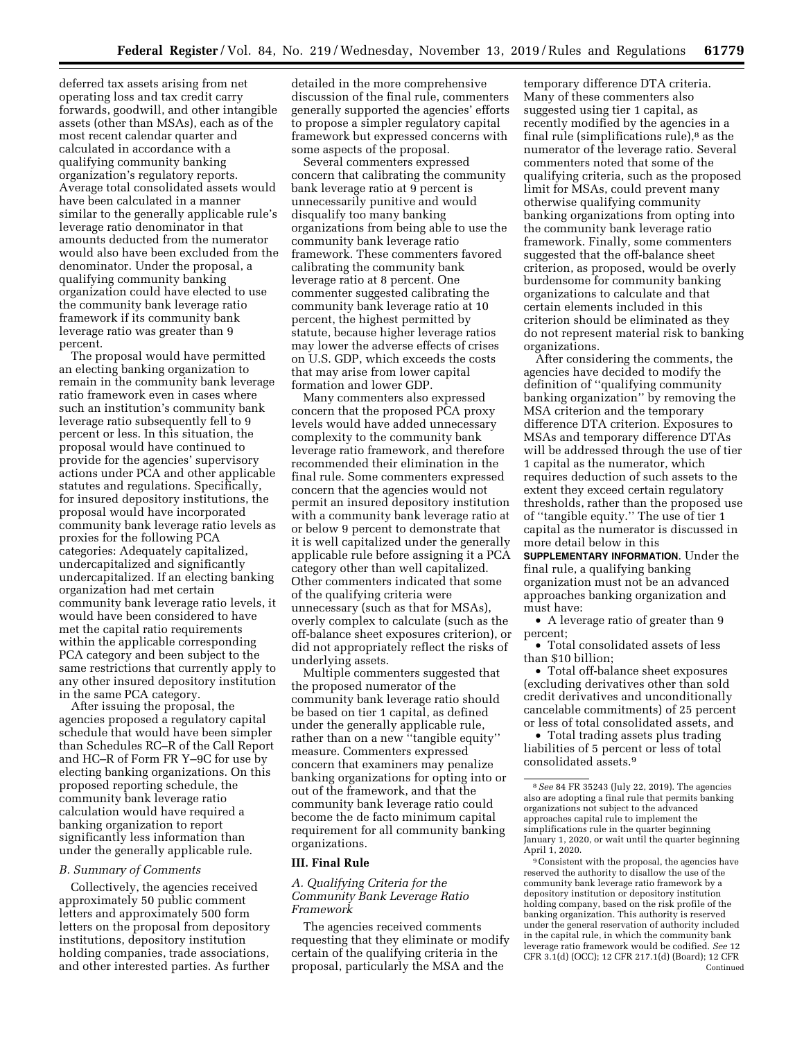deferred tax assets arising from net operating loss and tax credit carry forwards, goodwill, and other intangible assets (other than MSAs), each as of the most recent calendar quarter and calculated in accordance with a qualifying community banking organization's regulatory reports. Average total consolidated assets would have been calculated in a manner similar to the generally applicable rule's leverage ratio denominator in that amounts deducted from the numerator would also have been excluded from the denominator. Under the proposal, a qualifying community banking organization could have elected to use the community bank leverage ratio framework if its community bank leverage ratio was greater than 9 percent.

The proposal would have permitted an electing banking organization to remain in the community bank leverage ratio framework even in cases where such an institution's community bank leverage ratio subsequently fell to 9 percent or less. In this situation, the proposal would have continued to provide for the agencies' supervisory actions under PCA and other applicable statutes and regulations. Specifically, for insured depository institutions, the proposal would have incorporated community bank leverage ratio levels as proxies for the following PCA categories: Adequately capitalized, undercapitalized and significantly undercapitalized. If an electing banking organization had met certain community bank leverage ratio levels, it would have been considered to have met the capital ratio requirements within the applicable corresponding PCA category and been subject to the same restrictions that currently apply to any other insured depository institution in the same PCA category.

After issuing the proposal, the agencies proposed a regulatory capital schedule that would have been simpler than Schedules RC–R of the Call Report and HC–R of Form FR Y–9C for use by electing banking organizations. On this proposed reporting schedule, the community bank leverage ratio calculation would have required a banking organization to report significantly less information than under the generally applicable rule.

### *B. Summary of Comments*

Collectively, the agencies received approximately 50 public comment letters and approximately 500 form letters on the proposal from depository institutions, depository institution holding companies, trade associations, and other interested parties. As further detailed in the more comprehensive discussion of the final rule, commenters generally supported the agencies' efforts to propose a simpler regulatory capital framework but expressed concerns with some aspects of the proposal.

Several commenters expressed concern that calibrating the community bank leverage ratio at 9 percent is unnecessarily punitive and would disqualify too many banking organizations from being able to use the community bank leverage ratio framework. These commenters favored calibrating the community bank leverage ratio at 8 percent. One commenter suggested calibrating the community bank leverage ratio at 10 percent, the highest permitted by statute, because higher leverage ratios may lower the adverse effects of crises on U.S. GDP, which exceeds the costs that may arise from lower capital formation and lower GDP.

Many commenters also expressed concern that the proposed PCA proxy levels would have added unnecessary complexity to the community bank leverage ratio framework, and therefore recommended their elimination in the final rule. Some commenters expressed concern that the agencies would not permit an insured depository institution with a community bank leverage ratio at or below 9 percent to demonstrate that it is well capitalized under the generally applicable rule before assigning it a PCA category other than well capitalized. Other commenters indicated that some of the qualifying criteria were unnecessary (such as that for MSAs), overly complex to calculate (such as the off-balance sheet exposures criterion), or did not appropriately reflect the risks of underlying assets.

Multiple commenters suggested that the proposed numerator of the community bank leverage ratio should be based on tier 1 capital, as defined under the generally applicable rule, rather than on a new "tangible equity" measure. Commenters expressed concern that examiners may penalize banking organizations for opting into or out of the framework, and that the community bank leverage ratio could become the de facto minimum capital requirement for all community banking organizations.

## III. Final Rule

### *A. Qualifying Criteria for the Community Bank Leverage Ratio Framework*

The agencies received comments requesting that they eliminate or modify certain of the qualifying criteria in the proposal, particularly the MSA and the temporary difference DTA criteria. Many of these commenters also suggested using tier 1 capital, as recently modified by the agencies in a final rule (simplifications rule),[8] as the numerator of the leverage ratio. Several commenters noted that some of the qualifying criteria, such as the proposed limit for MSAs, could prevent many otherwise qualifying community banking organizations from opting into the community bank leverage ratio framework. Finally, some commenters suggested that the off-balance sheet criterion, as proposed, would be overly burdensome for community banking organizations to calculate and that certain elements included in this criterion should be eliminated as they do not represent material risk to banking organizations.

After considering the comments, the agencies have decided to modify the definition of "qualifying community banking organization" by removing the MSA criterion and the temporary difference DTA criterion. Exposures to MSAs and temporary difference DTAs will be addressed through the use of tier 1 capital as the numerator, which requires deduction of such assets to the extent they exceed certain regulatory thresholds, rather than the proposed use of "tangible equity." The use of tier 1 capital as the numerator is discussed in more detail below in this **SUPPLEMENTARY INFORMATION**. Under the final rule, a qualifying banking organization must not be an advanced approaches banking organization and must have:

- A leverage ratio of greater than 9 percent;
- Total consolidated assets of less than $10 billion;
- Total off-balance sheet exposures (excluding derivatives other than sold credit derivatives and unconditionally cancelable commitments) of 25 percent or less of total consolidated assets, and
- Total trading assets plus trading liabilities of 5 percent or less of total consolidated assets.[9]

---

[8] *See* 84 FR 35243 (July 22, 2019). The agencies also are adopting a final rule that permits banking organizations not subject to the advanced approaches capital rule to implement the simplifications rule in the quarter beginning January 1, 2020, or wait until the quarter beginning April 1, 2020.

[9] Consistent with the proposal, the agencies have reserved the authority to disallow the use of the community bank leverage ratio framework by a depository institution or depository institution holding company, based on the risk profile of the banking organization. This authority is reserved under the general reservation of authority included in the capital rule, in which the community bank leverage ratio framework would be codified. *See* 12 CFR 3.1(d) (OCC); 12 CFR 217.1(d) (Board); 12 CFR

Continued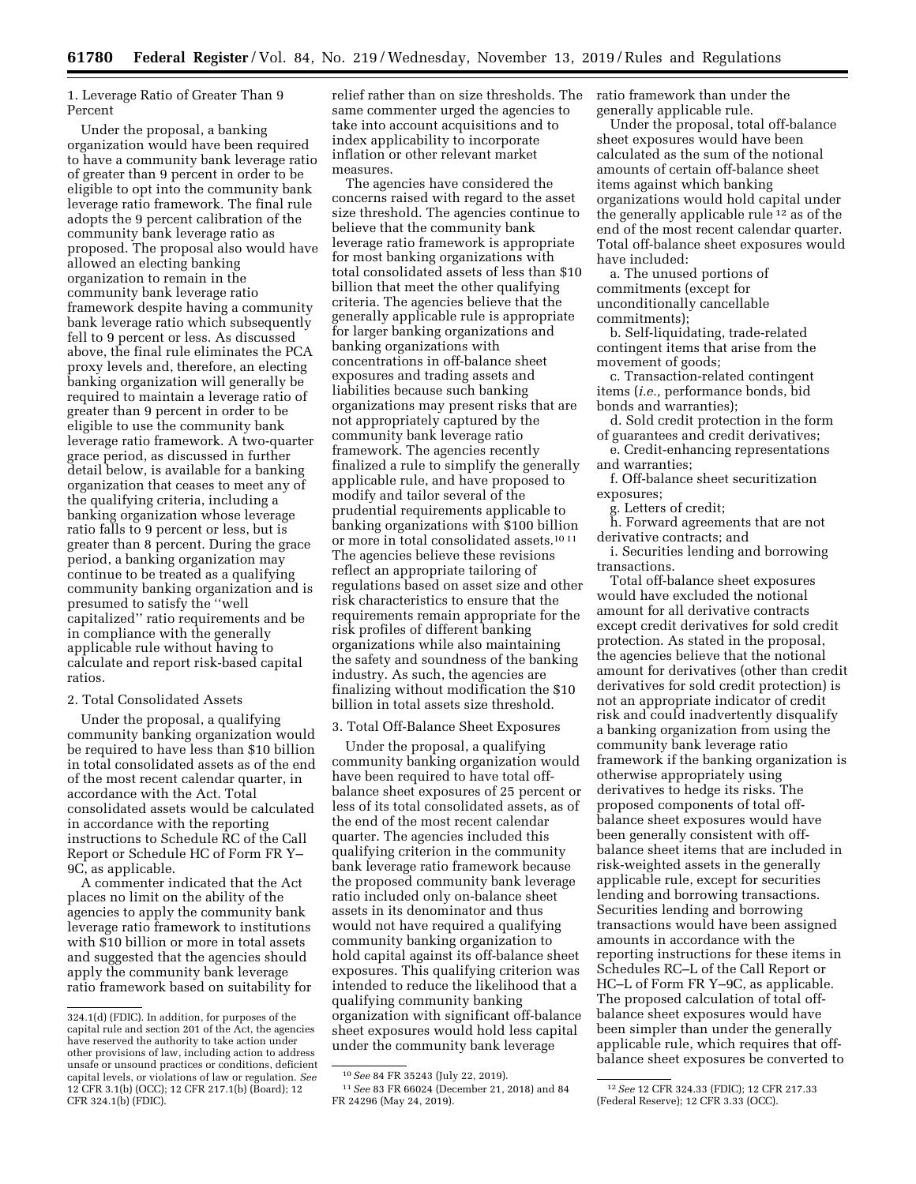1. Leverage Ratio of Greater Than 9 Percent

Under the proposal, a banking organization would have been required to have a community bank leverage ratio of greater than 9 percent in order to be eligible to opt into the community bank leverage ratio framework. The final rule adopts the 9 percent calibration of the community bank leverage ratio as proposed. The proposal also would have allowed an electing banking organization to remain in the community bank leverage ratio framework despite having a community bank leverage ratio which subsequently fell to 9 percent or less. As discussed above, the final rule eliminates the PCA proxy levels and, therefore, an electing banking organization will generally be required to maintain a leverage ratio of greater than 9 percent in order to be eligible to use the community bank leverage ratio framework. A two-quarter grace period, as discussed in further detail below, is available for a banking organization that ceases to meet any of the qualifying criteria, including a banking organization whose leverage ratio falls to 9 percent or less, but is greater than 8 percent. During the grace period, a banking organization may continue to be treated as a qualifying community banking organization and is presumed to satisfy the ''well capitalized'' ratio requirements and be in compliance with the generally applicable rule without having to calculate and report risk-based capital ratios.

2. Total Consolidated Assets

Under the proposal, a qualifying community banking organization would be required to have less than $10 billion in total consolidated assets as of the end of the most recent calendar quarter, in accordance with the Act. Total consolidated assets would be calculated in accordance with the reporting instructions to Schedule RC of the Call Report or Schedule HC of Form FR Y–9C, as applicable.

A commenter indicated that the Act places no limit on the ability of the agencies to apply the community bank leverage ratio framework to institutions with $10 billion or more in total assets and suggested that the agencies should apply the community bank leverage ratio framework based on suitability for relief rather than on size thresholds. The same commenter urged the agencies to take into account acquisitions and to index applicability to incorporate inflation or other relevant market measures.

The agencies have considered the concerns raised with regard to the asset size threshold. The agencies continue to believe that the community bank leverage ratio framework is appropriate for most banking organizations with total consolidated assets of less than $10 billion that meet the other qualifying criteria. The agencies believe that the generally applicable rule is appropriate for larger banking organizations and banking organizations with concentrations in off-balance sheet exposures and trading assets and liabilities because such banking organizations may present risks that are not appropriately captured by the community bank leverage ratio framework. The agencies recently finalized a rule to simplify the generally applicable rule, and have proposed to modify and tailor several of the prudential requirements applicable to banking organizations with $100 billion or more in total consolidated assets.[10] [11] The agencies believe these revisions reflect an appropriate tailoring of regulations based on asset size and other risk characteristics to ensure that the requirements remain appropriate for the risk profiles of different banking organizations while also maintaining the safety and soundness of the banking industry. As such, the agencies are finalizing without modification the $10 billion in total assets size threshold.

3. Total Off-Balance Sheet Exposures

Under the proposal, a qualifying community banking organization would have been required to have total off-balance sheet exposures of 25 percent or less of its total consolidated assets, as of the end of the most recent calendar quarter. The agencies included this qualifying criterion in the community bank leverage ratio framework because the proposed community bank leverage ratio included only on-balance sheet assets in its denominator and thus would not have required a qualifying community banking organization to hold capital against its off-balance sheet exposures. This qualifying criterion was intended to reduce the likelihood that a qualifying community banking organization with significant off-balance sheet exposures would hold less capital under the community bank leverage ratio framework than under the generally applicable rule.

Under the proposal, total off-balance sheet exposures would have been calculated as the sum of the notional amounts of certain off-balance sheet items against which banking organizations would hold capital under the generally applicable rule [12] as of the end of the most recent calendar quarter. Total off-balance sheet exposures would have included:

a. The unused portions of commitments (except for unconditionally cancellable commitments);

b. Self-liquidating, trade-related contingent items that arise from the movement of goods;

c. Transaction-related contingent items (*i.e.,* performance bonds, bid bonds and warranties);

d. Sold credit protection in the form of guarantees and credit derivatives;

e. Credit-enhancing representations and warranties;

f. Off-balance sheet securitization exposures;

g. Letters of credit;

h. Forward agreements that are not derivative contracts; and

i. Securities lending and borrowing transactions.

Total off-balance sheet exposures would have excluded the notional amount for all derivative contracts except credit derivatives for sold credit protection. As stated in the proposal, the agencies believe that the notional amount for derivatives (other than credit derivatives for sold credit protection) is not an appropriate indicator of credit risk and could inadvertently disqualify a banking organization from using the community bank leverage ratio framework if the banking organization is otherwise appropriately using derivatives to hedge its risks. The proposed components of total off-balance sheet exposures would have been generally consistent with off-balance sheet items that are included in risk-weighted assets in the generally applicable rule, except for securities lending and borrowing transactions. Securities lending and borrowing transactions would have been assigned amounts in accordance with the reporting instructions for these items in Schedules RC–L of the Call Report or HC–L of Form FR Y–9C, as applicable. The proposed calculation of total off-balance sheet exposures would have been simpler than under the generally applicable rule, which requires that off-balance sheet exposures be converted to

---

324.1(d) (FDIC). In addition, for purposes of the capital rule and section 201 of the Act, the agencies have reserved the authority to take action under other provisions of law, including action to address unsafe or unsound practices or conditions, deficient capital levels, or violations of law or regulation. *See* 12 CFR 3.1(b) (OCC); 12 CFR 217.1(b) (Board); 12 CFR 324.1(b) (FDIC).

[10] *See* 84 FR 35243 (July 22, 2019).

[11] *See* 83 FR 66024 (December 21, 2018) and 84 FR 24296 (May 24, 2019).

[12] *See* 12 CFR 324.33 (FDIC); 12 CFR 217.33 (Federal Reserve); 12 CFR 3.33 (OCC).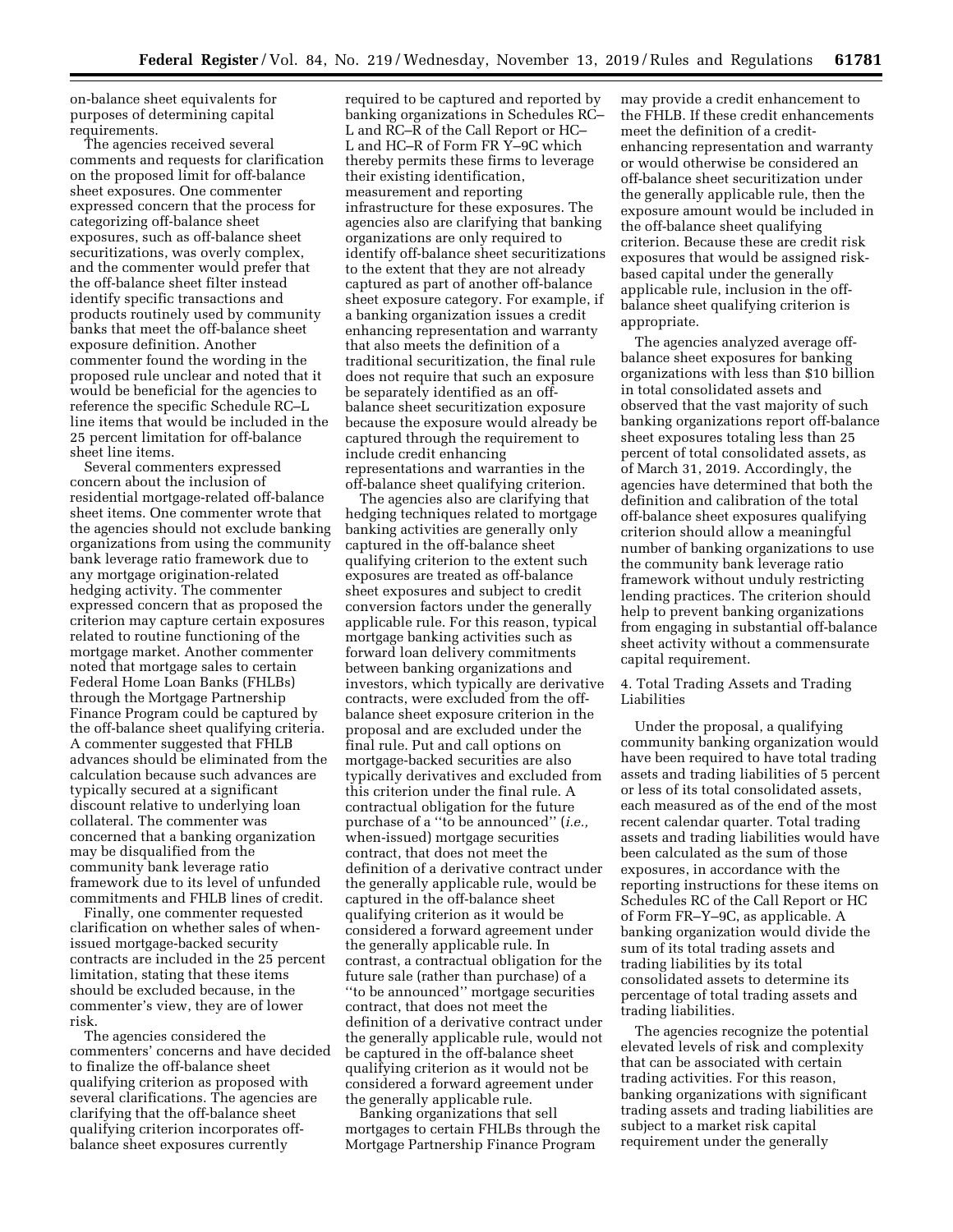on-balance sheet equivalents for purposes of determining capital requirements.

The agencies received several comments and requests for clarification on the proposed limit for off-balance sheet exposures. One commenter expressed concern that the process for categorizing off-balance sheet exposures, such as off-balance sheet securitizations, was overly complex, and the commenter would prefer that the off-balance sheet filter instead identify specific transactions and products routinely used by community banks that meet the off-balance sheet exposure definition. Another commenter found the wording in the proposed rule unclear and noted that it would be beneficial for the agencies to reference the specific Schedule RC–L line items that would be included in the 25 percent limitation for off-balance sheet line items.

Several commenters expressed concern about the inclusion of residential mortgage-related off-balance sheet items. One commenter wrote that the agencies should not exclude banking organizations from using the community bank leverage ratio framework due to any mortgage origination-related hedging activity. The commenter expressed concern that as proposed the criterion may capture certain exposures related to routine functioning of the mortgage market. Another commenter noted that mortgage sales to certain Federal Home Loan Banks (FHLBs) through the Mortgage Partnership Finance Program could be captured by the off-balance sheet qualifying criteria. A commenter suggested that FHLB advances should be eliminated from the calculation because such advances are typically secured at a significant discount relative to underlying loan collateral. The commenter was concerned that a banking organization may be disqualified from the community bank leverage ratio framework due to its level of unfunded commitments and FHLB lines of credit.

Finally, one commenter requested clarification on whether sales of when-issued mortgage-backed security contracts are included in the 25 percent limitation, stating that these items should be excluded because, in the commenter's view, they are of lower risk.

The agencies considered the commenters' concerns and have decided to finalize the off-balance sheet qualifying criterion as proposed with several clarifications. The agencies are clarifying that the off-balance sheet qualifying criterion incorporates off-balance sheet exposures currently required to be captured and reported by banking organizations in Schedules RC–L and RC–R of the Call Report or HC–L and HC–R of Form FR Y–9C which thereby permits these firms to leverage their existing identification, measurement and reporting infrastructure for these exposures. The agencies also are clarifying that banking organizations are only required to identify off-balance sheet securitizations to the extent that they are not already captured as part of another off-balance sheet exposure category. For example, if a banking organization issues a credit enhancing representation and warranty that also meets the definition of a traditional securitization, the final rule does not require that such an exposure be separately identified as an off-balance sheet securitization exposure because the exposure would already be captured through the requirement to include credit enhancing representations and warranties in the off-balance sheet qualifying criterion.

The agencies also are clarifying that hedging techniques related to mortgage banking activities are generally only captured in the off-balance sheet qualifying criterion to the extent such exposures are treated as off-balance sheet exposures and subject to credit conversion factors under the generally applicable rule. For this reason, typical mortgage banking activities such as forward loan delivery commitments between banking organizations and investors, which typically are derivative contracts, were excluded from the off-balance sheet exposure criterion in the proposal and are excluded under the final rule. Put and call options on mortgage-backed securities are also typically derivatives and excluded from this criterion under the final rule. A contractual obligation for the future purchase of a ''to be announced'' (*i.e.,* when-issued) mortgage securities contract, that does not meet the definition of a derivative contract under the generally applicable rule, would be captured in the off-balance sheet qualifying criterion as it would be considered a forward agreement under the generally applicable rule. In contrast, a contractual obligation for the future sale (rather than purchase) of a ''to be announced'' mortgage securities contract, that does not meet the definition of a derivative contract under the generally applicable rule, would not be captured in the off-balance sheet qualifying criterion as it would not be considered a forward agreement under the generally applicable rule.

Banking organizations that sell mortgages to certain FHLBs through the Mortgage Partnership Finance Program may provide a credit enhancement to the FHLB. If these credit enhancements meet the definition of a credit-enhancing representation and warranty or would otherwise be considered an off-balance sheet securitization under the generally applicable rule, then the exposure amount would be included in the off-balance sheet qualifying criterion. Because these are credit risk exposures that would be assigned risk-based capital under the generally applicable rule, inclusion in the off-balance sheet qualifying criterion is appropriate.

The agencies analyzed average off-balance sheet exposures for banking organizations with less than $10 billion in total consolidated assets and observed that the vast majority of such banking organizations report off-balance sheet exposures totaling less than 25 percent of total consolidated assets, as of March 31, 2019. Accordingly, the agencies have determined that both the definition and calibration of the total off-balance sheet exposures qualifying criterion should allow a meaningful number of banking organizations to use the community bank leverage ratio framework without unduly restricting lending practices. The criterion should help to prevent banking organizations from engaging in substantial off-balance sheet activity without a commensurate capital requirement.

4. Total Trading Assets and Trading Liabilities

Under the proposal, a qualifying community banking organization would have been required to have total trading assets and trading liabilities of 5 percent or less of its total consolidated assets, each measured as of the end of the most recent calendar quarter. Total trading assets and trading liabilities would have been calculated as the sum of those exposures, in accordance with the reporting instructions for these items on Schedules RC of the Call Report or HC of Form FR–Y–9C, as applicable. A banking organization would divide the sum of its total trading assets and trading liabilities by its total consolidated assets to determine its percentage of total trading assets and trading liabilities.

The agencies recognize the potential elevated levels of risk and complexity that can be associated with certain trading activities. For this reason, banking organizations with significant trading assets and trading liabilities are subject to a market risk capital requirement under the generally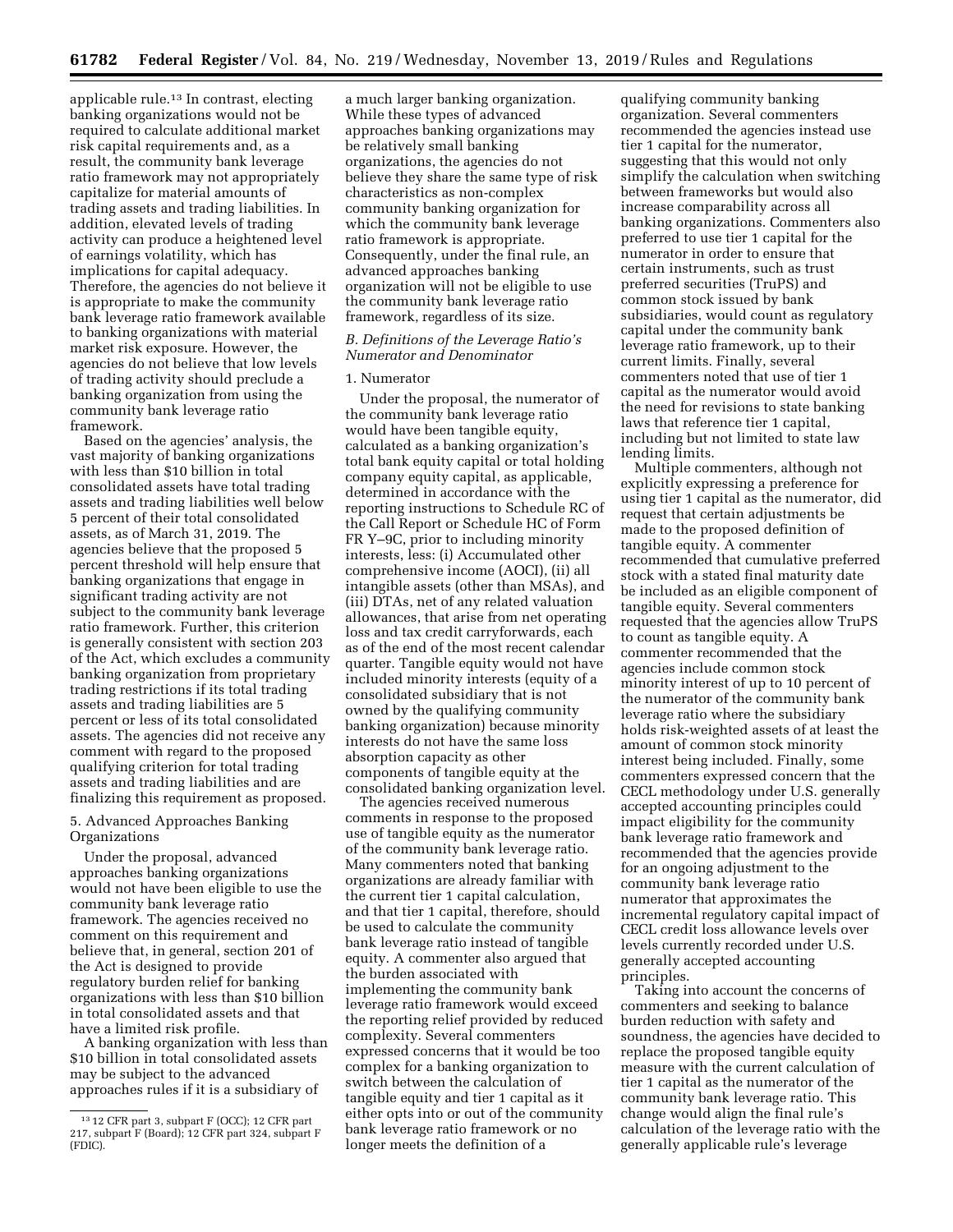applicable rule.[13] In contrast, electing banking organizations would not be required to calculate additional market risk capital requirements and, as a result, the community bank leverage ratio framework may not appropriately capitalize for material amounts of trading assets and trading liabilities. In addition, elevated levels of trading activity can produce a heightened level of earnings volatility, which has implications for capital adequacy. Therefore, the agencies do not believe it is appropriate to make the community bank leverage ratio framework available to banking organizations with material market risk exposure. However, the agencies do not believe that low levels of trading activity should preclude a banking organization from using the community bank leverage ratio framework.

Based on the agencies' analysis, the vast majority of banking organizations with less than $10 billion in total consolidated assets have total trading assets and trading liabilities well below 5 percent of their total consolidated assets, as of March 31, 2019. The agencies believe that the proposed 5 percent threshold will help ensure that banking organizations that engage in significant trading activity are not subject to the community bank leverage ratio framework. Further, this criterion is generally consistent with section 203 of the Act, which excludes a community banking organization from proprietary trading restrictions if its total trading assets and trading liabilities are 5 percent or less of its total consolidated assets. The agencies did not receive any comment with regard to the proposed qualifying criterion for total trading assets and trading liabilities and are finalizing this requirement as proposed.

5. Advanced Approaches Banking Organizations

Under the proposal, advanced approaches banking organizations would not have been eligible to use the community bank leverage ratio framework. The agencies received no comment on this requirement and believe that, in general, section 201 of the Act is designed to provide regulatory burden relief for banking organizations with less than $10 billion in total consolidated assets and that have a limited risk profile.

A banking organization with less than $10 billion in total consolidated assets may be subject to the advanced approaches rules if it is a subsidiary of a much larger banking organization. While these types of advanced approaches banking organizations may be relatively small banking organizations, the agencies do not believe they share the same type of risk characteristics as non-complex community banking organization for which the community bank leverage ratio framework is appropriate. Consequently, under the final rule, an advanced approaches banking organization will not be eligible to use the community bank leverage ratio framework, regardless of its size.

*B. Definitions of the Leverage Ratio's Numerator and Denominator*

1. Numerator

Under the proposal, the numerator of the community bank leverage ratio would have been tangible equity, calculated as a banking organization's total bank equity capital or total holding company equity capital, as applicable, determined in accordance with the reporting instructions to Schedule RC of the Call Report or Schedule HC of Form FR Y–9C, prior to including minority interests, less: (i) Accumulated other comprehensive income (AOCI), (ii) all intangible assets (other than MSAs), and (iii) DTAs, net of any related valuation allowances, that arise from net operating loss and tax credit carryforwards, each as of the end of the most recent calendar quarter. Tangible equity would not have included minority interests (equity of a consolidated subsidiary that is not owned by the qualifying community banking organization) because minority interests do not have the same loss absorption capacity as other components of tangible equity at the consolidated banking organization level.

The agencies received numerous comments in response to the proposed use of tangible equity as the numerator of the community bank leverage ratio. Many commenters noted that banking organizations are already familiar with the current tier 1 capital calculation, and that tier 1 capital, therefore, should be used to calculate the community bank leverage ratio instead of tangible equity. A commenter also argued that the burden associated with implementing the community bank leverage ratio framework would exceed the reporting relief provided by reduced complexity. Several commenters expressed concerns that it would be too complex for a banking organization to switch between the calculation of tangible equity and tier 1 capital as it either opts into or out of the community bank leverage ratio framework or no longer meets the definition of a qualifying community banking organization. Several commenters recommended the agencies instead use tier 1 capital for the numerator, suggesting that this would not only simplify the calculation when switching between frameworks but would also increase comparability across all banking organizations. Commenters also preferred to use tier 1 capital for the numerator in order to ensure that certain instruments, such as trust preferred securities (TruPS) and common stock issued by bank subsidiaries, would count as regulatory capital under the community bank leverage ratio framework, up to their current limits. Finally, several commenters noted that use of tier 1 capital as the numerator would avoid the need for revisions to state banking laws that reference tier 1 capital, including but not limited to state law lending limits.

Multiple commenters, although not explicitly expressing a preference for using tier 1 capital as the numerator, did request that certain adjustments be made to the proposed definition of tangible equity. A commenter recommended that cumulative preferred stock with a stated final maturity date be included as an eligible component of tangible equity. Several commenters requested that the agencies allow TruPS to count as tangible equity. A commenter recommended that the agencies include common stock minority interest of up to 10 percent of the numerator of the community bank leverage ratio where the subsidiary holds risk-weighted assets of at least the amount of common stock minority interest being included. Finally, some commenters expressed concern that the CECL methodology under U.S. generally accepted accounting principles could impact eligibility for the community bank leverage ratio framework and recommended that the agencies provide for an ongoing adjustment to the community bank leverage ratio numerator that approximates the incremental regulatory capital impact of CECL credit loss allowance levels over levels currently recorded under U.S. generally accepted accounting principles.

Taking into account the concerns of commenters and seeking to balance burden reduction with safety and soundness, the agencies have decided to replace the proposed tangible equity measure with the current calculation of tier 1 capital as the numerator of the community bank leverage ratio. This change would align the final rule's calculation of the leverage ratio with the generally applicable rule's leverage

[13] 12 CFR part 3, subpart F (OCC); 12 CFR part 217, subpart F (Board); 12 CFR part 324, subpart F (FDIC).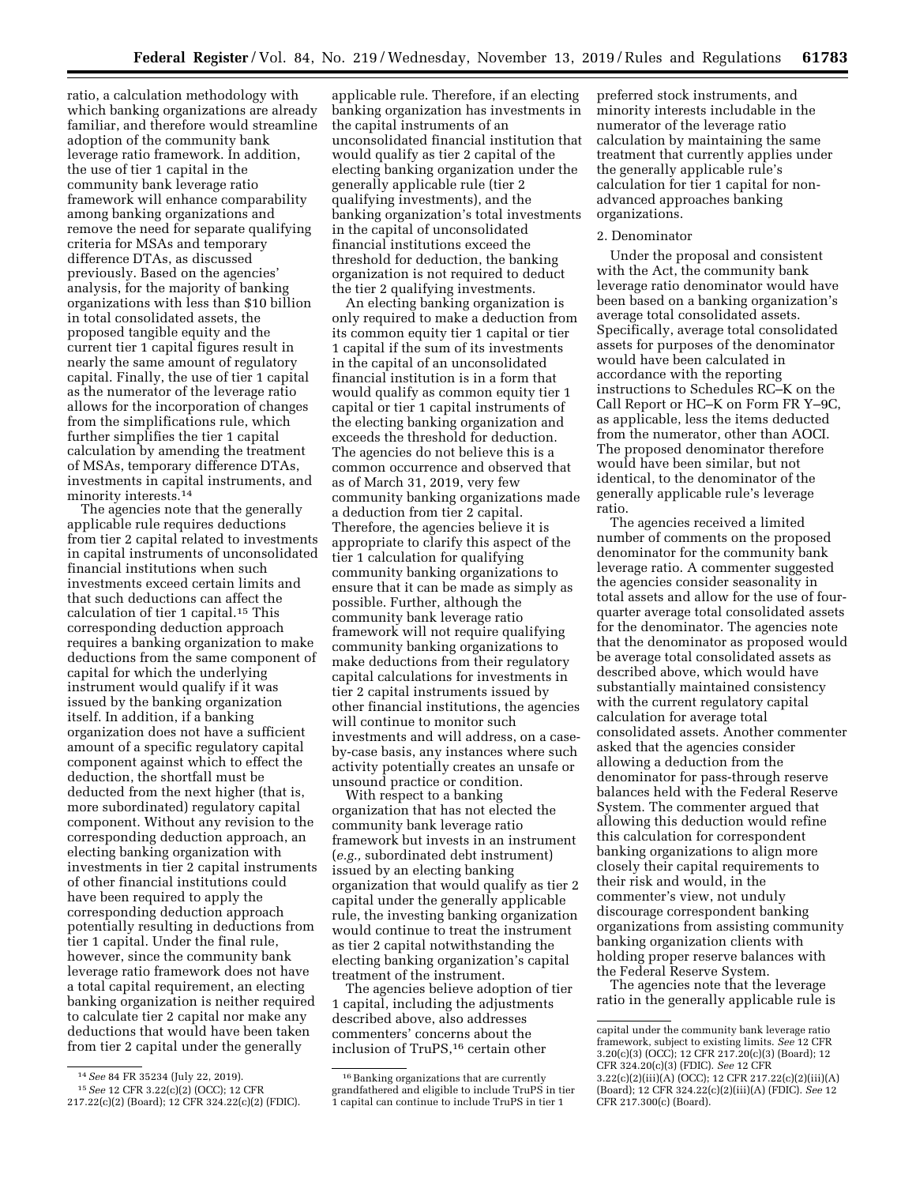ratio, a calculation methodology with which banking organizations are already familiar, and therefore would streamline adoption of the community bank leverage ratio framework. In addition, the use of tier 1 capital in the community bank leverage ratio framework will enhance comparability among banking organizations and remove the need for separate qualifying criteria for MSAs and temporary difference DTAs, as discussed previously. Based on the agencies' analysis, for the majority of banking organizations with less than $10 billion in total consolidated assets, the proposed tangible equity and the current tier 1 capital figures result in nearly the same amount of regulatory capital. Finally, the use of tier 1 capital as the numerator of the leverage ratio allows for the incorporation of changes from the simplifications rule, which further simplifies the tier 1 capital calculation by amending the treatment of MSAs, temporary difference DTAs, investments in capital instruments, and minority interests.[14]

The agencies note that the generally applicable rule requires deductions from tier 2 capital related to investments in capital instruments of unconsolidated financial institutions when such investments exceed certain limits and that such deductions can affect the calculation of tier 1 capital.[15] This corresponding deduction approach requires a banking organization to make deductions from the same component of capital for which the underlying instrument would qualify if it was issued by the banking organization itself. In addition, if a banking organization does not have a sufficient amount of a specific regulatory capital component against which to effect the deduction, the shortfall must be deducted from the next higher (that is, more subordinated) regulatory capital component. Without any revision to the corresponding deduction approach, an electing banking organization with investments in tier 2 capital instruments of other financial institutions could have been required to apply the corresponding deduction approach potentially resulting in deductions from tier 1 capital. Under the final rule, however, since the community bank leverage ratio framework does not have a total capital requirement, an electing banking organization is neither required to calculate tier 2 capital nor make any deductions that would have been taken from tier 2 capital under the generally applicable rule. Therefore, if an electing banking organization has investments in the capital instruments of an unconsolidated financial institution that would qualify as tier 2 capital of the electing banking organization under the generally applicable rule (tier 2 qualifying investments), and the banking organization's total investments in the capital of unconsolidated financial institutions exceed the threshold for deduction, the banking organization is not required to deduct the tier 2 qualifying investments.

An electing banking organization is only required to make a deduction from its common equity tier 1 capital or tier 1 capital if the sum of its investments in the capital of an unconsolidated financial institution is in a form that would qualify as common equity tier 1 capital or tier 1 capital instruments of the electing banking organization and exceeds the threshold for deduction. The agencies do not believe this is a common occurrence and observed that as of March 31, 2019, very few community banking organizations made a deduction from tier 2 capital. Therefore, the agencies believe it is appropriate to clarify this aspect of the tier 1 calculation for qualifying community banking organizations to ensure that it can be made as simply as possible. Further, although the community bank leverage ratio framework will not require qualifying community banking organizations to make deductions from their regulatory capital calculations for investments in tier 2 capital instruments issued by other financial institutions, the agencies will continue to monitor such investments and will address, on a case-by-case basis, any instances where such activity potentially creates an unsafe or unsound practice or condition.

With respect to a banking organization that has not elected the community bank leverage ratio framework but invests in an instrument (*e.g.,* subordinated debt instrument) issued by an electing banking organization that would qualify as tier 2 capital under the generally applicable rule, the investing banking organization would continue to treat the instrument as tier 2 capital notwithstanding the electing banking organization's capital treatment of the instrument.

The agencies believe adoption of tier 1 capital, including the adjustments described above, also addresses commenters' concerns about the inclusion of TruPS,[16] certain other preferred stock instruments, and minority interests includable in the numerator of the leverage ratio calculation by maintaining the same treatment that currently applies under the generally applicable rule's calculation for tier 1 capital for non-advanced approaches banking organizations.

2. Denominator

Under the proposal and consistent with the Act, the community bank leverage ratio denominator would have been based on a banking organization's average total consolidated assets. Specifically, average total consolidated assets for purposes of the denominator would have been calculated in accordance with the reporting instructions to Schedules RC–K on the Call Report or HC–K on Form FR Y–9C, as applicable, less the items deducted from the numerator, other than AOCI. The proposed denominator therefore would have been similar, but not identical, to the denominator of the generally applicable rule's leverage ratio.

The agencies received a limited number of comments on the proposed denominator for the community bank leverage ratio. A commenter suggested the agencies consider seasonality in total assets and allow for the use of four-quarter average total consolidated assets for the denominator. The agencies note that the denominator as proposed would be average total consolidated assets as described above, which would have substantially maintained consistency with the current regulatory capital calculation for average total consolidated assets. Another commenter asked that the agencies consider allowing a deduction from the denominator for pass-through reserve balances held with the Federal Reserve System. The commenter argued that allowing this deduction would refine this calculation for correspondent banking organizations to align more closely their capital requirements to their risk and would, in the commenter's view, not unduly discourage correspondent banking organizations from assisting community banking organization clients with holding proper reserve balances with the Federal Reserve System.

The agencies note that the leverage ratio in the generally applicable rule is

---

[14] *See* 84 FR 35234 (July 22, 2019).

[15] *See* 12 CFR 3.22(c)(2) (OCC); 12 CFR 217.22(c)(2) (Board); 12 CFR 324.22(c)(2) (FDIC).

[16] Banking organizations that are currently grandfathered and eligible to include TruPS in tier 1 capital can continue to include TruPS in tier 1 capital under the community bank leverage ratio framework, subject to existing limits. *See* 12 CFR 3.20(c)(3) (OCC); 12 CFR 217.20(c)(3) (Board); 12 CFR 324.20(c)(3) (FDIC). *See* 12 CFR 3.22(c)(2)(iii)(A) (OCC); 12 CFR 217.22(c)(2)(iii)(A) (Board); 12 CFR 324.22(c)(2)(iii)(A) (FDIC). *See* 12 CFR 217.300(c) (Board).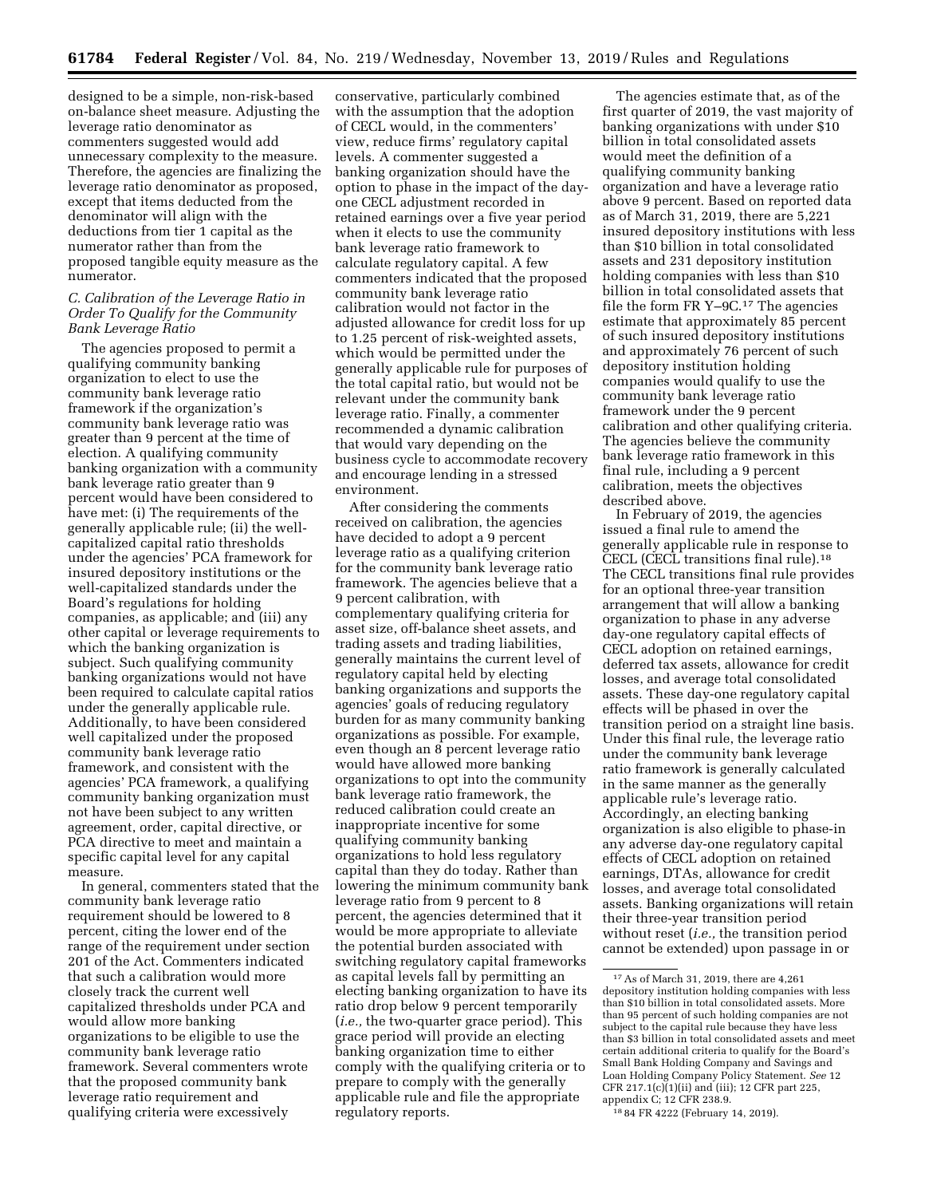designed to be a simple, non-risk-based on-balance sheet measure. Adjusting the leverage ratio denominator as commenters suggested would add unnecessary complexity to the measure. Therefore, the agencies are finalizing the leverage ratio denominator as proposed, except that items deducted from the denominator will align with the deductions from tier 1 capital as the numerator rather than from the proposed tangible equity measure as the numerator.

### *C. Calibration of the Leverage Ratio in Order To Qualify for the Community Bank Leverage Ratio*

The agencies proposed to permit a qualifying community banking organization to elect to use the community bank leverage ratio framework if the organization's community bank leverage ratio was greater than 9 percent at the time of election. A qualifying community banking organization with a community bank leverage ratio greater than 9 percent would have been considered to have met: (i) The requirements of the generally applicable rule; (ii) the well-capitalized capital ratio thresholds under the agencies' PCA framework for insured depository institutions or the well-capitalized standards under the Board's regulations for holding companies, as applicable; and (iii) any other capital or leverage requirements to which the banking organization is subject. Such qualifying community banking organizations would not have been required to calculate capital ratios under the generally applicable rule. Additionally, to have been considered well capitalized under the proposed community bank leverage ratio framework, and consistent with the agencies' PCA framework, a qualifying community banking organization must not have been subject to any written agreement, order, capital directive, or PCA directive to meet and maintain a specific capital level for any capital measure.

In general, commenters stated that the community bank leverage ratio requirement should be lowered to 8 percent, citing the lower end of the range of the requirement under section 201 of the Act. Commenters indicated that such a calibration would more closely track the current well capitalized thresholds under PCA and would allow more banking organizations to be eligible to use the community bank leverage ratio framework. Several commenters wrote that the proposed community bank leverage ratio requirement and qualifying criteria were excessively conservative, particularly combined with the assumption that the adoption of CECL would, in the commenters' view, reduce firms' regulatory capital levels. A commenter suggested a banking organization should have the option to phase in the impact of the day-one CECL adjustment recorded in retained earnings over a five year period when it elects to use the community bank leverage ratio framework to calculate regulatory capital. A few commenters indicated that the proposed community bank leverage ratio calibration would not factor in the adjusted allowance for credit loss for up to 1.25 percent of risk-weighted assets, which would be permitted under the generally applicable rule for purposes of the total capital ratio, but would not be relevant under the community bank leverage ratio. Finally, a commenter recommended a dynamic calibration that would vary depending on the business cycle to accommodate recovery and encourage lending in a stressed environment.

After considering the comments received on calibration, the agencies have decided to adopt a 9 percent leverage ratio as a qualifying criterion for the community bank leverage ratio framework. The agencies believe that a 9 percent calibration, with complementary qualifying criteria for asset size, off-balance sheet assets, and trading assets and trading liabilities, generally maintains the current level of regulatory capital held by electing banking organizations and supports the agencies' goals of reducing regulatory burden for as many community banking organizations as possible. For example, even though an 8 percent leverage ratio would have allowed more banking organizations to opt into the community bank leverage ratio framework, the reduced calibration could create an inappropriate incentive for some qualifying community banking organizations to hold less regulatory capital than they do today. Rather than lowering the minimum community bank leverage ratio from 9 percent to 8 percent, the agencies determined that it would be more appropriate to alleviate the potential burden associated with switching regulatory capital frameworks as capital levels fall by permitting an electing banking organization to have its ratio drop below 9 percent temporarily (*i.e.,* the two-quarter grace period). This grace period will provide an electing banking organization time to either comply with the qualifying criteria or to prepare to comply with the generally applicable rule and file the appropriate regulatory reports.

The agencies estimate that, as of the first quarter of 2019, the vast majority of banking organizations with under $10 billion in total consolidated assets would meet the definition of a qualifying community banking organization and have a leverage ratio above 9 percent. Based on reported data as of March 31, 2019, there are 5,221 insured depository institutions with less than $10 billion in total consolidated assets and 231 depository institution holding companies with less than $10 billion in total consolidated assets that file the form FR Y–9C.[17] The agencies estimate that approximately 85 percent of such insured depository institutions and approximately 76 percent of such depository institution holding companies would qualify to use the community bank leverage ratio framework under the 9 percent calibration and other qualifying criteria. The agencies believe the community bank leverage ratio framework in this final rule, including a 9 percent calibration, meets the objectives described above.

In February of 2019, the agencies issued a final rule to amend the generally applicable rule in response to CECL (CECL transitions final rule).[18] The CECL transitions final rule provides for an optional three-year transition arrangement that will allow a banking organization to phase in any adverse day-one regulatory capital effects of CECL adoption on retained earnings, deferred tax assets, allowance for credit losses, and average total consolidated assets. These day-one regulatory capital effects will be phased in over the transition period on a straight line basis. Under this final rule, the leverage ratio under the community bank leverage ratio framework is generally calculated in the same manner as the generally applicable rule's leverage ratio. Accordingly, an electing banking organization is also eligible to phase-in any adverse day-one regulatory capital effects of CECL adoption on retained earnings, DTAs, allowance for credit losses, and average total consolidated assets. Banking organizations will retain their three-year transition period without reset (*i.e.,* the transition period cannot be extended) upon passage in or

[17] As of March 31, 2019, there are 4,261 depository institution holding companies with less than $10 billion in total consolidated assets. More than 95 percent of such holding companies are not subject to the capital rule because they have less than $3 billion in total consolidated assets and meet certain additional criteria to qualify for the Board's Small Bank Holding Company and Savings and Loan Holding Company Policy Statement. *See* 12 CFR 217.1(c)(1)(ii) and (iii); 12 CFR part 225, appendix C; 12 CFR 238.9.

[18] 84 FR 4222 (February 14, 2019).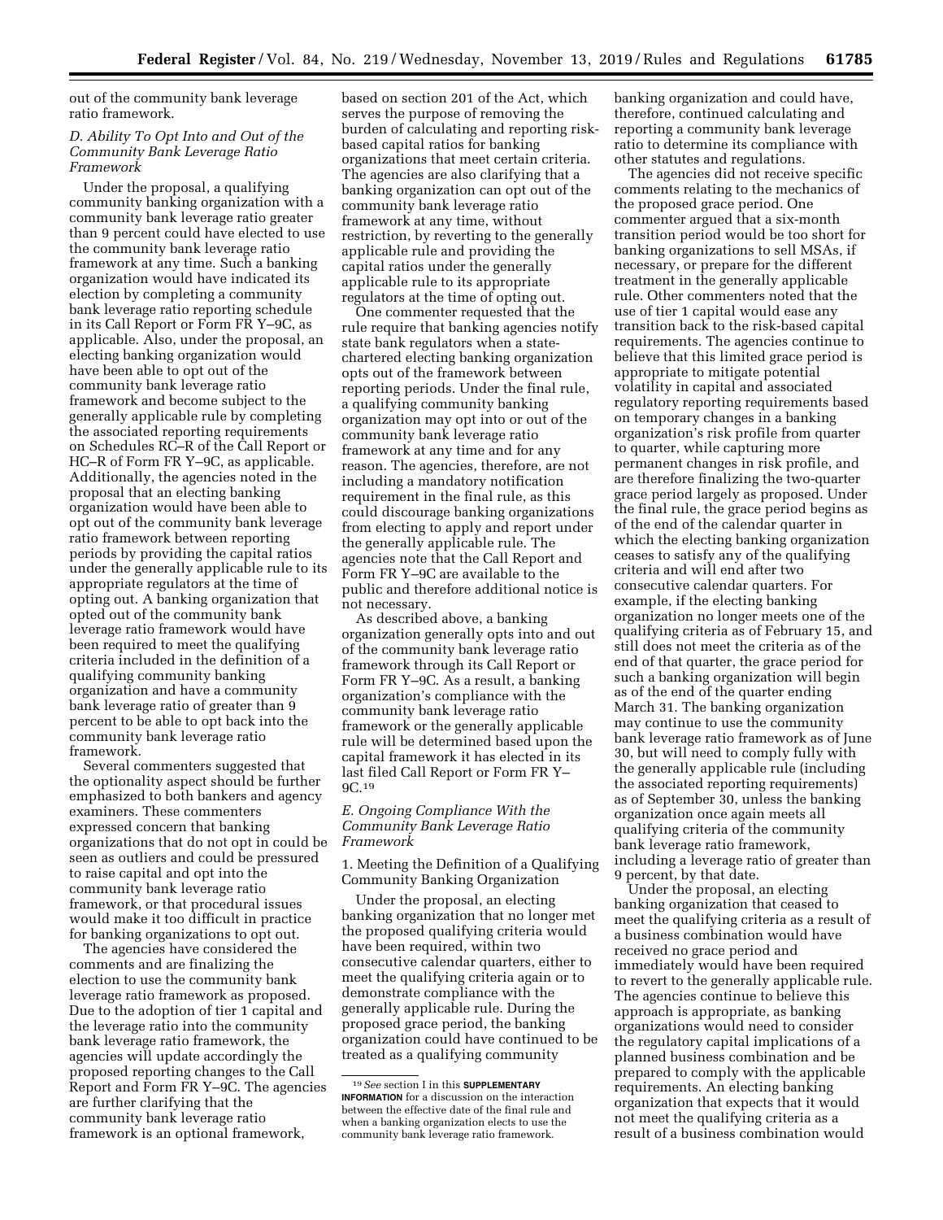out of the community bank leverage ratio framework.

### *D. Ability To Opt Into and Out of the Community Bank Leverage Ratio Framework*

Under the proposal, a qualifying community banking organization with a community bank leverage ratio greater than 9 percent could have elected to use the community bank leverage ratio framework at any time. Such a banking organization would have indicated its election by completing a community bank leverage ratio reporting schedule in its Call Report or Form FR Y–9C, as applicable. Also, under the proposal, an electing banking organization would have been able to opt out of the community bank leverage ratio framework and become subject to the generally applicable rule by completing the associated reporting requirements on Schedules RC–R of the Call Report or HC–R of Form FR Y–9C, as applicable. Additionally, the agencies noted in the proposal that an electing banking organization would have been able to opt out of the community bank leverage ratio framework between reporting periods by providing the capital ratios under the generally applicable rule to its appropriate regulators at the time of opting out. A banking organization that opted out of the community bank leverage ratio framework would have been required to meet the qualifying criteria included in the definition of a qualifying community banking organization and have a community bank leverage ratio of greater than 9 percent to be able to opt back into the community bank leverage ratio framework.

Several commenters suggested that the optionality aspect should be further emphasized to both bankers and agency examiners. These commenters expressed concern that banking organizations that do not opt in could be seen as outliers and could be pressured to raise capital and opt into the community bank leverage ratio framework, or that procedural issues would make it too difficult in practice for banking organizations to opt out.

The agencies have considered the comments and are finalizing the election to use the community bank leverage ratio framework as proposed. Due to the adoption of tier 1 capital and the leverage ratio into the community bank leverage ratio framework, the agencies will update accordingly the proposed reporting changes to the Call Report and Form FR Y–9C. The agencies are further clarifying that the community bank leverage ratio framework is an optional framework, based on section 201 of the Act, which serves the purpose of removing the burden of calculating and reporting risk-based capital ratios for banking organizations that meet certain criteria. The agencies are also clarifying that a banking organization can opt out of the community bank leverage ratio framework at any time, without restriction, by reverting to the generally applicable rule and providing the capital ratios under the generally applicable rule to its appropriate regulators at the time of opting out.

One commenter requested that the rule require that banking agencies notify state bank regulators when a state-chartered electing banking organization opts out of the framework between reporting periods. Under the final rule, a qualifying community banking organization may opt into or out of the community bank leverage ratio framework at any time and for any reason. The agencies, therefore, are not including a mandatory notification requirement in the final rule, as this could discourage banking organizations from electing to apply and report under the generally applicable rule. The agencies note that the Call Report and Form FR Y–9C are available to the public and therefore additional notice is not necessary.

As described above, a banking organization generally opts into and out of the community bank leverage ratio framework through its Call Report or Form FR Y–9C. As a result, a banking organization's compliance with the community bank leverage ratio framework or the generally applicable rule will be determined based upon the capital framework it has elected in its last filed Call Report or Form FR Y–9C.[19]

### *E. Ongoing Compliance With the Community Bank Leverage Ratio Framework*

1. Meeting the Definition of a Qualifying Community Banking Organization

Under the proposal, an electing banking organization that no longer met the proposed qualifying criteria would have been required, within two consecutive calendar quarters, either to meet the qualifying criteria again or to demonstrate compliance with the generally applicable rule. During the proposed grace period, the banking organization could have continued to be treated as a qualifying community banking organization and could have, therefore, continued calculating and reporting a community bank leverage ratio to determine its compliance with other statutes and regulations.

The agencies did not receive specific comments relating to the mechanics of the proposed grace period. One commenter argued that a six-month transition period would be too short for banking organizations to sell MSAs, if necessary, or prepare for the different treatment in the generally applicable rule. Other commenters noted that the use of tier 1 capital would ease any transition back to the risk-based capital requirements. The agencies continue to believe that this limited grace period is appropriate to mitigate potential volatility in capital and associated regulatory reporting requirements based on temporary changes in a banking organization's risk profile from quarter to quarter, while capturing more permanent changes in risk profile, and are therefore finalizing the two-quarter grace period largely as proposed. Under the final rule, the grace period begins as of the end of the calendar quarter in which the electing banking organization ceases to satisfy any of the qualifying criteria and will end after two consecutive calendar quarters. For example, if the electing banking organization no longer meets one of the qualifying criteria as of February 15, and still does not meet the criteria as of the end of that quarter, the grace period for such a banking organization will begin as of the end of the quarter ending March 31. The banking organization may continue to use the community bank leverage ratio framework as of June 30, but will need to comply fully with the generally applicable rule (including the associated reporting requirements) as of September 30, unless the banking organization once again meets all qualifying criteria of the community bank leverage ratio framework, including a leverage ratio of greater than 9 percent, by that date.

Under the proposal, an electing banking organization that ceased to meet the qualifying criteria as a result of a business combination would have received no grace period and immediately would have been required to revert to the generally applicable rule. The agencies continue to believe this approach is appropriate, as banking organizations would need to consider the regulatory capital implications of a planned business combination and be prepared to comply with the applicable requirements. An electing banking organization that expects that it would not meet the qualifying criteria as a result of a business combination would

[19] *See* section I in this **SUPPLEMENTARY INFORMATION** for a discussion on the interaction between the effective date of the final rule and when a banking organization elects to use the community bank leverage ratio framework.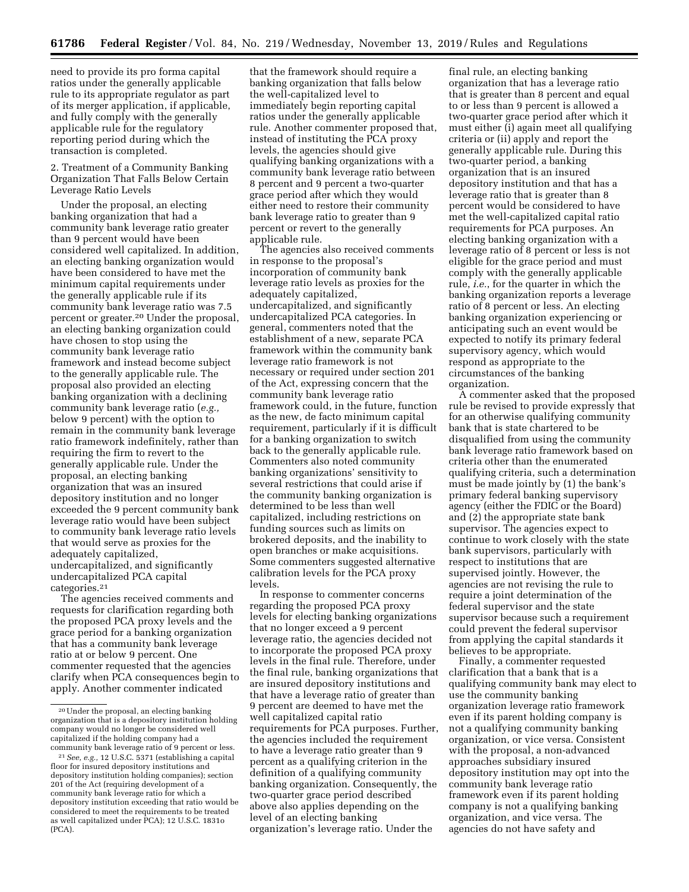need to provide its pro forma capital ratios under the generally applicable rule to its appropriate regulator as part of its merger application, if applicable, and fully comply with the generally applicable rule for the regulatory reporting period during which the transaction is completed.

2. Treatment of a Community Banking Organization That Falls Below Certain Leverage Ratio Levels

Under the proposal, an electing banking organization that had a community bank leverage ratio greater than 9 percent would have been considered well capitalized. In addition, an electing banking organization would have been considered to have met the minimum capital requirements under the generally applicable rule if its community bank leverage ratio was 7.5 percent or greater.[20] Under the proposal, an electing banking organization could have chosen to stop using the community bank leverage ratio framework and instead become subject to the generally applicable rule. The proposal also provided an electing banking organization with a declining community bank leverage ratio (*e.g.,* below 9 percent) with the option to remain in the community bank leverage ratio framework indefinitely, rather than requiring the firm to revert to the generally applicable rule. Under the proposal, an electing banking organization that was an insured depository institution and no longer exceeded the 9 percent community bank leverage ratio would have been subject to community bank leverage ratio levels that would serve as proxies for the adequately capitalized, undercapitalized, and significantly undercapitalized PCA capital categories.[21]

The agencies received comments and requests for clarification regarding both the proposed PCA proxy levels and the grace period for a banking organization that has a community bank leverage ratio at or below 9 percent. One commenter requested that the agencies clarify when PCA consequences begin to apply. Another commenter indicated that the framework should require a banking organization that falls below the well-capitalized level to immediately begin reporting capital ratios under the generally applicable rule. Another commenter proposed that, instead of instituting the PCA proxy levels, the agencies should give qualifying banking organizations with a community bank leverage ratio between 8 percent and 9 percent a two-quarter grace period after which they would either need to restore their community bank leverage ratio to greater than 9 percent or revert to the generally applicable rule.

The agencies also received comments in response to the proposal's incorporation of community bank leverage ratio levels as proxies for the adequately capitalized, undercapitalized, and significantly undercapitalized PCA categories. In general, commenters noted that the establishment of a new, separate PCA framework within the community bank leverage ratio framework is not necessary or required under section 201 of the Act, expressing concern that the community bank leverage ratio framework could, in the future, function as the new, de facto minimum capital requirement, particularly if it is difficult for a banking organization to switch back to the generally applicable rule. Commenters also noted community banking organizations' sensitivity to several restrictions that could arise if the community banking organization is determined to be less than well capitalized, including restrictions on funding sources such as limits on brokered deposits, and the inability to open branches or make acquisitions. Some commenters suggested alternative calibration levels for the PCA proxy levels.

In response to commenter concerns regarding the proposed PCA proxy levels for electing banking organizations that no longer exceed a 9 percent leverage ratio, the agencies decided not to incorporate the proposed PCA proxy levels in the final rule. Therefore, under the final rule, banking organizations that are insured depository institutions and that have a leverage ratio of greater than 9 percent are deemed to have met the well capitalized capital ratio requirements for PCA purposes. Further, the agencies included the requirement to have a leverage ratio greater than 9 percent as a qualifying criterion in the definition of a qualifying community banking organization. Consequently, the two-quarter grace period described above also applies depending on the level of an electing banking organization's leverage ratio. Under the final rule, an electing banking organization that has a leverage ratio that is greater than 8 percent and equal to or less than 9 percent is allowed a two-quarter grace period after which it must either (i) again meet all qualifying criteria or (ii) apply and report the generally applicable rule. During this two-quarter period, a banking organization that is an insured depository institution and that has a leverage ratio that is greater than 8 percent would be considered to have met the well-capitalized capital ratio requirements for PCA purposes. An electing banking organization with a leverage ratio of 8 percent or less is not eligible for the grace period and must comply with the generally applicable rule, *i.e.,* for the quarter in which the banking organization reports a leverage ratio of 8 percent or less. An electing banking organization experiencing or anticipating such an event would be expected to notify its primary federal supervisory agency, which would respond as appropriate to the circumstances of the banking organization.

A commenter asked that the proposed rule be revised to provide expressly that for an otherwise qualifying community bank that is state chartered to be disqualified from using the community bank leverage ratio framework based on criteria other than the enumerated qualifying criteria, such a determination must be made jointly by (1) the bank's primary federal banking supervisory agency (either the FDIC or the Board) and (2) the appropriate state bank supervisor. The agencies expect to continue to work closely with the state bank supervisors, particularly with respect to institutions that are supervised jointly. However, the agencies are not revising the rule to require a joint determination of the federal supervisor and the state supervisor because such a requirement could prevent the federal supervisor from applying the capital standards it believes to be appropriate.

Finally, a commenter requested clarification that a bank that is a qualifying community bank may elect to use the community banking organization leverage ratio framework even if its parent holding company is not a qualifying community banking organization, or vice versa. Consistent with the proposal, a non-advanced approaches subsidiary insured depository institution may opt into the community bank leverage ratio framework even if its parent holding company is not a qualifying banking organization, and vice versa. The agencies do not have safety and

[20] Under the proposal, an electing banking organization that is a depository institution holding company would no longer be considered well capitalized if the holding company had a community bank leverage ratio of 9 percent or less.

[21] *See, e.g.,* 12 U.S.C. 5371 (establishing a capital floor for insured depository institutions and depository institution holding companies); section 201 of the Act (requiring development of a community bank leverage ratio for which a depository institution exceeding that ratio would be considered to meet the requirements to be treated as well capitalized under PCA); 12 U.S.C. 1831o (PCA).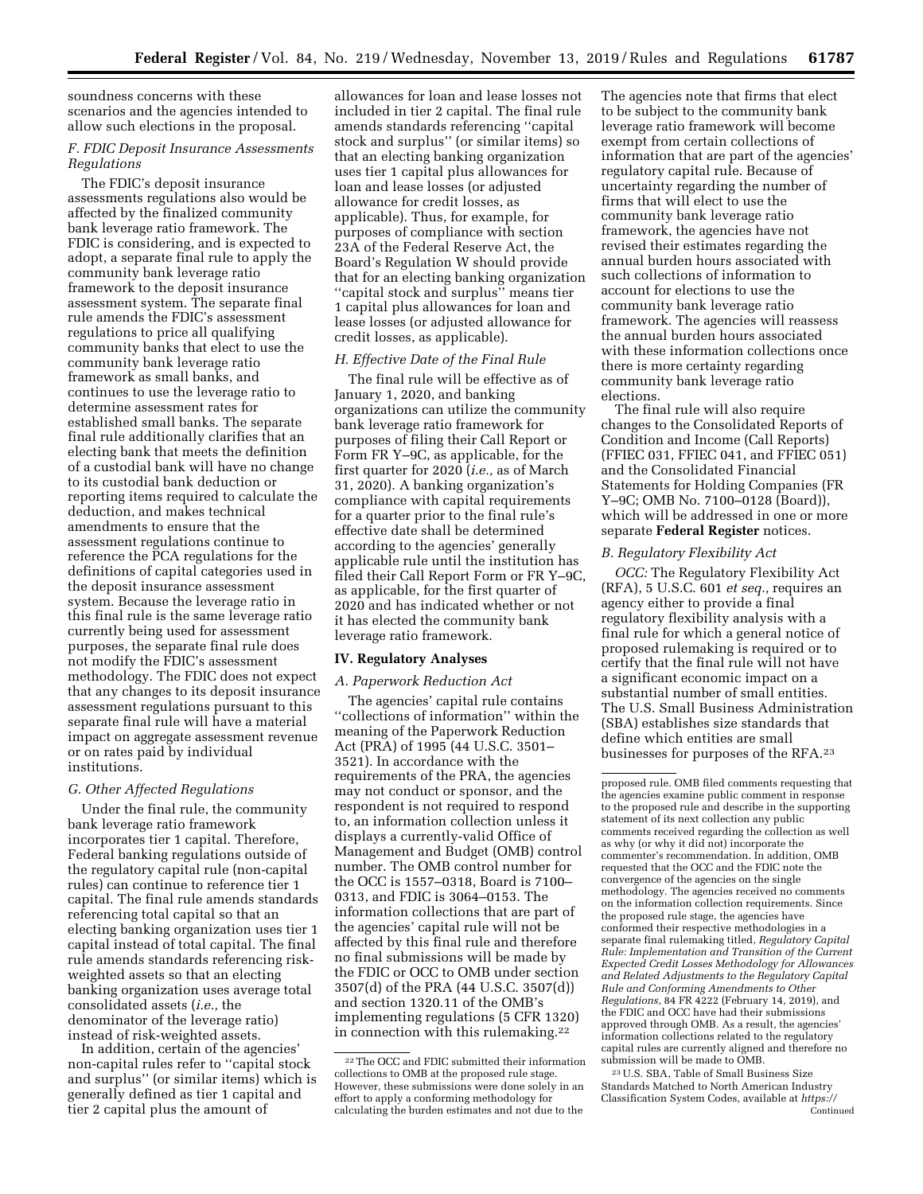soundness concerns with these scenarios and the agencies intended to allow such elections in the proposal.

### F. FDIC Deposit Insurance Assessments Regulations

The FDIC's deposit insurance assessments regulations also would be affected by the finalized community bank leverage ratio framework. The FDIC is considering, and is expected to adopt, a separate final rule to apply the community bank leverage ratio framework to the deposit insurance assessment system. The separate final rule amends the FDIC's assessment regulations to price all qualifying community banks that elect to use the community bank leverage ratio framework as small banks, and continues to use the leverage ratio to determine assessment rates for established small banks. The separate final rule additionally clarifies that an electing bank that meets the definition of a custodial bank will have no change to its custodial bank deduction or reporting items required to calculate the deduction, and makes technical amendments to ensure that the assessment regulations continue to reference the PCA regulations for the definitions of capital categories used in the deposit insurance assessment system. Because the leverage ratio in this final rule is the same leverage ratio currently being used for assessment purposes, the separate final rule does not modify the FDIC's assessment methodology. The FDIC does not expect that any changes to its deposit insurance assessment regulations pursuant to this separate final rule will have a material impact on aggregate assessment revenue or on rates paid by individual institutions.

### G. Other Affected Regulations

Under the final rule, the community bank leverage ratio framework incorporates tier 1 capital. Therefore, Federal banking regulations outside of the regulatory capital rule (non-capital rules) can continue to reference tier 1 capital. The final rule amends standards referencing total capital so that an electing banking organization uses tier 1 capital instead of total capital. The final rule amends standards referencing risk-weighted assets so that an electing banking organization uses average total consolidated assets (*i.e.,* the denominator of the leverage ratio) instead of risk-weighted assets.

In addition, certain of the agencies' non-capital rules refer to ''capital stock and surplus'' (or similar items) which is generally defined as tier 1 capital and tier 2 capital plus the amount of allowances for loan and lease losses not included in tier 2 capital. The final rule amends standards referencing ''capital stock and surplus'' (or similar items) so that an electing banking organization uses tier 1 capital plus allowances for loan and lease losses (or adjusted allowance for credit losses, as applicable). Thus, for example, for purposes of compliance with section 23A of the Federal Reserve Act, the Board's Regulation W should provide that for an electing banking organization ''capital stock and surplus'' means tier 1 capital plus allowances for loan and lease losses (or adjusted allowance for credit losses, as applicable).

### H. Effective Date of the Final Rule

The final rule will be effective as of January 1, 2020, and banking organizations can utilize the community bank leverage ratio framework for purposes of filing their Call Report or Form FR Y–9C, as applicable, for the first quarter for 2020 (*i.e.,* as of March 31, 2020). A banking organization's compliance with capital requirements for a quarter prior to the final rule's effective date shall be determined according to the agencies' generally applicable rule until the institution has filed their Call Report Form or FR Y–9C, as applicable, for the first quarter of 2020 and has indicated whether or not it has elected the community bank leverage ratio framework.

## IV. Regulatory Analyses

### A. Paperwork Reduction Act

The agencies' capital rule contains ''collections of information'' within the meaning of the Paperwork Reduction Act (PRA) of 1995 (44 U.S.C. 3501–3521). In accordance with the requirements of the PRA, the agencies may not conduct or sponsor, and the respondent is not required to respond to, an information collection unless it displays a currently-valid Office of Management and Budget (OMB) control number. The OMB control number for the OCC is 1557–0318, Board is 7100–0313, and FDIC is 3064–0153. The information collections that are part of the agencies' capital rule will not be affected by this final rule and therefore no final submissions will be made by the FDIC or OCC to OMB under section 3507(d) of the PRA (44 U.S.C. 3507(d)) and section 1320.11 of the OMB's implementing regulations (5 CFR 1320) in connection with this rulemaking.[22]

The agencies note that firms that elect to be subject to the community bank leverage ratio framework will become exempt from certain collections of information that are part of the agencies' regulatory capital rule. Because of uncertainty regarding the number of firms that will elect to use the community bank leverage ratio framework, the agencies have not revised their estimates regarding the annual burden hours associated with such collections of information to account for elections to use the community bank leverage ratio framework. The agencies will reassess the annual burden hours associated with these information collections once there is more certainty regarding community bank leverage ratio elections.

The final rule will also require changes to the Consolidated Reports of Condition and Income (Call Reports) (FFIEC 031, FFIEC 041, and FFIEC 051) and the Consolidated Financial Statements for Holding Companies (FR Y–9C; OMB No. 7100–0128 (Board)), which will be addressed in one or more separate **Federal Register** notices.

### B. Regulatory Flexibility Act

*OCC:* The Regulatory Flexibility Act (RFA), 5 U.S.C. 601 *et seq.,* requires an agency either to provide a final regulatory flexibility analysis with a final rule for which a general notice of proposed rulemaking is required or to certify that the final rule will not have a significant economic impact on a substantial number of small entities. The U.S. Small Business Administration (SBA) establishes size standards that define which entities are small businesses for purposes of the RFA.[23]

---

[22] The OCC and FDIC submitted their information collections to OMB at the proposed rule stage. However, these submissions were done solely in an effort to apply a conforming methodology for calculating the burden estimates and not due to the proposed rule. OMB filed comments requesting that the agencies examine public comment in response to the proposed rule and describe in the supporting statement of its next collection any public comments received regarding the collection as well as why (or why it did not) incorporate the commenter's recommendation. In addition, OMB requested that the OCC and the FDIC note the convergence of the agencies on the single methodology. The agencies received no comments on the information collection requirements. Since the proposed rule stage, the agencies have conformed their respective methodologies in a separate final rulemaking titled, *Regulatory Capital Rule: Implementation and Transition of the Current Expected Credit Losses Methodology for Allowances and Related Adjustments to the Regulatory Capital Rule and Conforming Amendments to Other Regulations,* 84 FR 4222 (February 14, 2019), and the FDIC and OCC have had their submissions approved through OMB. As a result, the agencies' information collections related to the regulatory capital rules are currently aligned and therefore no submission will be made to OMB.

[23] U.S. SBA, Table of Small Business Size Standards Matched to North American Industry Classification System Codes, available at *https://* Continued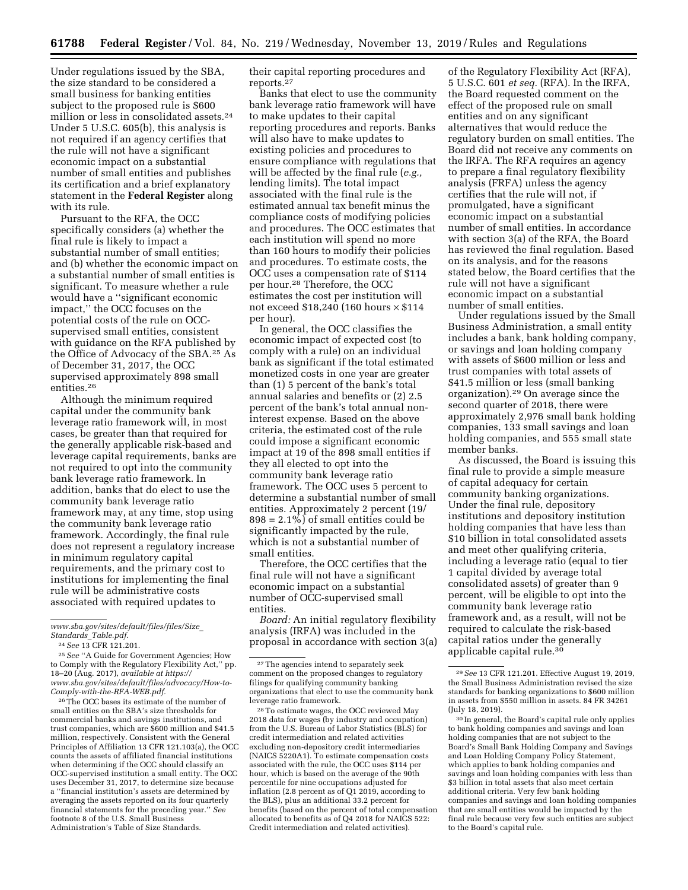Under regulations issued by the SBA, the size standard to be considered a small business for banking entities subject to the proposed rule is $600 million or less in consolidated assets.[24] Under 5 U.S.C. 605(b), this analysis is not required if an agency certifies that the rule will not have a significant economic impact on a substantial number of small entities and publishes its certification and a brief explanatory statement in the **Federal Register** along with its rule.

Pursuant to the RFA, the OCC specifically considers (a) whether the final rule is likely to impact a substantial number of small entities; and (b) whether the economic impact on a substantial number of small entities is significant. To measure whether a rule would have a "significant economic impact," the OCC focuses on the potential costs of the rule on OCC-supervised small entities, consistent with guidance on the RFA published by the Office of Advocacy of the SBA.[25] As of December 31, 2017, the OCC supervised approximately 898 small entities.[26]

Although the minimum required capital under the community bank leverage ratio framework will, in most cases, be greater than that required for the generally applicable risk-based and leverage capital requirements, banks are not required to opt into the community bank leverage ratio framework. In addition, banks that do elect to use the community bank leverage ratio framework may, at any time, stop using the community bank leverage ratio framework. Accordingly, the final rule does not represent a regulatory increase in minimum regulatory capital requirements, and the primary cost to institutions for implementing the final rule will be administrative costs associated with required updates to their capital reporting procedures and reports.[27]

Banks that elect to use the community bank leverage ratio framework will have to make updates to their capital reporting procedures and reports. Banks will also have to make updates to existing policies and procedures to ensure compliance with regulations that will be affected by the final rule (*e.g.,* lending limits). The total impact associated with the final rule is the estimated annual tax benefit minus the compliance costs of modifying policies and procedures. The OCC estimates that each institution will spend no more than 160 hours to modify their policies and procedures. To estimate costs, the OCC uses a compensation rate of $114 per hour.[28] Therefore, the OCC estimates the cost per institution will not exceed $18,240 (160 hours × $114 per hour).

In general, the OCC classifies the economic impact of expected cost (to comply with a rule) on an individual bank as significant if the total estimated monetized costs in one year are greater than (1) 5 percent of the bank's total annual salaries and benefits or (2) 2.5 percent of the bank's total annual non-interest expense. Based on the above criteria, the estimated cost of the rule could impose a significant economic impact at 19 of the 898 small entities if they all elected to opt into the community bank leverage ratio framework. The OCC uses 5 percent to determine a substantial number of small entities. Approximately 2 percent (19/898 = 2.1%) of small entities could be significantly impacted by the rule, which is not a substantial number of small entities.

Therefore, the OCC certifies that the final rule will not have a significant economic impact on a substantial number of OCC-supervised small entities.

*Board:* An initial regulatory flexibility analysis (IRFA) was included in the proposal in accordance with section 3(a) of the Regulatory Flexibility Act (RFA), 5 U.S.C. 601 *et seq.* (RFA). In the IRFA, the Board requested comment on the effect of the proposed rule on small entities and on any significant alternatives that would reduce the regulatory burden on small entities. The Board did not receive any comments on the IRFA. The RFA requires an agency to prepare a final regulatory flexibility analysis (FRFA) unless the agency certifies that the rule will not, if promulgated, have a significant economic impact on a substantial number of small entities. In accordance with section 3(a) of the RFA, the Board has reviewed the final regulation. Based on its analysis, and for the reasons stated below, the Board certifies that the rule will not have a significant economic impact on a substantial number of small entities.

Under regulations issued by the Small Business Administration, a small entity includes a bank, bank holding company, or savings and loan holding company with assets of $600 million or less and trust companies with total assets of $41.5 million or less (small banking organization).[29] On average since the second quarter of 2018, there were approximately 2,976 small bank holding companies, 133 small savings and loan holding companies, and 555 small state member banks.

As discussed, the Board is issuing this final rule to provide a simple measure of capital adequacy for certain community banking organizations. Under the final rule, depository institutions and depository institution holding companies that have less than $10 billion in total consolidated assets and meet other qualifying criteria, including a leverage ratio (equal to tier 1 capital divided by average total consolidated assets) of greater than 9 percent, will be eligible to opt into the community bank leverage ratio framework and, as a result, will not be required to calculate the risk-based capital ratios under the generally applicable capital rule.[30]

---

*www.sba.gov/sites/default/files/files/Size_Standards_Table.pdf.*

[24] *See* 13 CFR 121.201.

[25] *See* "A Guide for Government Agencies; How to Comply with the Regulatory Flexibility Act," pp. 18–20 (Aug. 2017), *available at https://www.sba.gov/sites/default/files/advocacy/How-to-Comply-with-the-RFA-WEB.pdf.*

[26] The OCC bases its estimate of the number of small entities on the SBA's size thresholds for commercial banks and savings institutions, and trust companies, which are $600 million and $41.5 million, respectively. Consistent with the General Principles of Affiliation 13 CFR 121.103(a), the OCC counts the assets of affiliated financial institutions when determining if the OCC should classify an OCC-supervised institution a small entity. The OCC uses December 31, 2017, to determine size because a "financial institution's assets are determined by averaging the assets reported on its four quarterly financial statements for the preceding year." *See* footnote 8 of the U.S. Small Business Administration's Table of Size Standards.

[27] The agencies intend to separately seek comment on the proposed changes to regulatory filings for qualifying community banking organizations that elect to use the community bank leverage ratio framework.

[28] To estimate wages, the OCC reviewed May 2018 data for wages (by industry and occupation) from the U.S. Bureau of Labor Statistics (BLS) for credit intermediation and related activities excluding non-depository credit intermediaries (NAICS 5220A1). To estimate compensation costs associated with the rule, the OCC uses $114 per hour, which is based on the average of the 90th percentile for nine occupations adjusted for inflation (2.8 percent as of Q1 2019, according to the BLS), plus an additional 33.2 percent for benefits (based on the percent of total compensation allocated to benefits as of Q4 2018 for NAICS 522: Credit intermediation and related activities).

[29] *See* 13 CFR 121.201. Effective August 19, 2019, the Small Business Administration revised the size standards for banking organizations to $600 million in assets from $550 million in assets. 84 FR 34261 (July 18, 2019).

[30] In general, the Board's capital rule only applies to bank holding companies and savings and loan holding companies that are not subject to the Board's Small Bank Holding Company and Savings and Loan Holding Company Policy Statement, which applies to bank holding companies and savings and loan holding companies with less than $3 billion in total assets that also meet certain additional criteria. Very few bank holding companies and savings and loan holding companies that are small entities would be impacted by the final rule because very few such entities are subject to the Board's capital rule.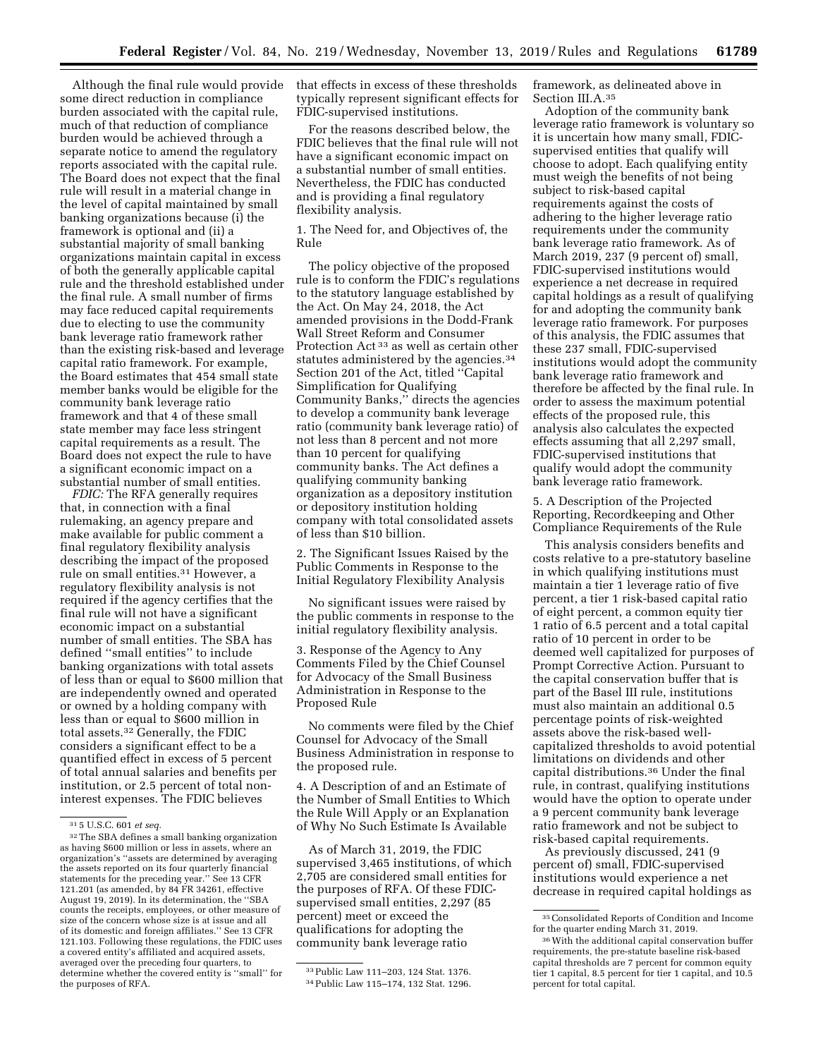Although the final rule would provide some direct reduction in compliance burden associated with the capital rule, much of that reduction of compliance burden would be achieved through a separate notice to amend the regulatory reports associated with the capital rule. The Board does not expect that the final rule will result in a material change in the level of capital maintained by small banking organizations because (i) the framework is optional and (ii) a substantial majority of small banking organizations maintain capital in excess of both the generally applicable capital rule and the threshold established under the final rule. A small number of firms may face reduced capital requirements due to electing to use the community bank leverage ratio framework rather than the existing risk-based and leverage capital ratio framework. For example, the Board estimates that 454 small state member banks would be eligible for the community bank leverage ratio framework and that 4 of these small state member may face less stringent capital requirements as a result. The Board does not expect the rule to have a significant economic impact on a substantial number of small entities.

*FDIC:* The RFA generally requires that, in connection with a final rulemaking, an agency prepare and make available for public comment a final regulatory flexibility analysis describing the impact of the proposed rule on small entities.[31] However, a regulatory flexibility analysis is not required if the agency certifies that the final rule will not have a significant economic impact on a substantial number of small entities. The SBA has defined "small entities" to include banking organizations with total assets of less than or equal to $600 million that are independently owned and operated or owned by a holding company with less than or equal to $600 million in total assets.[32] Generally, the FDIC considers a significant effect to be a quantified effect in excess of 5 percent of total annual salaries and benefits per institution, or 2.5 percent of total non-interest expenses. The FDIC believes that effects in excess of these thresholds typically represent significant effects for FDIC-supervised institutions.

For the reasons described below, the FDIC believes that the final rule will not have a significant economic impact on a substantial number of small entities. Nevertheless, the FDIC has conducted and is providing a final regulatory flexibility analysis.

1. The Need for, and Objectives of, the Rule

The policy objective of the proposed rule is to conform the FDIC's regulations to the statutory language established by the Act. On May 24, 2018, the Act amended provisions in the Dodd-Frank Wall Street Reform and Consumer Protection Act[33] as well as certain other statutes administered by the agencies.[34] Section 201 of the Act, titled "Capital Simplification for Qualifying Community Banks," directs the agencies to develop a community bank leverage ratio (community bank leverage ratio) of not less than 8 percent and not more than 10 percent for qualifying community banks. The Act defines a qualifying community banking organization as a depository institution or depository institution holding company with total consolidated assets of less than $10 billion.

2. The Significant Issues Raised by the Public Comments in Response to the Initial Regulatory Flexibility Analysis

No significant issues were raised by the public comments in response to the initial regulatory flexibility analysis.

3. Response of the Agency to Any Comments Filed by the Chief Counsel for Advocacy of the Small Business Administration in Response to the Proposed Rule

No comments were filed by the Chief Counsel for Advocacy of the Small Business Administration in response to the proposed rule.

4. A Description of and an Estimate of the Number of Small Entities to Which the Rule Will Apply or an Explanation of Why No Such Estimate Is Available

As of March 31, 2019, the FDIC supervised 3,465 institutions, of which 2,705 are considered small entities for the purposes of RFA. Of these FDIC-supervised small entities, 2,297 (85 percent) meet or exceed the qualifications for adopting the community bank leverage ratio framework, as delineated above in Section III.A.[35]

Adoption of the community bank leverage ratio framework is voluntary so it is uncertain how many small, FDIC-supervised entities that qualify will choose to adopt. Each qualifying entity must weigh the benefits of not being subject to risk-based capital requirements against the costs of adhering to the higher leverage ratio requirements under the community bank leverage ratio framework. As of March 2019, 237 (9 percent of) small, FDIC-supervised institutions would experience a net decrease in required capital holdings as a result of qualifying for and adopting the community bank leverage ratio framework. For purposes of this analysis, the FDIC assumes that these 237 small, FDIC-supervised institutions would adopt the community bank leverage ratio framework and therefore be affected by the final rule. In order to assess the maximum potential effects of the proposed rule, this analysis also calculates the expected effects assuming that all 2,297 small, FDIC-supervised institutions that qualify would adopt the community bank leverage ratio framework.

5. A Description of the Projected Reporting, Recordkeeping and Other Compliance Requirements of the Rule

This analysis considers benefits and costs relative to a pre-statutory baseline in which qualifying institutions must maintain a tier 1 leverage ratio of five percent, a tier 1 risk-based capital ratio of eight percent, a common equity tier 1 ratio of 6.5 percent and a total capital ratio of 10 percent in order to be deemed well capitalized for purposes of Prompt Corrective Action. Pursuant to the capital conservation buffer that is part of the Basel III rule, institutions must also maintain an additional 0.5 percentage points of risk-weighted assets above the risk-based well-capitalized thresholds to avoid potential limitations on dividends and other capital distributions.[36] Under the final rule, in contrast, qualifying institutions would have the option to operate under a 9 percent community bank leverage ratio framework and not be subject to risk-based capital requirements.

As previously discussed, 241 (9 percent of) small, FDIC-supervised institutions would experience a net decrease in required capital holdings as

---

[31] 5 U.S.C. 601 *et seq.*

[32] The SBA defines a small banking organization as having $600 million or less in assets, where an organization's "assets are determined by averaging the assets reported on its four quarterly financial statements for the preceding year." See 13 CFR 121.201 (as amended, by 84 FR 34261, effective August 19, 2019). In its determination, the "SBA counts the receipts, employees, or other measure of size of the concern whose size is at issue and all of its domestic and foreign affiliates." See 13 CFR 121.103. Following these regulations, the FDIC uses a covered entity's affiliated and acquired assets, averaged over the preceding four quarters, to determine whether the covered entity is "small" for the purposes of RFA.

[33] Public Law 111–203, 124 Stat. 1376.

[34] Public Law 115–174, 132 Stat. 1296.

[35] Consolidated Reports of Condition and Income for the quarter ending March 31, 2019.

[36] With the additional capital conservation buffer requirements, the pre-statute baseline risk-based capital thresholds are 7 percent for common equity tier 1 capital, 8.5 percent for tier 1 capital, and 10.5 percent for total capital.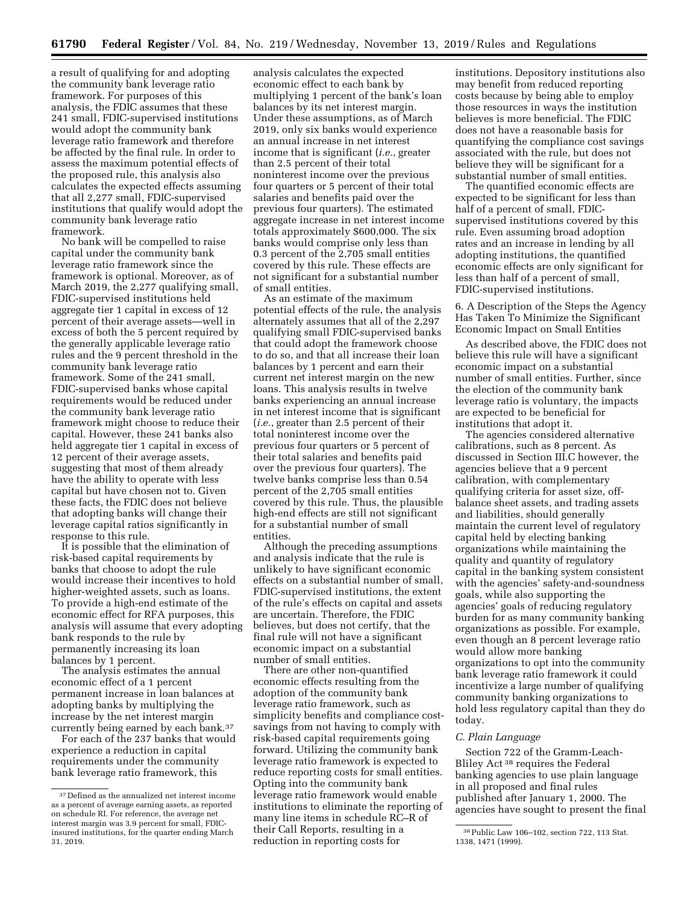a result of qualifying for and adopting the community bank leverage ratio framework. For purposes of this analysis, the FDIC assumes that these 241 small, FDIC-supervised institutions would adopt the community bank leverage ratio framework and therefore be affected by the final rule. In order to assess the maximum potential effects of the proposed rule, this analysis also calculates the expected effects assuming that all 2,277 small, FDIC-supervised institutions that qualify would adopt the community bank leverage ratio framework.

No bank will be compelled to raise capital under the community bank leverage ratio framework since the framework is optional. Moreover, as of March 2019, the 2,277 qualifying small, FDIC-supervised institutions held aggregate tier 1 capital in excess of 12 percent of their average assets—well in excess of both the 5 percent required by the generally applicable leverage ratio rules and the 9 percent threshold in the community bank leverage ratio framework. Some of the 241 small, FDIC-supervised banks whose capital requirements would be reduced under the community bank leverage ratio framework might choose to reduce their capital. However, these 241 banks also held aggregate tier 1 capital in excess of 12 percent of their average assets, suggesting that most of them already have the ability to operate with less capital but have chosen not to. Given these facts, the FDIC does not believe that adopting banks will change their leverage capital ratios significantly in response to this rule.

It is possible that the elimination of risk-based capital requirements by banks that choose to adopt the rule would increase their incentives to hold higher-weighted assets, such as loans. To provide a high-end estimate of the economic effect for RFA purposes, this analysis will assume that every adopting bank responds to the rule by permanently increasing its loan balances by 1 percent.

The analysis estimates the annual economic effect of a 1 percent permanent increase in loan balances at adopting banks by multiplying the increase by the net interest margin currently being earned by each bank.[37]

For each of the 237 banks that would experience a reduction in capital requirements under the community bank leverage ratio framework, this analysis calculates the expected economic effect to each bank by multiplying 1 percent of the bank's loan balances by its net interest margin. Under these assumptions, as of March 2019, only six banks would experience an annual increase in net interest income that is significant (*i.e.*, greater than 2.5 percent of their total noninterest income over the previous four quarters or 5 percent of their total salaries and benefits paid over the previous four quarters). The estimated aggregate increase in net interest income totals approximately $600,000. The six banks would comprise only less than 0.3 percent of the 2,705 small entities covered by this rule. These effects are not significant for a substantial number of small entities.

As an estimate of the maximum potential effects of the rule, the analysis alternately assumes that all of the 2,297 qualifying small FDIC-supervised banks that could adopt the framework choose to do so, and that all increase their loan balances by 1 percent and earn their current net interest margin on the new loans. This analysis results in twelve banks experiencing an annual increase in net interest income that is significant (*i.e.*, greater than 2.5 percent of their total noninterest income over the previous four quarters or 5 percent of their total salaries and benefits paid over the previous four quarters). The twelve banks comprise less than 0.54 percent of the 2,705 small entities covered by this rule. Thus, the plausible high-end effects are still not significant for a substantial number of small entities.

Although the preceding assumptions and analysis indicate that the rule is unlikely to have significant economic effects on a substantial number of small, FDIC-supervised institutions, the extent of the rule's effects on capital and assets are uncertain. Therefore, the FDIC believes, but does not certify, that the final rule will not have a significant economic impact on a substantial number of small entities.

There are other non-quantified economic effects resulting from the adoption of the community bank leverage ratio framework, such as simplicity benefits and compliance cost-savings from not having to comply with risk-based capital requirements going forward. Utilizing the community bank leverage ratio framework is expected to reduce reporting costs for small entities. Opting into the community bank leverage ratio framework would enable institutions to eliminate the reporting of many line items in schedule RC–R of their Call Reports, resulting in a reduction in reporting costs for institutions. Depository institutions also may benefit from reduced reporting costs because by being able to employ those resources in ways the institution believes is more beneficial. The FDIC does not have a reasonable basis for quantifying the compliance cost savings associated with the rule, but does not believe they will be significant for a substantial number of small entities.

The quantified economic effects are expected to be significant for less than half of a percent of small, FDIC-supervised institutions covered by this rule. Even assuming broad adoption rates and an increase in lending by all adopting institutions, the quantified economic effects are only significant for less than half of a percent of small, FDIC-supervised institutions.

6. A Description of the Steps the Agency Has Taken To Minimize the Significant Economic Impact on Small Entities

As described above, the FDIC does not believe this rule will have a significant economic impact on a substantial number of small entities. Further, since the election of the community bank leverage ratio is voluntary, the impacts are expected to be beneficial for institutions that adopt it.

The agencies considered alternative calibrations, such as 8 percent. As discussed in Section III.C however, the agencies believe that a 9 percent calibration, with complementary qualifying criteria for asset size, off-balance sheet assets, and trading assets and liabilities, should generally maintain the current level of regulatory capital held by electing banking organizations while maintaining the quality and quantity of regulatory capital in the banking system consistent with the agencies' safety-and-soundness goals, while also supporting the agencies' goals of reducing regulatory burden for as many community banking organizations as possible. For example, even though an 8 percent leverage ratio would allow more banking organizations to opt into the community bank leverage ratio framework it could incentivize a large number of qualifying community banking organizations to hold less regulatory capital than they do today.

### *C. Plain Language*

Section 722 of the Gramm-Leach-Bliley Act[38] requires the Federal banking agencies to use plain language in all proposed and final rules published after January 1, 2000. The agencies have sought to present the final

[37] Defined as the annualized net interest income as a percent of average earning assets, as reported on schedule RI. For reference, the average net interest margin was 3.9 percent for small, FDIC-insured institutions, for the quarter ending March 31, 2019.

[38] Public Law 106–102, section 722, 113 Stat. 1338, 1471 (1999).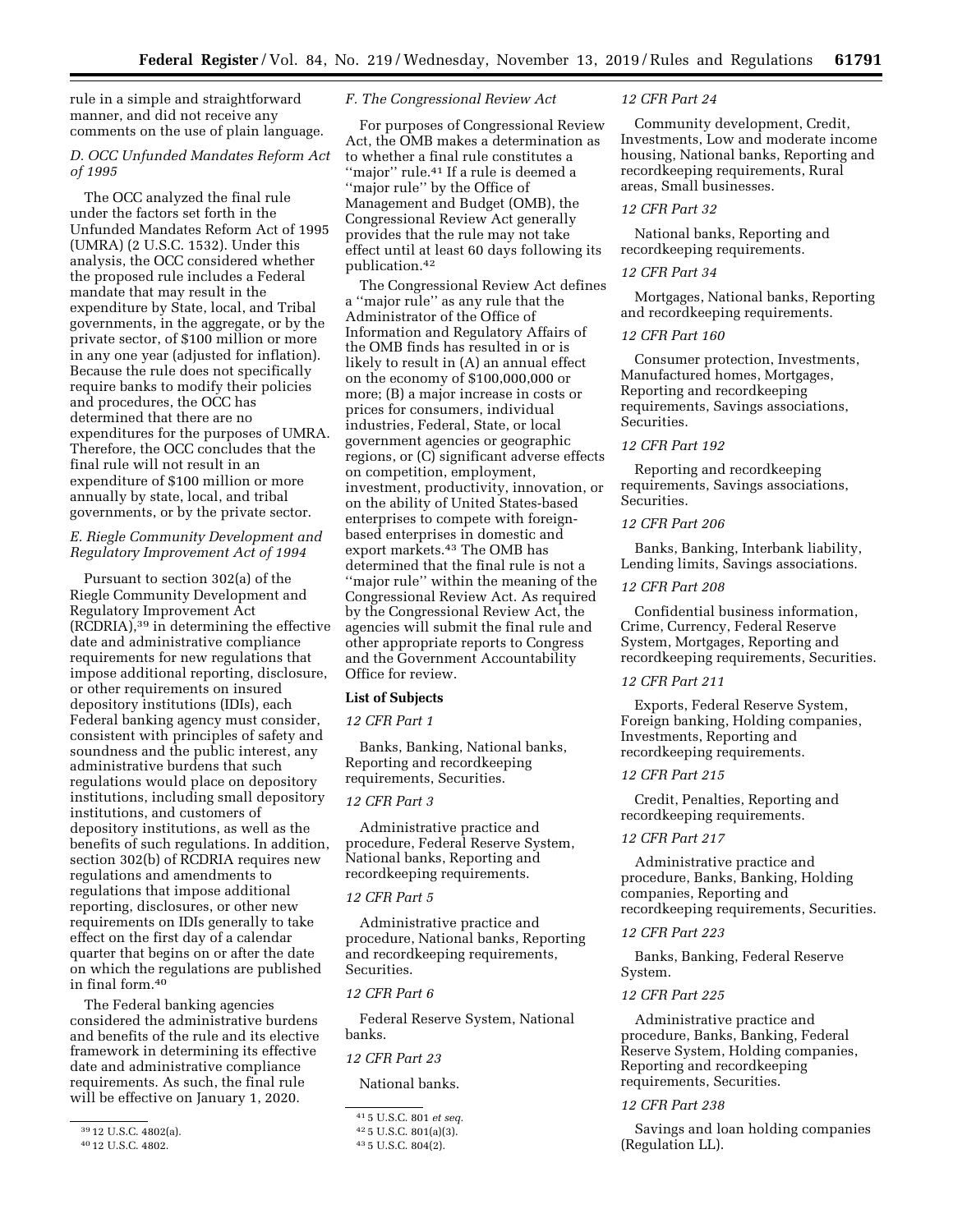rule in a simple and straightforward manner, and did not receive any comments on the use of plain language.

### D. OCC Unfunded Mandates Reform Act of 1995

The OCC analyzed the final rule under the factors set forth in the Unfunded Mandates Reform Act of 1995 (UMRA) (2 U.S.C. 1532). Under this analysis, the OCC considered whether the proposed rule includes a Federal mandate that may result in the expenditure by State, local, and Tribal governments, in the aggregate, or by the private sector, of $100 million or more in any one year (adjusted for inflation). Because the rule does not specifically require banks to modify their policies and procedures, the OCC has determined that there are no expenditures for the purposes of UMRA. Therefore, the OCC concludes that the final rule will not result in an expenditure of $100 million or more annually by state, local, and tribal governments, or by the private sector.

### E. Riegle Community Development and Regulatory Improvement Act of 1994

Pursuant to section 302(a) of the Riegle Community Development and Regulatory Improvement Act (RCDRIA),[39] in determining the effective date and administrative compliance requirements for new regulations that impose additional reporting, disclosure, or other requirements on insured depository institutions (IDIs), each Federal banking agency must consider, consistent with principles of safety and soundness and the public interest, any administrative burdens that such regulations would place on depository institutions, including small depository institutions, and customers of depository institutions, as well as the benefits of such regulations. In addition, section 302(b) of RCDRIA requires new regulations and amendments to regulations that impose additional reporting, disclosures, or other new requirements on IDIs generally to take effect on the first day of a calendar quarter that begins on or after the date on which the regulations are published in final form.[40]

The Federal banking agencies considered the administrative burdens and benefits of the rule and its elective framework in determining its effective date and administrative compliance requirements. As such, the final rule will be effective on January 1, 2020.

### F. The Congressional Review Act

For purposes of Congressional Review Act, the OMB makes a determination as to whether a final rule constitutes a "major" rule.[41] If a rule is deemed a "major rule" by the Office of Management and Budget (OMB), the Congressional Review Act generally provides that the rule may not take effect until at least 60 days following its publication.[42]

The Congressional Review Act defines a "major rule" as any rule that the Administrator of the Office of Information and Regulatory Affairs of the OMB finds has resulted in or is likely to result in (A) an annual effect on the economy of $100,000,000 or more; (B) a major increase in costs or prices for consumers, individual industries, Federal, State, or local government agencies or geographic regions, or (C) significant adverse effects on competition, employment, investment, productivity, innovation, or on the ability of United States-based enterprises to compete with foreign-based enterprises in domestic and export markets.[43] The OMB has determined that the final rule is not a "major rule" within the meaning of the Congressional Review Act. As required by the Congressional Review Act, the agencies will submit the final rule and other appropriate reports to Congress and the Government Accountability Office for review.

**List of Subjects**

*12 CFR Part 1*

Banks, Banking, National banks, Reporting and recordkeeping requirements, Securities.

*12 CFR Part 3*

Administrative practice and procedure, Federal Reserve System, National banks, Reporting and recordkeeping requirements.

*12 CFR Part 5*

Administrative practice and procedure, National banks, Reporting and recordkeeping requirements, Securities.

*12 CFR Part 6*

Federal Reserve System, National banks.

*12 CFR Part 23*

National banks.

*12 CFR Part 24*

Community development, Credit, Investments, Low and moderate income housing, National banks, Reporting and recordkeeping requirements, Rural areas, Small businesses.

*12 CFR Part 32*

National banks, Reporting and recordkeeping requirements.

*12 CFR Part 34*

Mortgages, National banks, Reporting and recordkeeping requirements.

*12 CFR Part 160*

Consumer protection, Investments, Manufactured homes, Mortgages, Reporting and recordkeeping requirements, Savings associations, Securities.

*12 CFR Part 192*

Reporting and recordkeeping requirements, Savings associations, Securities.

*12 CFR Part 206*

Banks, Banking, Interbank liability, Lending limits, Savings associations.

*12 CFR Part 208*

Confidential business information, Crime, Currency, Federal Reserve System, Mortgages, Reporting and recordkeeping requirements, Securities.

*12 CFR Part 211*

Exports, Federal Reserve System, Foreign banking, Holding companies, Investments, Reporting and recordkeeping requirements.

*12 CFR Part 215*

Credit, Penalties, Reporting and recordkeeping requirements.

*12 CFR Part 217*

Administrative practice and procedure, Banks, Banking, Holding companies, Reporting and recordkeeping requirements, Securities.

*12 CFR Part 223*

Banks, Banking, Federal Reserve System.

*12 CFR Part 225*

Administrative practice and procedure, Banks, Banking, Federal Reserve System, Holding companies, Reporting and recordkeeping requirements, Securities.

*12 CFR Part 238*

Savings and loan holding companies (Regulation LL).

---

[39] 12 U.S.C. 4802(a).

[40] 12 U.S.C. 4802.

[41] 5 U.S.C. 801 *et seq.*

[42] 5 U.S.C. 801(a)(3).

[43] 5 U.S.C. 804(2).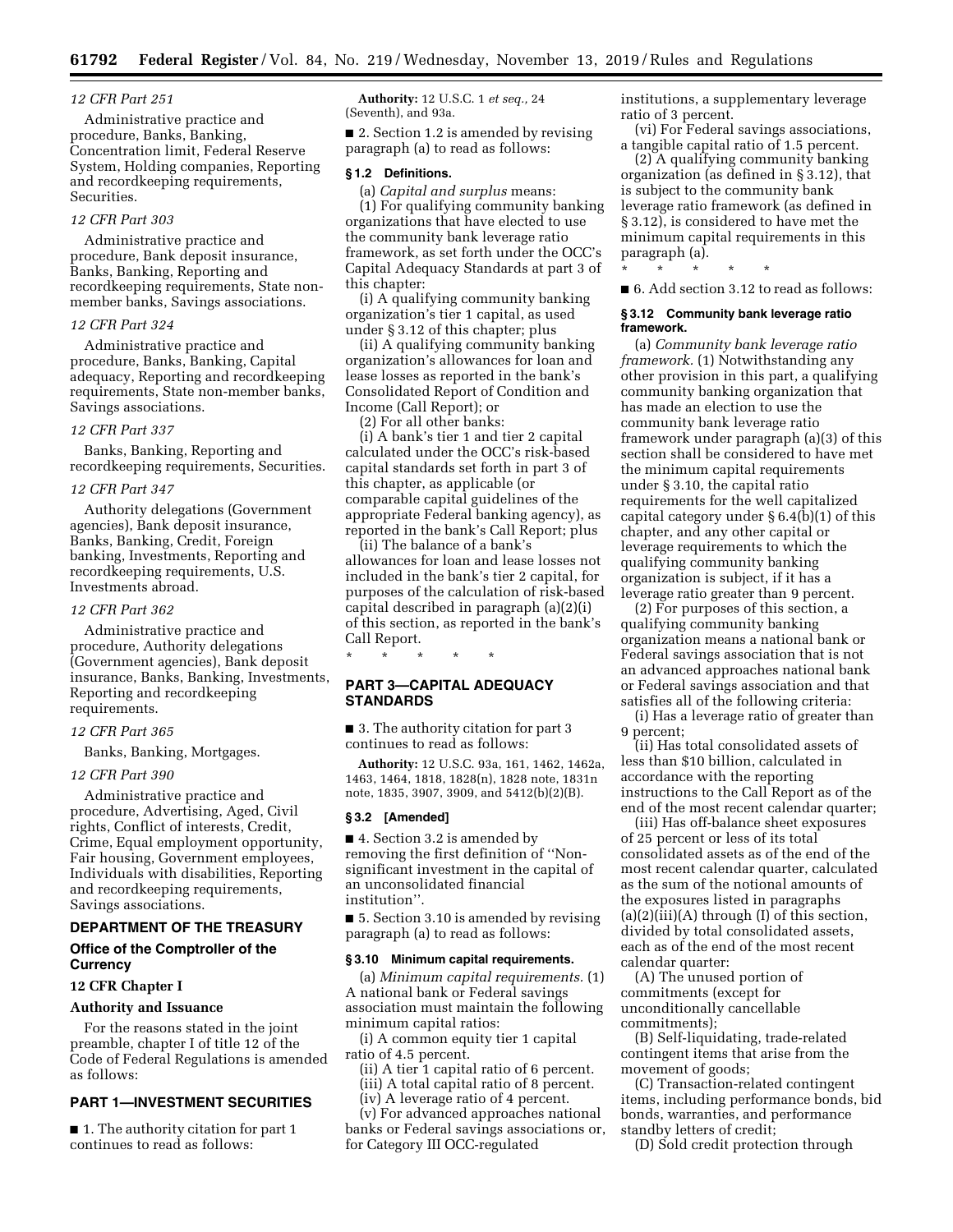*12 CFR Part 251*

Administrative practice and procedure, Banks, Banking, Concentration limit, Federal Reserve System, Holding companies, Reporting and recordkeeping requirements, Securities.

*12 CFR Part 303*

Administrative practice and procedure, Bank deposit insurance, Banks, Banking, Reporting and recordkeeping requirements, State non-member banks, Savings associations.

*12 CFR Part 324*

Administrative practice and procedure, Banks, Banking, Capital adequacy, Reporting and recordkeeping requirements, State non-member banks, Savings associations.

*12 CFR Part 337*

Banks, Banking, Reporting and recordkeeping requirements, Securities.

*12 CFR Part 347*

Authority delegations (Government agencies), Bank deposit insurance, Banks, Banking, Credit, Foreign banking, Investments, Reporting and recordkeeping requirements, U.S. Investments abroad.

*12 CFR Part 362*

Administrative practice and procedure, Authority delegations (Government agencies), Bank deposit insurance, Banks, Banking, Investments, Reporting and recordkeeping requirements.

*12 CFR Part 365*

Banks, Banking, Mortgages.

*12 CFR Part 390*

Administrative practice and procedure, Advertising, Aged, Civil rights, Conflict of interests, Credit, Crime, Equal employment opportunity, Fair housing, Government employees, Individuals with disabilities, Reporting and recordkeeping requirements, Savings associations.

## DEPARTMENT OF THE TREASURY

### Office of the Comptroller of the Currency

### 12 CFR Chapter I

### Authority and Issuance

For the reasons stated in the joint preamble, chapter I of title 12 of the Code of Federal Regulations is amended as follows:

## PART 1—INVESTMENT SECURITIES

■ 1. The authority citation for part 1 continues to read as follows:

**Authority:** 12 U.S.C. 1 *et seq.*, 24 (Seventh), and 93a.

■ 2. Section 1.2 is amended by revising paragraph (a) to read as follows:

### § 1.2 Definitions.

(a) *Capital and surplus* means:

(1) For qualifying community banking organizations that have elected to use the community bank leverage ratio framework, as set forth under the OCC's Capital Adequacy Standards at part 3 of this chapter:

(i) A qualifying community banking organization's tier 1 capital, as used under § 3.12 of this chapter; plus

(ii) A qualifying community banking organization's allowances for loan and lease losses as reported in the bank's Consolidated Report of Condition and Income (Call Report); or

(2) For all other banks:

(i) A bank's tier 1 and tier 2 capital calculated under the OCC's risk-based capital standards set forth in part 3 of this chapter, as applicable (or comparable capital guidelines of the appropriate Federal banking agency), as reported in the bank's Call Report; plus

(ii) The balance of a bank's allowances for loan and lease losses not included in the bank's tier 2 capital, for purposes of the calculation of risk-based capital described in paragraph (a)(2)(i) of this section, as reported in the bank's Call Report.

\* \* \* \* \*

## PART 3—CAPITAL ADEQUACY STANDARDS

■ 3. The authority citation for part 3 continues to read as follows:

**Authority:** 12 U.S.C. 93a, 161, 1462, 1462a, 1463, 1464, 1818, 1828(n), 1828 note, 1831n note, 1835, 3907, 3909, and 5412(b)(2)(B).

### § 3.2 [Amended]

■ 4. Section 3.2 is amended by removing the first definition of "Non-significant investment in the capital of an unconsolidated financial institution".

■ 5. Section 3.10 is amended by revising paragraph (a) to read as follows:

### § 3.10 Minimum capital requirements.

(a) *Minimum capital requirements.* (1) A national bank or Federal savings association must maintain the following minimum capital ratios:

(i) A common equity tier 1 capital ratio of 4.5 percent.

(ii) A tier 1 capital ratio of 6 percent.

(iii) A total capital ratio of 8 percent.

(iv) A leverage ratio of 4 percent.

(v) For advanced approaches national banks or Federal savings associations or, for Category III OCC-regulated institutions, a supplementary leverage ratio of 3 percent.

(vi) For Federal savings associations, a tangible capital ratio of 1.5 percent.

(2) A qualifying community banking organization (as defined in § 3.12), that is subject to the community bank leverage ratio framework (as defined in § 3.12), is considered to have met the minimum capital requirements in this paragraph (a).

\* \* \* \* \*

■ 6. Add section 3.12 to read as follows:

### § 3.12 Community bank leverage ratio framework.

(a) *Community bank leverage ratio framework.* (1) Notwithstanding any other provision in this part, a qualifying community banking organization that has made an election to use the community bank leverage ratio framework under paragraph (a)(3) of this section shall be considered to have met the minimum capital requirements under § 3.10, the capital ratio requirements for the well capitalized capital category under § 6.4(b)(1) of this chapter, and any other capital or leverage requirements to which the qualifying community banking organization is subject, if it has a leverage ratio greater than 9 percent.

(2) For purposes of this section, a qualifying community banking organization means a national bank or Federal savings association that is not an advanced approaches national bank or Federal savings association and that satisfies all of the following criteria:

(i) Has a leverage ratio of greater than 9 percent;

(ii) Has total consolidated assets of less than $10 billion, calculated in accordance with the reporting instructions to the Call Report as of the end of the most recent calendar quarter;

(iii) Has off-balance sheet exposures of 25 percent or less of its total consolidated assets as of the end of the most recent calendar quarter, calculated as the sum of the notional amounts of the exposures listed in paragraphs (a)(2)(iii)(A) through (I) of this section, divided by total consolidated assets, each as of the end of the most recent calendar quarter:

(A) The unused portion of commitments (except for unconditionally cancellable commitments);

(B) Self-liquidating, trade-related contingent items that arise from the movement of goods;

(C) Transaction-related contingent items, including performance bonds, bid bonds, warranties, and performance standby letters of credit;

(D) Sold credit protection through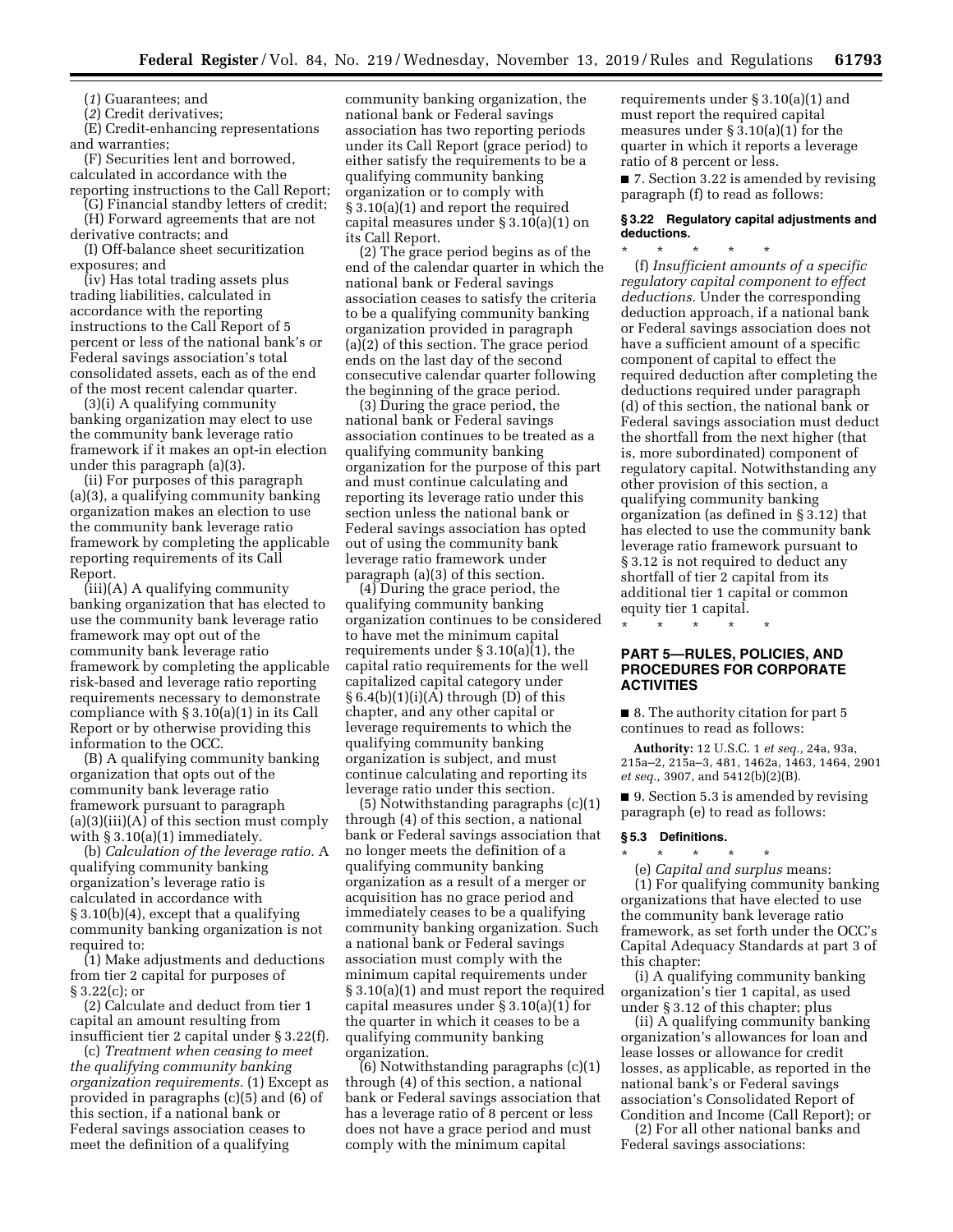(*1*) Guarantees; and

(*2*) Credit derivatives;

(E) Credit-enhancing representations and warranties;

(F) Securities lent and borrowed, calculated in accordance with the reporting instructions to the Call Report;

(G) Financial standby letters of credit;

(H) Forward agreements that are not derivative contracts; and

(I) Off-balance sheet securitization exposures; and

(iv) Has total trading assets plus trading liabilities, calculated in accordance with the reporting instructions to the Call Report of 5 percent or less of the national bank's or Federal savings association's total consolidated assets, each as of the end of the most recent calendar quarter.

(3)(i) A qualifying community banking organization may elect to use the community bank leverage ratio framework if it makes an opt-in election under this paragraph (a)(3).

(ii) For purposes of this paragraph (a)(3), a qualifying community banking organization makes an election to use the community bank leverage ratio framework by completing the applicable reporting requirements of its Call Report.

(iii)(A) A qualifying community banking organization that has elected to use the community bank leverage ratio framework may opt out of the community bank leverage ratio framework by completing the applicable risk-based and leverage ratio reporting requirements necessary to demonstrate compliance with § 3.10(a)(1) in its Call Report or by otherwise providing this information to the OCC.

(B) A qualifying community banking organization that opts out of the community bank leverage ratio framework pursuant to paragraph (a)(3)(iii)(A) of this section must comply with § 3.10(a)(1) immediately.

(b) *Calculation of the leverage ratio.* A qualifying community banking organization's leverage ratio is calculated in accordance with § 3.10(b)(4), except that a qualifying community banking organization is not required to:

(1) Make adjustments and deductions from tier 2 capital for purposes of § 3.22(c); or

(2) Calculate and deduct from tier 1 capital an amount resulting from insufficient tier 2 capital under § 3.22(f).

(c) *Treatment when ceasing to meet the qualifying community banking organization requirements.* (1) Except as provided in paragraphs (c)(5) and (6) of this section, if a national bank or Federal savings association ceases to meet the definition of a qualifying community banking organization, the national bank or Federal savings association has two reporting periods under its Call Report (grace period) to either satisfy the requirements to be a qualifying community banking organization or to comply with § 3.10(a)(1) and report the required capital measures under § 3.10(a)(1) on its Call Report.

(2) The grace period begins as of the end of the calendar quarter in which the national bank or Federal savings association ceases to satisfy the criteria to be a qualifying community banking organization provided in paragraph (a)(2) of this section. The grace period ends on the last day of the second consecutive calendar quarter following the beginning of the grace period.

(3) During the grace period, the national bank or Federal savings association continues to be treated as a qualifying community banking organization for the purpose of this part and must continue calculating and reporting its leverage ratio under this section unless the national bank or Federal savings association has opted out of using the community bank leverage ratio framework under paragraph (a)(3) of this section.

(4) During the grace period, the qualifying community banking organization continues to be considered to have met the minimum capital requirements under § 3.10(a)(1), the capital ratio requirements for the well capitalized capital category under § 6.4(b)(1)(i)(A) through (D) of this chapter, and any other capital or leverage requirements to which the qualifying community banking organization is subject, and must continue calculating and reporting its leverage ratio under this section.

(5) Notwithstanding paragraphs (c)(1) through (4) of this section, a national bank or Federal savings association that no longer meets the definition of a qualifying community banking organization as a result of a merger or acquisition has no grace period and immediately ceases to be a qualifying community banking organization. Such a national bank or Federal savings association must comply with the minimum capital requirements under § 3.10(a)(1) and must report the required capital measures under § 3.10(a)(1) for the quarter in which it ceases to be a qualifying community banking organization.

(6) Notwithstanding paragraphs (c)(1) through (4) of this section, a national bank or Federal savings association that has a leverage ratio of 8 percent or less does not have a grace period and must comply with the minimum capital requirements under § 3.10(a)(1) and must report the required capital measures under § 3.10(a)(1) for the quarter in which it reports a leverage ratio of 8 percent or less.

■ 7. Section 3.22 is amended by revising paragraph (f) to read as follows:

### § 3.22 Regulatory capital adjustments and deductions.

\* \* \* \* \*

(f) *Insufficient amounts of a specific regulatory capital component to effect deductions.* Under the corresponding deduction approach, if a national bank or Federal savings association does not have a sufficient amount of a specific component of capital to effect the required deduction after completing the deductions required under paragraph (d) of this section, the national bank or Federal savings association must deduct the shortfall from the next higher (that is, more subordinated) component of regulatory capital. Notwithstanding any other provision of this section, a qualifying community banking organization (as defined in § 3.12) that has elected to use the community bank leverage ratio framework pursuant to § 3.12 is not required to deduct any shortfall of tier 2 capital from its additional tier 1 capital or common equity tier 1 capital.

\* \* \* \* \*

## PART 5—RULES, POLICIES, AND PROCEDURES FOR CORPORATE ACTIVITIES

■ 8. The authority citation for part 5 continues to read as follows:

**Authority:** 12 U.S.C. 1 *et seq.,* 24a, 93a, 215a–2, 215a–3, 481, 1462a, 1463, 1464, 2901 *et seq.,* 3907, and 5412(b)(2)(B).

■ 9. Section 5.3 is amended by revising paragraph (e) to read as follows:

### § 5.3 Definitions.

\* \* \* \* \*

(e) *Capital and surplus* means:

(1) For qualifying community banking organizations that have elected to use the community bank leverage ratio framework, as set forth under the OCC's Capital Adequacy Standards at part 3 of this chapter:

(i) A qualifying community banking organization's tier 1 capital, as used under § 3.12 of this chapter; plus

(ii) A qualifying community banking organization's allowances for loan and lease losses or allowance for credit losses, as applicable, as reported in the national bank's or Federal savings association's Consolidated Report of Condition and Income (Call Report); or

(2) For all other national banks and Federal savings associations: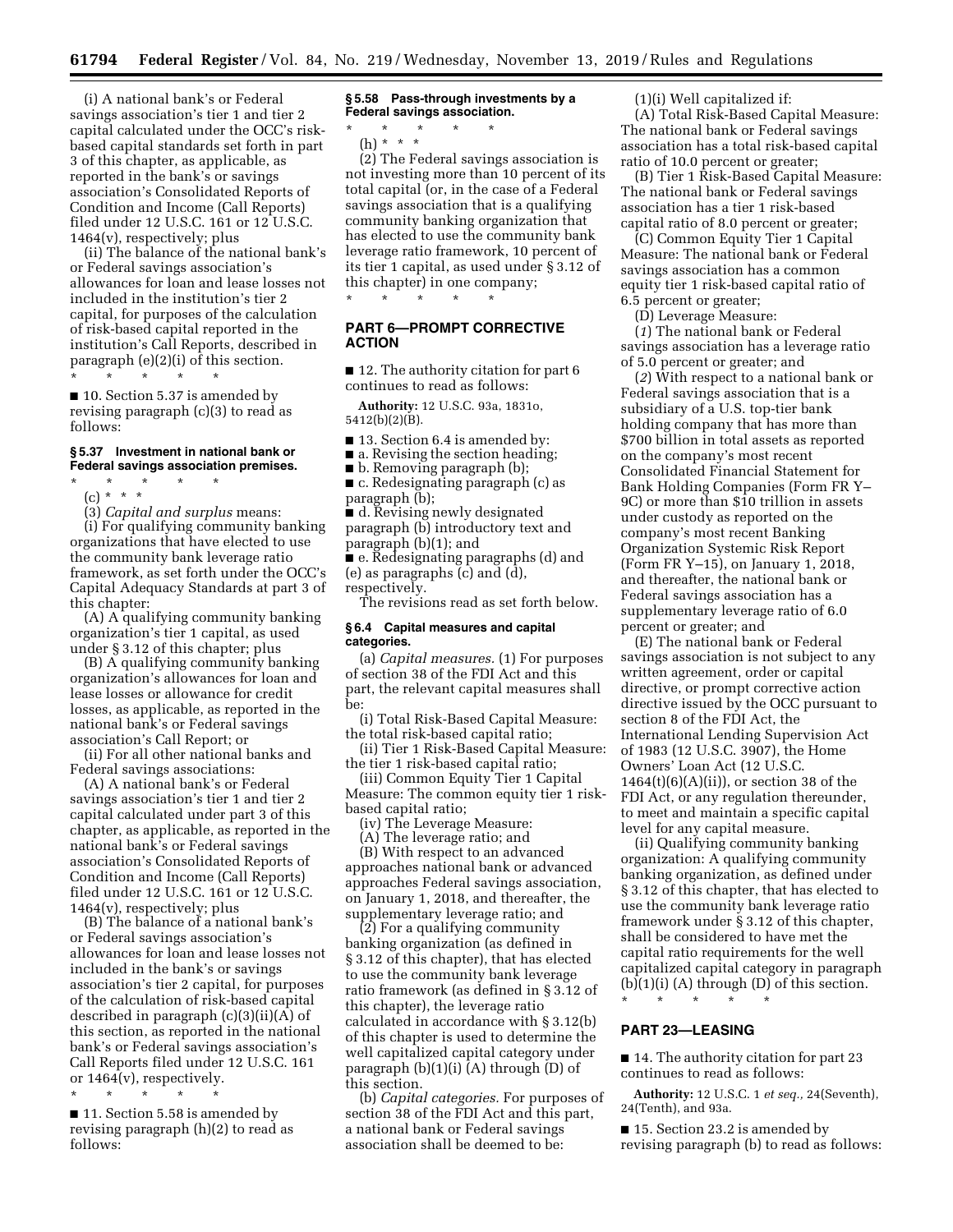(i) A national bank's or Federal savings association's tier 1 and tier 2 capital calculated under the OCC's risk-based capital standards set forth in part 3 of this chapter, as applicable, as reported in the bank's or savings association's Consolidated Reports of Condition and Income (Call Reports) filed under 12 U.S.C. 161 or 12 U.S.C. 1464(v), respectively; plus

(ii) The balance of the national bank's or Federal savings association's allowances for loan and lease losses not included in the institution's tier 2 capital, for purposes of the calculation of risk-based capital reported in the institution's Call Reports, described in paragraph (e)(2)(i) of this section.

\* \* \* \* \*

■ 10. Section 5.37 is amended by revising paragraph (c)(3) to read as follows:

### § 5.37 Investment in national bank or Federal savings association premises.

\* \* \* \* \*

(c) \* \* \*

(3) *Capital and surplus* means:

(i) For qualifying community banking organizations that have elected to use the community bank leverage ratio framework, as set forth under the OCC's Capital Adequacy Standards at part 3 of this chapter:

(A) A qualifying community banking organization's tier 1 capital, as used under § 3.12 of this chapter; plus

(B) A qualifying community banking organization's allowances for loan and lease losses or allowance for credit losses, as applicable, as reported in the national bank's or Federal savings association's Call Report; or

(ii) For all other national banks and Federal savings associations:

(A) A national bank's or Federal savings association's tier 1 and tier 2 capital calculated under part 3 of this chapter, as applicable, as reported in the national bank's or Federal savings association's Consolidated Reports of Condition and Income (Call Reports) filed under 12 U.S.C. 161 or 12 U.S.C. 1464(v), respectively; plus

(B) The balance of a national bank's or Federal savings association's allowances for loan and lease losses not included in the bank's or savings association's tier 2 capital, for purposes of the calculation of risk-based capital described in paragraph (c)(3)(ii)(A) of this section, as reported in the national bank's or Federal savings association's Call Reports filed under 12 U.S.C. 161 or 1464(v), respectively.

\* \* \* \* \*

■ 11. Section 5.58 is amended by revising paragraph (h)(2) to read as follows:

### § 5.58 Pass-through investments by a Federal savings association.

\* \* \* \* \*

(h) \* \* \*

(2) The Federal savings association is not investing more than 10 percent of its total capital (or, in the case of a Federal savings association that is a qualifying community banking organization that has elected to use the community bank leverage ratio framework, 10 percent of its tier 1 capital, as used under § 3.12 of this chapter) in one company;

\* \* \* \* \*

## PART 6—PROMPT CORRECTIVE ACTION

■ 12. The authority citation for part 6 continues to read as follows:

**Authority:** 12 U.S.C. 93a, 1831o, 5412(b)(2)(B).

■ 13. Section 6.4 is amended by:

■ a. Revising the section heading;

■ b. Removing paragraph (b);

■ c. Redesignating paragraph (c) as paragraph (b);

■ d. Revising newly designated paragraph (b) introductory text and paragraph (b)(1); and

■ e. Redesignating paragraphs (d) and (e) as paragraphs (c) and (d), respectively.

The revisions read as set forth below.

### § 6.4 Capital measures and capital categories.

(a) *Capital measures.* (1) For purposes of section 38 of the FDI Act and this part, the relevant capital measures shall be:

(i) Total Risk-Based Capital Measure: the total risk-based capital ratio;

(ii) Tier 1 Risk-Based Capital Measure: the tier 1 risk-based capital ratio;

(iii) Common Equity Tier 1 Capital Measure: The common equity tier 1 risk-based capital ratio;

(iv) The Leverage Measure:

(A) The leverage ratio; and

(B) With respect to an advanced approaches national bank or advanced approaches Federal savings association, on January 1, 2018, and thereafter, the supplementary leverage ratio; and

(2) For a qualifying community banking organization (as defined in § 3.12 of this chapter), that has elected to use the community bank leverage ratio framework (as defined in § 3.12 of this chapter), the leverage ratio calculated in accordance with § 3.12(b) of this chapter is used to determine the well capitalized capital category under paragraph (b)(1)(i) (A) through (D) of this section.

(b) *Capital categories.* For purposes of section 38 of the FDI Act and this part, a national bank or Federal savings association shall be deemed to be:

(1)(i) Well capitalized if:

(A) Total Risk-Based Capital Measure: The national bank or Federal savings association has a total risk-based capital ratio of 10.0 percent or greater;

(B) Tier 1 Risk-Based Capital Measure: The national bank or Federal savings association has a tier 1 risk-based capital ratio of 8.0 percent or greater;

(C) Common Equity Tier 1 Capital Measure: The national bank or Federal savings association has a common equity tier 1 risk-based capital ratio of 6.5 percent or greater;

(D) Leverage Measure:

(*1*) The national bank or Federal savings association has a leverage ratio of 5.0 percent or greater; and

(*2*) With respect to a national bank or Federal savings association that is a subsidiary of a U.S. top-tier bank holding company that has more than $700 billion in total assets as reported on the company's most recent Consolidated Financial Statement for Bank Holding Companies (Form FR Y–9C) or more than $10 trillion in assets under custody as reported on the company's most recent Banking Organization Systemic Risk Report (Form FR Y–15), on January 1, 2018, and thereafter, the national bank or Federal savings association has a supplementary leverage ratio of 6.0 percent or greater; and

(E) The national bank or Federal savings association is not subject to any written agreement, order or capital directive, or prompt corrective action directive issued by the OCC pursuant to section 8 of the FDI Act, the International Lending Supervision Act of 1983 (12 U.S.C. 3907), the Home Owners' Loan Act (12 U.S.C. 1464(t)(6)(A)(ii)), or section 38 of the FDI Act, or any regulation thereunder, to meet and maintain a specific capital level for any capital measure.

(ii) Qualifying community banking organization: A qualifying community banking organization, as defined under § 3.12 of this chapter, that has elected to use the community bank leverage ratio framework under § 3.12 of this chapter, shall be considered to have met the capital ratio requirements for the well capitalized capital category in paragraph (b)(1)(i) (A) through (D) of this section.

\* \* \* \* \*

## PART 23—LEASING

■ 14. The authority citation for part 23 continues to read as follows:

**Authority:** 12 U.S.C. 1 *et seq.,* 24(Seventh), 24(Tenth), and 93a.

■ 15. Section 23.2 is amended by revising paragraph (b) to read as follows: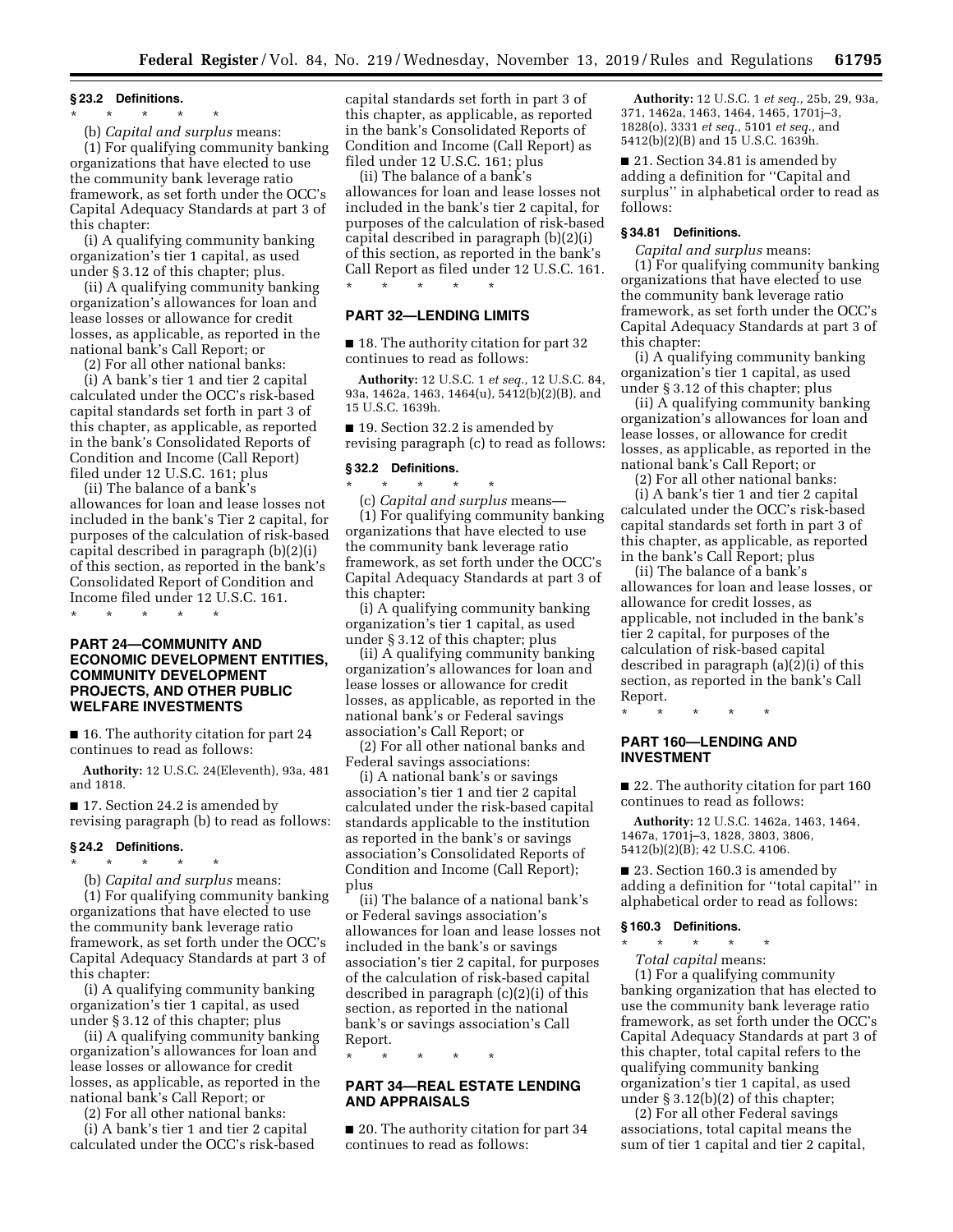**§ 23.2 Definitions.**

\* \* \* \* \*

(b) *Capital and surplus* means:

(1) For qualifying community banking organizations that have elected to use the community bank leverage ratio framework, as set forth under the OCC's Capital Adequacy Standards at part 3 of this chapter:

(i) A qualifying community banking organization's tier 1 capital, as used under § 3.12 of this chapter; plus.

(ii) A qualifying community banking organization's allowances for loan and lease losses or allowance for credit losses, as applicable, as reported in the national bank's Call Report; or

(2) For all other national banks:

(i) A bank's tier 1 and tier 2 capital calculated under the OCC's risk-based capital standards set forth in part 3 of this chapter, as applicable, as reported in the bank's Consolidated Reports of Condition and Income (Call Report) filed under 12 U.S.C. 161; plus

(ii) The balance of a bank's allowances for loan and lease losses not included in the bank's Tier 2 capital, for purposes of the calculation of risk-based capital described in paragraph (b)(2)(i) of this section, as reported in the bank's Consolidated Report of Condition and Income filed under 12 U.S.C. 161.

\* \* \* \* \*

## PART 24—COMMUNITY AND ECONOMIC DEVELOPMENT ENTITIES, COMMUNITY DEVELOPMENT PROJECTS, AND OTHER PUBLIC WELFARE INVESTMENTS

■ 16. The authority citation for part 24 continues to read as follows:

**Authority:** 12 U.S.C. 24(Eleventh), 93a, 481 and 1818.

■ 17. Section 24.2 is amended by revising paragraph (b) to read as follows:

**§ 24.2 Definitions.**

\* \* \* \* \*

(b) *Capital and surplus* means:

(1) For qualifying community banking organizations that have elected to use the community bank leverage ratio framework, as set forth under the OCC's Capital Adequacy Standards at part 3 of this chapter:

(i) A qualifying community banking organization's tier 1 capital, as used under § 3.12 of this chapter; plus

(ii) A qualifying community banking organization's allowances for loan and lease losses or allowance for credit losses, as applicable, as reported in the national bank's Call Report; or

(2) For all other national banks:

(i) A bank's tier 1 and tier 2 capital calculated under the OCC's risk-based capital standards set forth in part 3 of this chapter, as applicable, as reported in the bank's Consolidated Reports of Condition and Income (Call Report) as filed under 12 U.S.C. 161; plus

(ii) The balance of a bank's allowances for loan and lease losses not included in the bank's tier 2 capital, for purposes of the calculation of risk-based capital described in paragraph (b)(2)(i) of this section, as reported in the bank's Call Report as filed under 12 U.S.C. 161.

\* \* \* \* \*

## PART 32—LENDING LIMITS

■ 18. The authority citation for part 32 continues to read as follows:

**Authority:** 12 U.S.C. 1 *et seq.,* 12 U.S.C. 84, 93a, 1462a, 1463, 1464(u), 5412(b)(2)(B), and 15 U.S.C. 1639h.

■ 19. Section 32.2 is amended by revising paragraph (c) to read as follows:

**§ 32.2 Definitions.**

\* \* \* \* \*

(c) *Capital and surplus* means—

(1) For qualifying community banking organizations that have elected to use the community bank leverage ratio framework, as set forth under the OCC's Capital Adequacy Standards at part 3 of this chapter:

(i) A qualifying community banking organization's tier 1 capital, as used under § 3.12 of this chapter; plus

(ii) A qualifying community banking organization's allowances for loan and lease losses or allowance for credit losses, as applicable, as reported in the national bank's or Federal savings association's Call Report; or

(2) For all other national banks and Federal savings associations:

(i) A national bank's or savings association's tier 1 and tier 2 capital calculated under the risk-based capital standards applicable to the institution as reported in the bank's or savings association's Consolidated Reports of Condition and Income (Call Report); plus

(ii) The balance of a national bank's or Federal savings association's allowances for loan and lease losses not included in the bank's or savings association's tier 2 capital, for purposes of the calculation of risk-based capital described in paragraph (c)(2)(i) of this section, as reported in the national bank's or savings association's Call Report.

\* \* \* \* \*

## PART 34—REAL ESTATE LENDING AND APPRAISALS

■ 20. The authority citation for part 34 continues to read as follows:

**Authority:** 12 U.S.C. 1 *et seq.,* 25b, 29, 93a, 371, 1462a, 1463, 1464, 1465, 1701j–3, 1828(o), 3331 *et seq.,* 5101 *et seq.,* and 5412(b)(2)(B) and 15 U.S.C. 1639h.

■ 21. Section 34.81 is amended by adding a definition for "Capital and surplus" in alphabetical order to read as follows:

**§ 34.81 Definitions.**

*Capital and surplus* means:

(1) For qualifying community banking organizations that have elected to use the community bank leverage ratio framework, as set forth under the OCC's Capital Adequacy Standards at part 3 of this chapter:

(i) A qualifying community banking organization's tier 1 capital, as used under § 3.12 of this chapter; plus

(ii) A qualifying community banking organization's allowances for loan and lease losses, or allowance for credit losses, as applicable, as reported in the national bank's Call Report; or

(2) For all other national banks:

(i) A bank's tier 1 and tier 2 capital calculated under the OCC's risk-based capital standards set forth in part 3 of this chapter, as applicable, as reported in the bank's Call Report; plus

(ii) The balance of a bank's allowances for loan and lease losses, or allowance for credit losses, as applicable, not included in the bank's tier 2 capital, for purposes of the calculation of risk-based capital described in paragraph (a)(2)(i) of this section, as reported in the bank's Call Report.

\* \* \* \* \*

## PART 160—LENDING AND INVESTMENT

■ 22. The authority citation for part 160 continues to read as follows:

**Authority:** 12 U.S.C. 1462a, 1463, 1464, 1467a, 1701j–3, 1828, 3803, 3806, 5412(b)(2)(B); 42 U.S.C. 4106.

■ 23. Section 160.3 is amended by adding a definition for "total capital" in alphabetical order to read as follows:

**§ 160.3 Definitions.**

\* \* \* \* \*

*Total capital* means:

(1) For a qualifying community banking organization that has elected to use the community bank leverage ratio framework, as set forth under the OCC's Capital Adequacy Standards at part 3 of this chapter, total capital refers to the qualifying community banking organization's tier 1 capital, as used under § 3.12(b)(2) of this chapter;

(2) For all other Federal savings associations, total capital means the sum of tier 1 capital and tier 2 capital,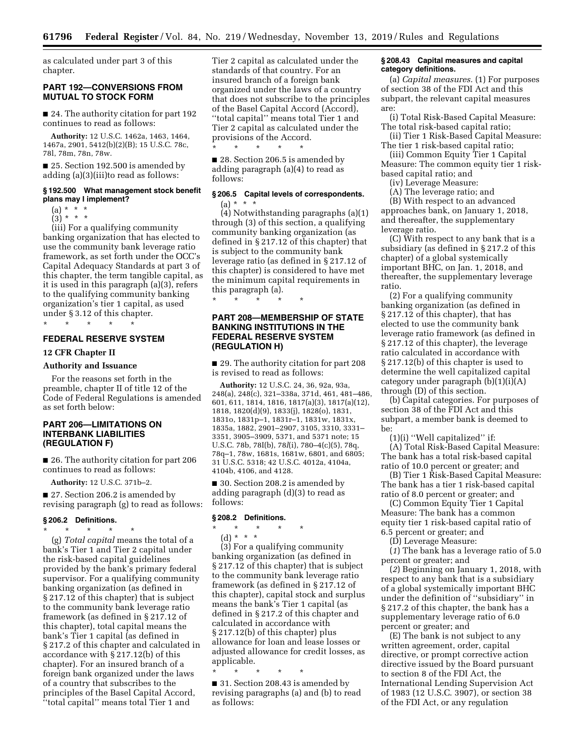as calculated under part 3 of this chapter.

## PART 192—CONVERSIONS FROM MUTUAL TO STOCK FORM

■ 24. The authority citation for part 192 continues to read as follows:

**Authority:** 12 U.S.C. 1462a, 1463, 1464, 1467a, 2901, 5412(b)(2)(B); 15 U.S.C. 78c, 78l, 78m, 78n, 78w.

■ 25. Section 192.500 is amended by adding (a)(3)(iii)to read as follows:

### § 192.500 What management stock benefit plans may I implement?

(a) * * *

(3) * * *

(iii) For a qualifying community banking organization that has elected to use the community bank leverage ratio framework, as set forth under the OCC's Capital Adequacy Standards at part 3 of this chapter, the term tangible capital, as it is used in this paragraph (a)(3), refers to the qualifying community banking organization's tier 1 capital, as used under § 3.12 of this chapter.

\* \* \* \* \*

## FEDERAL RESERVE SYSTEM

### 12 CFR Chapter II

### Authority and Issuance

For the reasons set forth in the preamble, chapter II of title 12 of the Code of Federal Regulations is amended as set forth below:

## PART 206—LIMITATIONS ON INTERBANK LIABILITIES (REGULATION F)

■ 26. The authority citation for part 206 continues to read as follows:

**Authority:** 12 U.S.C. 371b–2.

■ 27. Section 206.2 is amended by revising paragraph (g) to read as follows:

### § 206.2 Definitions.

\* \* \* \* \*

(g) *Total capital* means the total of a bank's Tier 1 and Tier 2 capital under the risk-based capital guidelines provided by the bank's primary federal supervisor. For a qualifying community banking organization (as defined in § 217.12 of this chapter) that is subject to the community bank leverage ratio framework (as defined in § 217.12 of this chapter), total capital means the bank's Tier 1 capital (as defined in § 217.2 of this chapter and calculated in accordance with § 217.12(b) of this chapter). For an insured branch of a foreign bank organized under the laws of a country that subscribes to the principles of the Basel Capital Accord, ''total capital'' means total Tier 1 and Tier 2 capital as calculated under the standards of that country. For an insured branch of a foreign bank organized under the laws of a country that does not subscribe to the principles of the Basel Capital Accord (Accord), ''total capital'' means total Tier 1 and Tier 2 capital as calculated under the provisions of the Accord.

\* \* \* \* \*

■ 28. Section 206.5 is amended by adding paragraph (a)(4) to read as follows:

### § 206.5 Capital levels of correspondents.

(a) * * *

(4) Notwithstanding paragraphs (a)(1) through (3) of this section, a qualifying community banking organization (as defined in § 217.12 of this chapter) that is subject to the community bank leverage ratio (as defined in § 217.12 of this chapter) is considered to have met the minimum capital requirements in this paragraph (a).

\* \* \* \* \*

## PART 208—MEMBERSHIP OF STATE BANKING INSTITUTIONS IN THE FEDERAL RESERVE SYSTEM (REGULATION H)

■ 29. The authority citation for part 208 is revised to read as follows:

**Authority:** 12 U.S.C. 24, 36, 92a, 93a, 248(a), 248(c), 321–338a, 371d, 461, 481–486, 601, 611, 1814, 1816, 1817(a)(3), 1817(a)(12), 1818, 1820(d)(9), 1833(j), 1828(o), 1831, 1831o, 1831p–1, 1831r–1, 1831w, 1831x, 1835a, 1882, 2901–2907, 3105, 3310, 3331–3351, 3905–3909, 5371, and 5371 note; 15 U.S.C. 78b, 78I(b), 78*l*(i), 780–4(c)(5), 78q, 78q–1, 78w, 1681s, 1681w, 6801, and 6805; 31 U.S.C. 5318; 42 U.S.C. 4012a, 4104a, 4104b, 4106, and 4128.

■ 30. Section 208.2 is amended by adding paragraph (d)(3) to read as follows:

### § 208.2 Definitions.

\* \* \* \* \*

(d) * * *

(3) For a qualifying community banking organization (as defined in § 217.12 of this chapter) that is subject to the community bank leverage ratio framework (as defined in § 217.12 of this chapter), capital stock and surplus means the bank's Tier 1 capital (as defined in § 217.2 of this chapter and calculated in accordance with § 217.12(b) of this chapter) plus allowance for loan and lease losses or adjusted allowance for credit losses, as applicable.

\* \* \* \* \*

■ 31. Section 208.43 is amended by revising paragraphs (a) and (b) to read as follows:

### § 208.43 Capital measures and capital category definitions.

(a) *Capital measures.* (1) For purposes of section 38 of the FDI Act and this subpart, the relevant capital measures are:

(i) Total Risk-Based Capital Measure: The total risk-based capital ratio;

(ii) Tier 1 Risk-Based Capital Measure: The tier 1 risk-based capital ratio;

(iii) Common Equity Tier 1 Capital Measure: The common equity tier 1 risk-based capital ratio; and

(iv) Leverage Measure:

(A) The leverage ratio; and

(B) With respect to an advanced approaches bank, on January 1, 2018, and thereafter, the supplementary leverage ratio.

(C) With respect to any bank that is a subsidiary (as defined in § 217.2 of this chapter) of a global systemically important BHC, on Jan. 1, 2018, and thereafter, the supplementary leverage ratio.

(2) For a qualifying community banking organization (as defined in § 217.12 of this chapter), that has elected to use the community bank leverage ratio framework (as defined in § 217.12 of this chapter), the leverage ratio calculated in accordance with § 217.12(b) of this chapter is used to determine the well capitalized capital category under paragraph (b)(1)(i)(A) through (D) of this section.

(b) Capital categories. For purposes of section 38 of the FDI Act and this subpart, a member bank is deemed to be:

(1)(i) ''Well capitalized'' if:

(A) Total Risk-Based Capital Measure: The bank has a total risk-based capital ratio of 10.0 percent or greater; and

(B) Tier 1 Risk-Based Capital Measure: The bank has a tier 1 risk-based capital ratio of 8.0 percent or greater; and

(C) Common Equity Tier 1 Capital Measure: The bank has a common equity tier 1 risk-based capital ratio of 6.5 percent or greater; and

(D) Leverage Measure:

(*1*) The bank has a leverage ratio of 5.0 percent or greater; and

(*2*) Beginning on January 1, 2018, with respect to any bank that is a subsidiary of a global systemically important BHC under the definition of ''subsidiary'' in § 217.2 of this chapter, the bank has a supplementary leverage ratio of 6.0 percent or greater; and

(E) The bank is not subject to any written agreement, order, capital directive, or prompt corrective action directive issued by the Board pursuant to section 8 of the FDI Act, the International Lending Supervision Act of 1983 (12 U.S.C. 3907), or section 38 of the FDI Act, or any regulation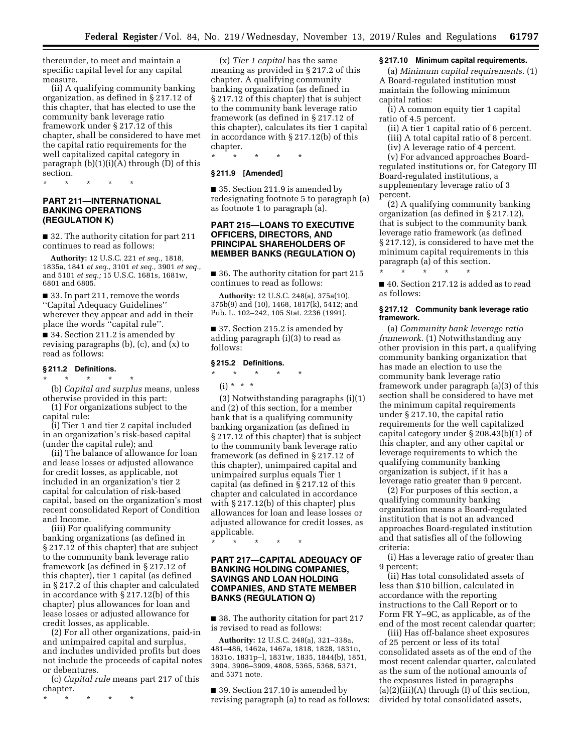thereunder, to meet and maintain a specific capital level for any capital measure.

(ii) A qualifying community banking organization, as defined in § 217.12 of this chapter, that has elected to use the community bank leverage ratio framework under § 217.12 of this chapter, shall be considered to have met the capital ratio requirements for the well capitalized capital category in paragraph (b)(1)(i)(A) through (D) of this section.

\* \* \* \* \*

## PART 211—INTERNATIONAL BANKING OPERATIONS (REGULATION K)

■ 32. The authority citation for part 211 continues to read as follows:

**Authority:** 12 U.S.C. 221 *et seq.,* 1818, 1835a, 1841 *et seq.,* 3101 *et seq.,* 3901 *et seq.,* and 5101 *et seq.;* 15 U.S.C. 1681s, 1681w, 6801 and 6805.

■ 33. In part 211, remove the words ''Capital Adequacy Guidelines'' wherever they appear and add in their place the words ''capital rule''.

■ 34. Section 211.2 is amended by revising paragraphs (b), (c), and (x) to read as follows:

### § 211.2 Definitions.

\* \* \* \* \*

(b) *Capital and surplus* means, unless otherwise provided in this part:

(1) For organizations subject to the capital rule:

(i) Tier 1 and tier 2 capital included in an organization's risk-based capital (under the capital rule); and

(ii) The balance of allowance for loan and lease losses or adjusted allowance for credit losses, as applicable, not included in an organization's tier 2 capital for calculation of risk-based capital, based on the organization's most recent consolidated Report of Condition and Income.

(iii) For qualifying community banking organizations (as defined in § 217.12 of this chapter) that are subject to the community bank leverage ratio framework (as defined in § 217.12 of this chapter), tier 1 capital (as defined in § 217.2 of this chapter and calculated in accordance with § 217.12(b) of this chapter) plus allowances for loan and lease losses or adjusted allowance for credit losses, as applicable.

(2) For all other organizations, paid-in and unimpaired capital and surplus, and includes undivided profits but does not include the proceeds of capital notes or debentures.

(c) *Capital rule* means part 217 of this chapter.

\* \* \* \* \*

(x) *Tier 1 capital* has the same meaning as provided in § 217.2 of this chapter. A qualifying community banking organization (as defined in § 217.12 of this chapter) that is subject to the community bank leverage ratio framework (as defined in § 217.12 of this chapter), calculates its tier 1 capital in accordance with § 217.12(b) of this chapter.

\* \* \* \* \*

### § 211.9 [Amended]

■ 35. Section 211.9 is amended by redesignating footnote 5 to paragraph (a) as footnote 1 to paragraph (a).

## PART 215—LOANS TO EXECUTIVE OFFICERS, DIRECTORS, AND PRINCIPAL SHAREHOLDERS OF MEMBER BANKS (REGULATION O)

■ 36. The authority citation for part 215 continues to read as follows:

**Authority:** 12 U.S.C. 248(a), 375a(10), 375b(9) and (10), 1468, 1817(k), 5412; and Pub. L. 102–242, 105 Stat. 2236 (1991).

■ 37. Section 215.2 is amended by adding paragraph (i)(3) to read as follows:

### § 215.2 Definitions.

\* \* \* \* \*

(i) \* \* \*

(3) Notwithstanding paragraphs (i)(1) and (2) of this section, for a member bank that is a qualifying community banking organization (as defined in § 217.12 of this chapter) that is subject to the community bank leverage ratio framework (as defined in § 217.12 of this chapter), unimpaired capital and unimpaired surplus equals Tier 1 capital (as defined in § 217.12 of this chapter and calculated in accordance with § 217.12(b) of this chapter) plus allowances for loan and lease losses or adjusted allowance for credit losses, as applicable.

\* \* \* \* \*

## PART 217—CAPITAL ADEQUACY OF BANKING HOLDING COMPANIES, SAVINGS AND LOAN HOLDING COMPANIES, AND STATE MEMBER BANKS (REGULATION Q)

■ 38. The authority citation for part 217 is revised to read as follows:

**Authority:** 12 U.S.C. 248(a), 321–338a, 481–486, 1462a, 1467a, 1818, 1828, 1831n, 1831o, 1831p–l, 1831w, 1835, 1844(b), 1851, 3904, 3906–3909, 4808, 5365, 5368, 5371, and 5371 note.

■ 39. Section 217.10 is amended by revising paragraph (a) to read as follows:

### § 217.10 Minimum capital requirements.

(a) *Minimum capital requirements.* (1) A Board-regulated institution must maintain the following minimum capital ratios:

(i) A common equity tier 1 capital ratio of 4.5 percent.

(ii) A tier 1 capital ratio of 6 percent.

(iii) A total capital ratio of 8 percent.

(iv) A leverage ratio of 4 percent.

(v) For advanced approaches Board-regulated institutions or, for Category III Board-regulated institutions, a supplementary leverage ratio of 3 percent.

(2) A qualifying community banking organization (as defined in § 217.12), that is subject to the community bank leverage ratio framework (as defined § 217.12), is considered to have met the minimum capital requirements in this paragraph (a) of this section.

\* \* \* \* \*

■ 40. Section 217.12 is added as to read as follows:

### § 217.12 Community bank leverage ratio framework.

(a) *Community bank leverage ratio framework.* (1) Notwithstanding any other provision in this part, a qualifying community banking organization that has made an election to use the community bank leverage ratio framework under paragraph (a)(3) of this section shall be considered to have met the minimum capital requirements under § 217.10, the capital ratio requirements for the well capitalized capital category under § 208.43(b)(1) of this chapter, and any other capital or leverage requirements to which the qualifying community banking organization is subject, if it has a leverage ratio greater than 9 percent.

(2) For purposes of this section, a qualifying community banking organization means a Board-regulated institution that is not an advanced approaches Board-regulated institution and that satisfies all of the following criteria:

(i) Has a leverage ratio of greater than 9 percent;

(ii) Has total consolidated assets of less than $10 billion, calculated in accordance with the reporting instructions to the Call Report or to Form FR Y–9C, as applicable, as of the end of the most recent calendar quarter;

(iii) Has off-balance sheet exposures of 25 percent or less of its total consolidated assets as of the end of the most recent calendar quarter, calculated as the sum of the notional amounts of the exposures listed in paragraphs (a)(2)(iii)(A) through (I) of this section, divided by total consolidated assets,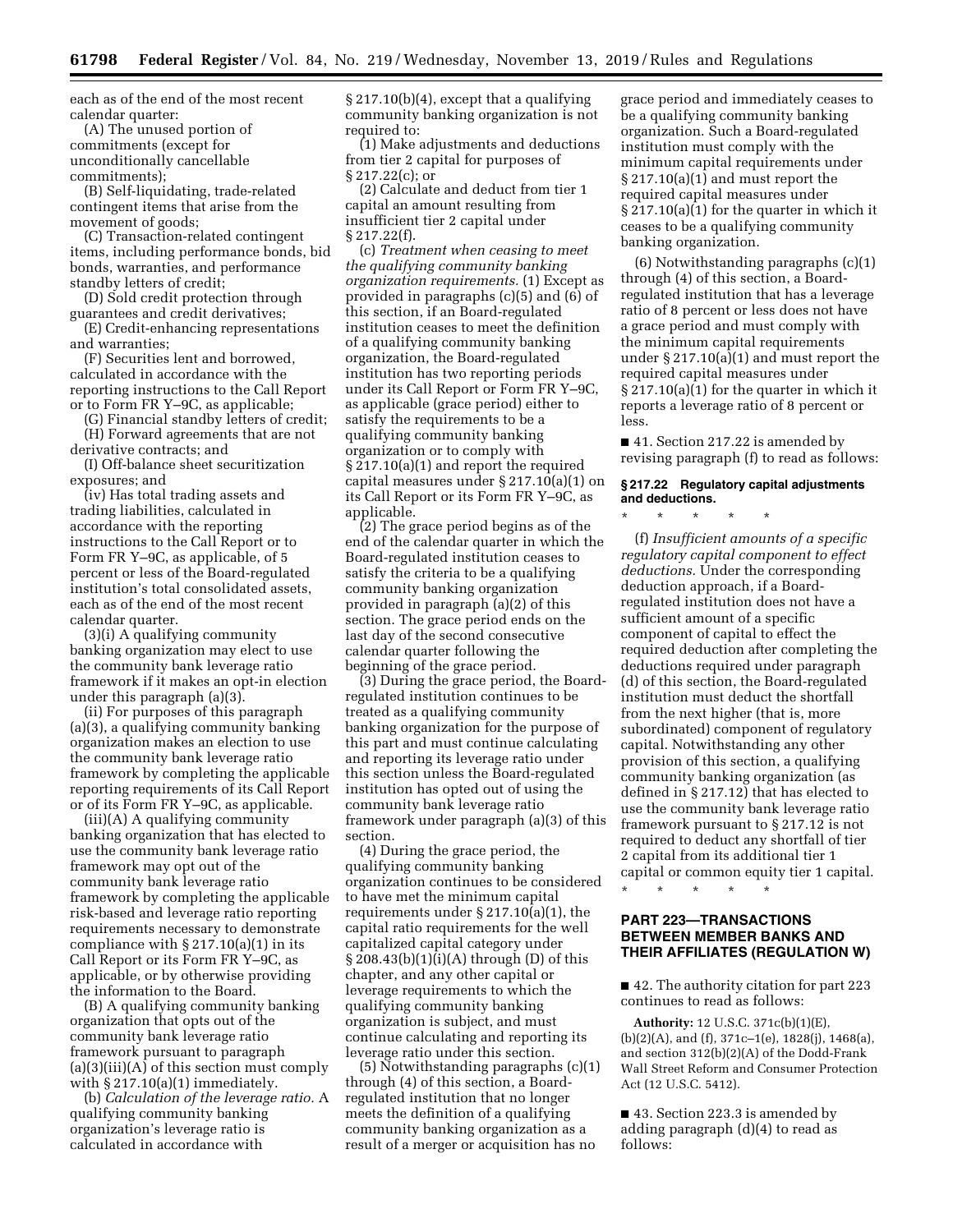each as of the end of the most recent calendar quarter:

(A) The unused portion of commitments (except for unconditionally cancellable commitments);

(B) Self-liquidating, trade-related contingent items that arise from the movement of goods;

(C) Transaction-related contingent items, including performance bonds, bid bonds, warranties, and performance standby letters of credit;

(D) Sold credit protection through guarantees and credit derivatives;

(E) Credit-enhancing representations and warranties;

(F) Securities lent and borrowed, calculated in accordance with the reporting instructions to the Call Report or to Form FR Y–9C, as applicable;

(G) Financial standby letters of credit;

(H) Forward agreements that are not derivative contracts; and

(I) Off-balance sheet securitization exposures; and

(iv) Has total trading assets and trading liabilities, calculated in accordance with the reporting instructions to the Call Report or to Form FR Y–9C, as applicable, of 5 percent or less of the Board-regulated institution's total consolidated assets, each as of the end of the most recent calendar quarter.

(3)(i) A qualifying community banking organization may elect to use the community bank leverage ratio framework if it makes an opt-in election under this paragraph (a)(3).

(ii) For purposes of this paragraph (a)(3), a qualifying community banking organization makes an election to use the community bank leverage ratio framework by completing the applicable reporting requirements of its Call Report or of its Form FR Y–9C, as applicable.

(iii)(A) A qualifying community banking organization that has elected to use the community bank leverage ratio framework may opt out of the community bank leverage ratio framework by completing the applicable risk-based and leverage ratio reporting requirements necessary to demonstrate compliance with § 217.10(a)(1) in its Call Report or its Form FR Y–9C, as applicable, or by otherwise providing the information to the Board.

(B) A qualifying community banking organization that opts out of the community bank leverage ratio framework pursuant to paragraph (a)(3)(iii)(A) of this section must comply with § 217.10(a)(1) immediately.

(b) *Calculation of the leverage ratio.* A qualifying community banking organization's leverage ratio is calculated in accordance with § 217.10(b)(4), except that a qualifying community banking organization is not required to:

(1) Make adjustments and deductions from tier 2 capital for purposes of § 217.22(c); or

(2) Calculate and deduct from tier 1 capital an amount resulting from insufficient tier 2 capital under § 217.22(f).

(c) *Treatment when ceasing to meet the qualifying community banking organization requirements.* (1) Except as provided in paragraphs (c)(5) and (6) of this section, if an Board-regulated institution ceases to meet the definition of a qualifying community banking organization, the Board-regulated institution has two reporting periods under its Call Report or Form FR Y–9C, as applicable (grace period) either to satisfy the requirements to be a qualifying community banking organization or to comply with § 217.10(a)(1) and report the required capital measures under § 217.10(a)(1) on its Call Report or its Form FR Y–9C, as applicable.

(2) The grace period begins as of the end of the calendar quarter in which the Board-regulated institution ceases to satisfy the criteria to be a qualifying community banking organization provided in paragraph (a)(2) of this section. The grace period ends on the last day of the second consecutive calendar quarter following the beginning of the grace period.

(3) During the grace period, the Board-regulated institution continues to be treated as a qualifying community banking organization for the purpose of this part and must continue calculating and reporting its leverage ratio under this section unless the Board-regulated institution has opted out of using the community bank leverage ratio framework under paragraph (a)(3) of this section.

(4) During the grace period, the qualifying community banking organization continues to be considered to have met the minimum capital requirements under § 217.10(a)(1), the capital ratio requirements for the well capitalized capital category under § 208.43(b)(1)(i)(A) through (D) of this chapter, and any other capital or leverage requirements to which the qualifying community banking organization is subject, and must continue calculating and reporting its leverage ratio under this section.

(5) Notwithstanding paragraphs (c)(1) through (4) of this section, a Board-regulated institution that no longer meets the definition of a qualifying community banking organization as a result of a merger or acquisition has no grace period and immediately ceases to be a qualifying community banking organization. Such a Board-regulated institution must comply with the minimum capital requirements under § 217.10(a)(1) and must report the required capital measures under § 217.10(a)(1) for the quarter in which it ceases to be a qualifying community banking organization.

(6) Notwithstanding paragraphs (c)(1) through (4) of this section, a Board-regulated institution that has a leverage ratio of 8 percent or less does not have a grace period and must comply with the minimum capital requirements under § 217.10(a)(1) and must report the required capital measures under § 217.10(a)(1) for the quarter in which it reports a leverage ratio of 8 percent or less.

■ 41. Section 217.22 is amended by revising paragraph (f) to read as follows:

**§ 217.22 Regulatory capital adjustments and deductions.**

\* \* \* \* \*

(f) *Insufficient amounts of a specific regulatory capital component to effect deductions.* Under the corresponding deduction approach, if a Board-regulated institution does not have a sufficient amount of a specific component of capital to effect the required deduction after completing the deductions required under paragraph (d) of this section, the Board-regulated institution must deduct the shortfall from the next higher (that is, more subordinated) component of regulatory capital. Notwithstanding any other provision of this section, a qualifying community banking organization (as defined in § 217.12) that has elected to use the community bank leverage ratio framework pursuant to § 217.12 is not required to deduct any shortfall of tier 2 capital from its additional tier 1 capital or common equity tier 1 capital.

\* \* \* \* \*

## PART 223—TRANSACTIONS BETWEEN MEMBER BANKS AND THEIR AFFILIATES (REGULATION W)

■ 42. The authority citation for part 223 continues to read as follows:

**Authority:** 12 U.S.C. 371c(b)(1)(E), (b)(2)(A), and (f), 371c–1(e), 1828(j), 1468(a), and section 312(b)(2)(A) of the Dodd-Frank Wall Street Reform and Consumer Protection Act (12 U.S.C. 5412).

■ 43. Section 223.3 is amended by adding paragraph (d)(4) to read as follows: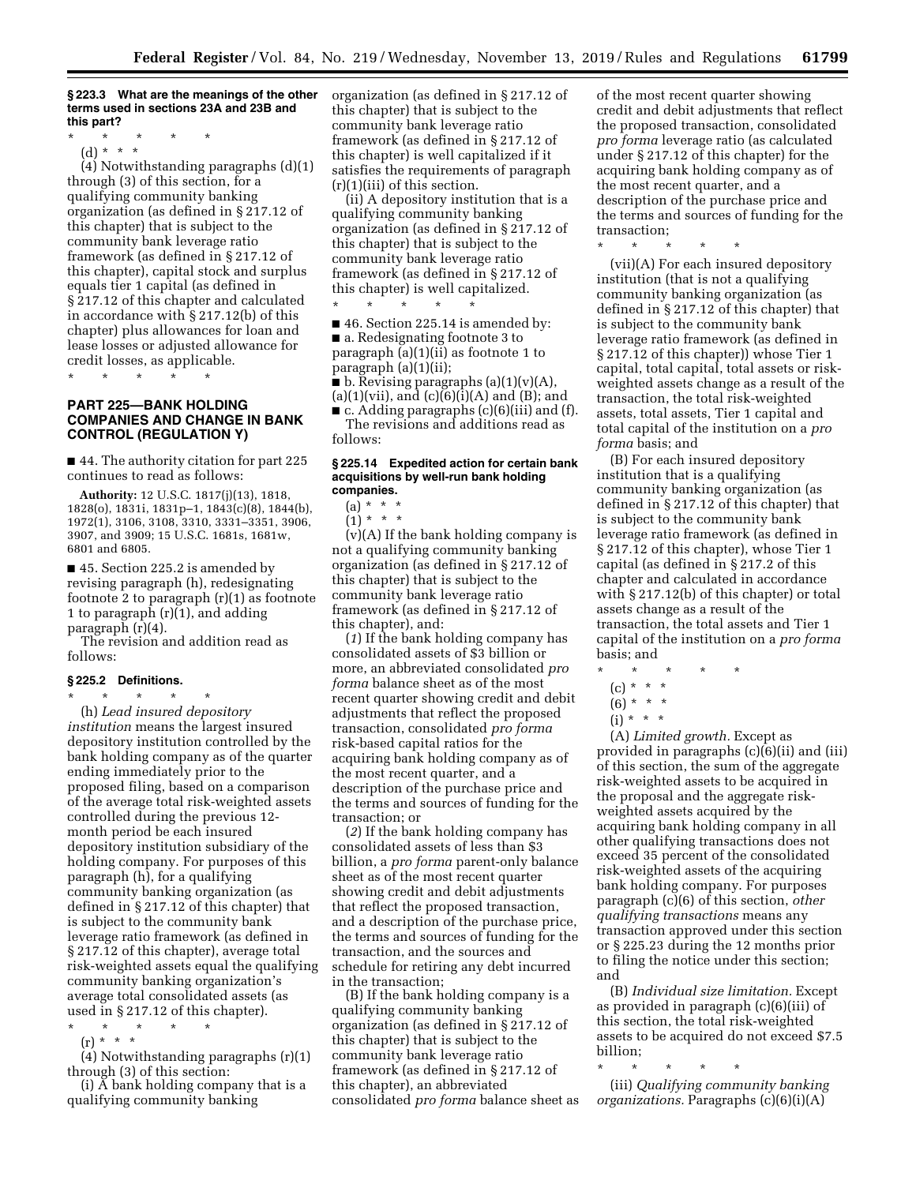**§ 223.3 What are the meanings of the other terms used in sections 23A and 23B and this part?**

\* \* \* \* \*

(d) \* \* \*

(4) Notwithstanding paragraphs (d)(1) through (3) of this section, for a qualifying community banking organization (as defined in § 217.12 of this chapter) that is subject to the community bank leverage ratio framework (as defined in § 217.12 of this chapter), capital stock and surplus equals tier 1 capital (as defined in § 217.12 of this chapter and calculated in accordance with § 217.12(b) of this chapter) plus allowances for loan and lease losses or adjusted allowance for credit losses, as applicable.

\* \* \* \* \*

## PART 225—BANK HOLDING COMPANIES AND CHANGE IN BANK CONTROL (REGULATION Y)

■ 44. The authority citation for part 225 continues to read as follows:

**Authority:** 12 U.S.C. 1817(j)(13), 1818, 1828(o), 1831i, 1831p–1, 1843(c)(8), 1844(b), 1972(1), 3106, 3108, 3310, 3331–3351, 3906, 3907, and 3909; 15 U.S.C. 1681s, 1681w, 6801 and 6805.

■ 45. Section 225.2 is amended by revising paragraph (h), redesignating footnote 2 to paragraph (r)(1) as footnote 1 to paragraph (r)(1), and adding paragraph (r)(4).

The revision and addition read as follows:

**§ 225.2 Definitions.**

\* \* \* \* \*

(h) *Lead insured depository institution* means the largest insured depository institution controlled by the bank holding company as of the quarter ending immediately prior to the proposed filing, based on a comparison of the average total risk-weighted assets controlled during the previous 12-month period be each insured depository institution subsidiary of the holding company. For purposes of this paragraph (h), for a qualifying community banking organization (as defined in § 217.12 of this chapter) that is subject to the community bank leverage ratio framework (as defined in § 217.12 of this chapter), average total risk-weighted assets equal the qualifying community banking organization's average total consolidated assets (as used in § 217.12 of this chapter).

\* \* \* \* \*

(r) \* \* \*

(4) Notwithstanding paragraphs (r)(1) through (3) of this section:

(i) A bank holding company that is a qualifying community banking organization (as defined in § 217.12 of this chapter) that is subject to the community bank leverage ratio framework (as defined in § 217.12 of this chapter) is well capitalized if it satisfies the requirements of paragraph (r)(1)(iii) of this section.

(ii) A depository institution that is a qualifying community banking organization (as defined in § 217.12 of this chapter) that is subject to the community bank leverage ratio framework (as defined in § 217.12 of this chapter) is well capitalized.

\* \* \* \* \*

■ 46. Section 225.14 is amended by:

■ a. Redesignating footnote 3 to paragraph (a)(1)(ii) as footnote 1 to paragraph (a)(1)(ii);

■ b. Revising paragraphs (a)(1)(v)(A), (a)(1)(vii), and (c)(6)(i)(A) and (B); and

■ c. Adding paragraphs (c)(6)(iii) and (f).

The revisions and additions read as follows:

**§ 225.14 Expedited action for certain bank acquisitions by well-run bank holding companies.**

(a) \* \* \*

(1) \* \* \*

(v)(A) If the bank holding company is not a qualifying community banking organization (as defined in § 217.12 of this chapter) that is subject to the community bank leverage ratio framework (as defined in § 217.12 of this chapter), and:

(*1*) If the bank holding company has consolidated assets of $3 billion or more, an abbreviated consolidated *pro forma* balance sheet as of the most recent quarter showing credit and debit adjustments that reflect the proposed transaction, consolidated *pro forma* risk-based capital ratios for the acquiring bank holding company as of the most recent quarter, and a description of the purchase price and the terms and sources of funding for the transaction; or

(*2*) If the bank holding company has consolidated assets of less than $3 billion, a *pro forma* parent-only balance sheet as of the most recent quarter showing credit and debit adjustments that reflect the proposed transaction, and a description of the purchase price, the terms and sources of funding for the transaction, and the sources and schedule for retiring any debt incurred in the transaction;

(B) If the bank holding company is a qualifying community banking organization (as defined in § 217.12 of this chapter) that is subject to the community bank leverage ratio framework (as defined in § 217.12 of this chapter), an abbreviated consolidated *pro forma* balance sheet as of the most recent quarter showing credit and debit adjustments that reflect the proposed transaction, consolidated *pro forma* leverage ratio (as calculated under § 217.12 of this chapter) for the acquiring bank holding company as of the most recent quarter, and a description of the purchase price and the terms and sources of funding for the transaction;

\* \* \* \* \*

(vii)(A) For each insured depository institution (that is not a qualifying community banking organization (as defined in § 217.12 of this chapter) that is subject to the community bank leverage ratio framework (as defined in § 217.12 of this chapter)) whose Tier 1 capital, total capital, total assets or risk-weighted assets change as a result of the transaction, the total risk-weighted assets, total assets, Tier 1 capital and total capital of the institution on a *pro forma* basis; and

(B) For each insured depository institution that is a qualifying community banking organization (as defined in § 217.12 of this chapter) that is subject to the community bank leverage ratio framework (as defined in § 217.12 of this chapter), whose Tier 1 capital (as defined in § 217.2 of this chapter and calculated in accordance with § 217.12(b) of this chapter) or total assets change as a result of the transaction, the total assets and Tier 1 capital of the institution on a *pro forma* basis; and

\* \* \* \* \*

(c) \* \* \*

(6) \* \* \*

(i) \* \* \*

(A) *Limited growth.* Except as provided in paragraphs (c)(6)(ii) and (iii) of this section, the sum of the aggregate risk-weighted assets to be acquired in the proposal and the aggregate risk-weighted assets acquired by the acquiring bank holding company in all other qualifying transactions does not exceed 35 percent of the consolidated risk-weighted assets of the acquiring bank holding company. For purposes paragraph (c)(6) of this section, *other qualifying transactions* means any transaction approved under this section or § 225.23 during the 12 months prior to filing the notice under this section; and

(B) *Individual size limitation.* Except as provided in paragraph (c)(6)(iii) of this section, the total risk-weighted assets to be acquired do not exceed $7.5 billion;

\* \* \* \* \*

(iii) *Qualifying community banking organizations.* Paragraphs (c)(6)(i)(A)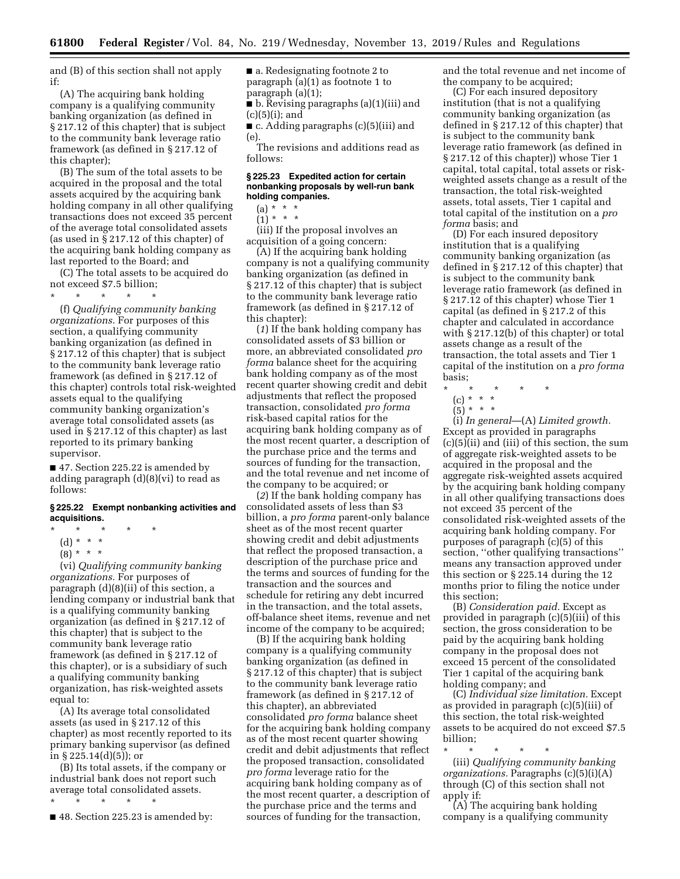and (B) of this section shall not apply if:

(A) The acquiring bank holding company is a qualifying community banking organization (as defined in § 217.12 of this chapter) that is subject to the community bank leverage ratio framework (as defined in § 217.12 of this chapter);

(B) The sum of the total assets to be acquired in the proposal and the total assets acquired by the acquiring bank holding company in all other qualifying transactions does not exceed 35 percent of the average total consolidated assets (as used in § 217.12 of this chapter) of the acquiring bank holding company as last reported to the Board; and

(C) The total assets to be acquired do not exceed $7.5 billion;

\* \* \* \* \*

(f) *Qualifying community banking organizations.* For purposes of this section, a qualifying community banking organization (as defined in § 217.12 of this chapter) that is subject to the community bank leverage ratio framework (as defined in § 217.12 of this chapter) controls total risk-weighted assets equal to the qualifying community banking organization's average total consolidated assets (as used in § 217.12 of this chapter) as last reported to its primary banking supervisor.

■ 47. Section 225.22 is amended by adding paragraph (d)(8)(vi) to read as follows:

**§ 225.22 Exempt nonbanking activities and acquisitions.**

\* \* \* \* \*

(d) \* \* \*

(8) \* \* \*

(vi) *Qualifying community banking organizations.* For purposes of paragraph (d)(8)(ii) of this section, a lending company or industrial bank that is a qualifying community banking organization (as defined in § 217.12 of this chapter) that is subject to the community bank leverage ratio framework (as defined in § 217.12 of this chapter), or is a subsidiary of such a qualifying community banking organization, has risk-weighted assets equal to:

(A) Its average total consolidated assets (as used in § 217.12 of this chapter) as most recently reported to its primary banking supervisor (as defined in § 225.14(d)(5)); or

(B) Its total assets, if the company or industrial bank does not report such average total consolidated assets.

\* \* \* \* \*

■ 48. Section 225.23 is amended by:

■ a. Redesignating footnote 2 to paragraph (a)(1) as footnote 1 to paragraph (a)(1);

■ b. Revising paragraphs (a)(1)(iii) and (c)(5)(i); and

■ c. Adding paragraphs (c)(5)(iii) and (e).

The revisions and additions read as follows:

**§ 225.23 Expedited action for certain nonbanking proposals by well-run bank holding companies.**

(a) \* \* \*

(1) \* \* \*

(iii) If the proposal involves an acquisition of a going concern:

(A) If the acquiring bank holding company is not a qualifying community banking organization (as defined in § 217.12 of this chapter) that is subject to the community bank leverage ratio framework (as defined in § 217.12 of this chapter):

(*1*) If the bank holding company has consolidated assets of $3 billion or more, an abbreviated consolidated *pro forma* balance sheet for the acquiring bank holding company as of the most recent quarter showing credit and debit adjustments that reflect the proposed transaction, consolidated *pro forma* risk-based capital ratios for the acquiring bank holding company as of the most recent quarter, a description of the purchase price and the terms and sources of funding for the transaction, and the total revenue and net income of the company to be acquired; or

(*2*) If the bank holding company has consolidated assets of less than $3 billion, a *pro forma* parent-only balance sheet as of the most recent quarter showing credit and debit adjustments that reflect the proposed transaction, a description of the purchase price and the terms and sources of funding for the transaction and the sources and schedule for retiring any debt incurred in the transaction, and the total assets, off-balance sheet items, revenue and net income of the company to be acquired;

(B) If the acquiring bank holding company is a qualifying community banking organization (as defined in § 217.12 of this chapter) that is subject to the community bank leverage ratio framework (as defined in § 217.12 of this chapter), an abbreviated consolidated *pro forma* balance sheet for the acquiring bank holding company as of the most recent quarter showing credit and debit adjustments that reflect the proposed transaction, consolidated *pro forma* leverage ratio for the acquiring bank holding company as of the most recent quarter, a description of the purchase price and the terms and sources of funding for the transaction, and the total revenue and net income of the company to be acquired;

(C) For each insured depository institution (that is not a qualifying community banking organization (as defined in § 217.12 of this chapter) that is subject to the community bank leverage ratio framework (as defined in § 217.12 of this chapter)) whose Tier 1 capital, total capital, total assets or risk-weighted assets change as a result of the transaction, the total risk-weighted assets, total assets, Tier 1 capital and total capital of the institution on a *pro forma* basis; and

(D) For each insured depository institution that is a qualifying community banking organization (as defined in § 217.12 of this chapter) that is subject to the community bank leverage ratio framework (as defined in § 217.12 of this chapter) whose Tier 1 capital (as defined in § 217.2 of this chapter and calculated in accordance with § 217.12(b) of this chapter) or total assets change as a result of the transaction, the total assets and Tier 1 capital of the institution on a *pro forma* basis;

\* \* \* \* \*

(c) \* \* \*

(5) \* \* \*

(i) *In general*—(A) *Limited growth.* Except as provided in paragraphs (c)(5)(ii) and (iii) of this section, the sum of aggregate risk-weighted assets to be acquired in the proposal and the aggregate risk-weighted assets acquired by the acquiring bank holding company in all other qualifying transactions does not exceed 35 percent of the consolidated risk-weighted assets of the acquiring bank holding company. For purposes of paragraph (c)(5) of this section, "other qualifying transactions" means any transaction approved under this section or § 225.14 during the 12 months prior to filing the notice under this section;

(B) *Consideration paid.* Except as provided in paragraph (c)(5)(iii) of this section, the gross consideration to be paid by the acquiring bank holding company in the proposal does not exceed 15 percent of the consolidated Tier 1 capital of the acquiring bank holding company; and

(C) *Individual size limitation.* Except as provided in paragraph (c)(5)(iii) of this section, the total risk-weighted assets to be acquired do not exceed $7.5 billion;

\* \* \* \* \*

(iii) *Qualifying community banking organizations.* Paragraphs (c)(5)(i)(A) through (C) of this section shall not apply if:

(A) The acquiring bank holding company is a qualifying community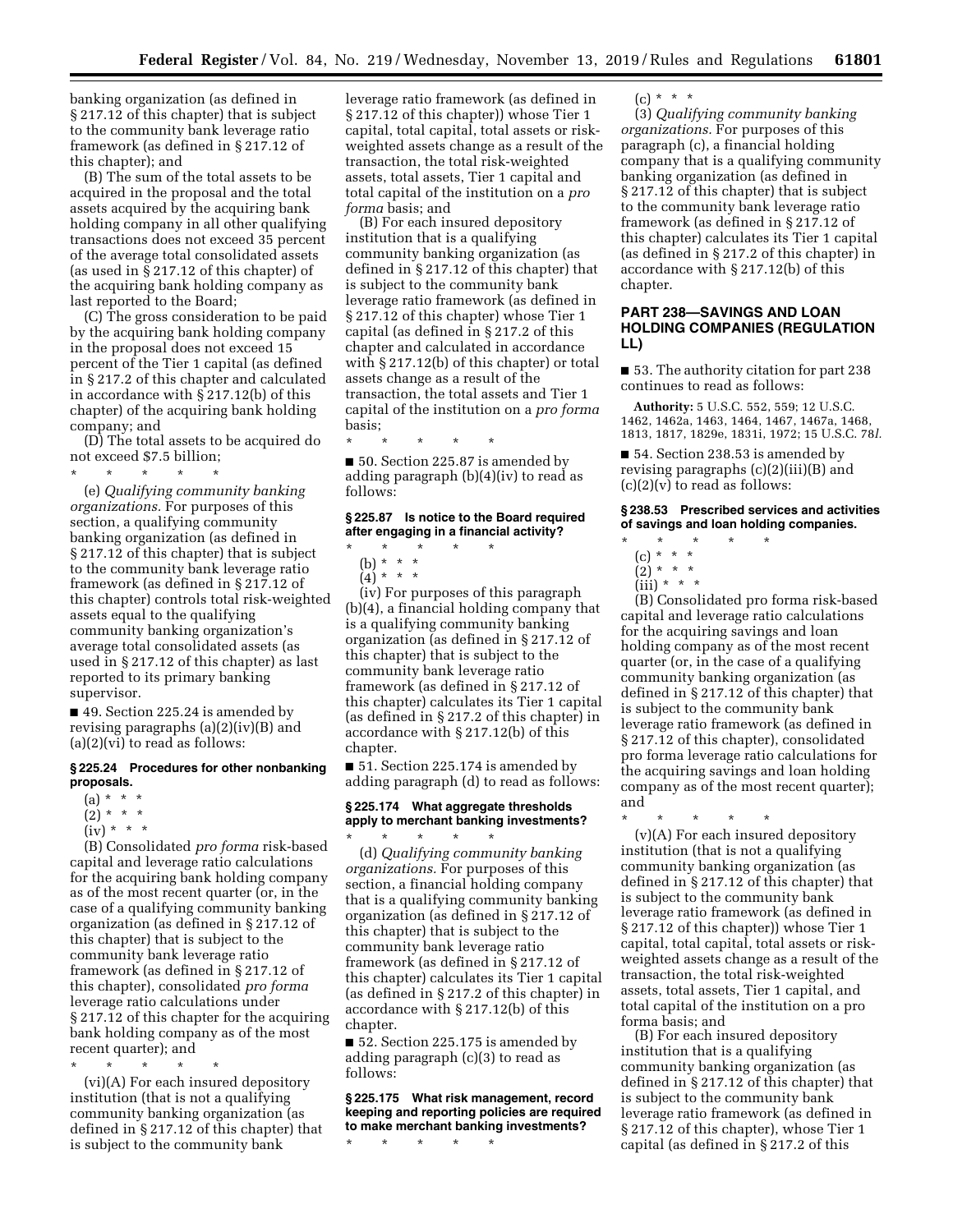banking organization (as defined in § 217.12 of this chapter) that is subject to the community bank leverage ratio framework (as defined in § 217.12 of this chapter); and

(B) The sum of the total assets to be acquired in the proposal and the total assets acquired by the acquiring bank holding company in all other qualifying transactions does not exceed 35 percent of the average total consolidated assets (as used in § 217.12 of this chapter) of the acquiring bank holding company as last reported to the Board;

(C) The gross consideration to be paid by the acquiring bank holding company in the proposal does not exceed 15 percent of the Tier 1 capital (as defined in § 217.2 of this chapter and calculated in accordance with § 217.12(b) of this chapter) of the acquiring bank holding company; and

(D) The total assets to be acquired do not exceed $7.5 billion;

\* \* \* \* \*

(e) *Qualifying community banking organizations.* For purposes of this section, a qualifying community banking organization (as defined in § 217.12 of this chapter) that is subject to the community bank leverage ratio framework (as defined in § 217.12 of this chapter) controls total risk-weighted assets equal to the qualifying community banking organization's average total consolidated assets (as used in § 217.12 of this chapter) as last reported to its primary banking supervisor.

■ 49. Section 225.24 is amended by revising paragraphs (a)(2)(iv)(B) and (a)(2)(vi) to read as follows:

**§ 225.24 Procedures for other nonbanking proposals.**

(a) \* \* \*

(2) \* \* \*

(iv) \* \* \*

(B) Consolidated *pro forma* risk-based capital and leverage ratio calculations for the acquiring bank holding company as of the most recent quarter (or, in the case of a qualifying community banking organization (as defined in § 217.12 of this chapter) that is subject to the community bank leverage ratio framework (as defined in § 217.12 of this chapter), consolidated *pro forma* leverage ratio calculations under § 217.12 of this chapter for the acquiring bank holding company as of the most recent quarter); and

\* \* \* \* \*

(vi)(A) For each insured depository institution (that is not a qualifying community banking organization (as defined in § 217.12 of this chapter) that is subject to the community bank leverage ratio framework (as defined in § 217.12 of this chapter)) whose Tier 1 capital, total capital, total assets or risk-weighted assets change as a result of the transaction, the total risk-weighted assets, total assets, Tier 1 capital and total capital of the institution on a *pro forma* basis; and

(B) For each insured depository institution that is a qualifying community banking organization (as defined in § 217.12 of this chapter) that is subject to the community bank leverage ratio framework (as defined in § 217.12 of this chapter) whose Tier 1 capital (as defined in § 217.2 of this chapter and calculated in accordance with § 217.12(b) of this chapter) or total assets change as a result of the transaction, the total assets and Tier 1 capital of the institution on a *pro forma* basis;

\* \* \* \* \*

■ 50. Section 225.87 is amended by adding paragraph (b)(4)(iv) to read as follows:

**§ 225.87 Is notice to the Board required after engaging in a financial activity?**

\* \* \* \* \*

(b) \* \* \*

(4) \* \* \*

(iv) For purposes of this paragraph (b)(4), a financial holding company that is a qualifying community banking organization (as defined in § 217.12 of this chapter) that is subject to the community bank leverage ratio framework (as defined in § 217.12 of this chapter) calculates its Tier 1 capital (as defined in § 217.2 of this chapter) in accordance with § 217.12(b) of this chapter.

■ 51. Section 225.174 is amended by adding paragraph (d) to read as follows:

**§ 225.174 What aggregate thresholds apply to merchant banking investments?**

\* \* \* \* \*

(d) *Qualifying community banking organizations.* For purposes of this section, a financial holding company that is a qualifying community banking organization (as defined in § 217.12 of this chapter) that is subject to the community bank leverage ratio framework (as defined in § 217.12 of this chapter) calculates its Tier 1 capital (as defined in § 217.2 of this chapter) in accordance with § 217.12(b) of this chapter.

■ 52. Section 225.175 is amended by adding paragraph (c)(3) to read as follows:

**§ 225.175 What risk management, record keeping and reporting policies are required to make merchant banking investments?**

\* \* \* \* \*

(c) \* \* \*

(3) *Qualifying community banking organizations.* For purposes of this paragraph (c), a financial holding company that is a qualifying community banking organization (as defined in § 217.12 of this chapter) that is subject to the community bank leverage ratio framework (as defined in § 217.12 of this chapter) calculates its Tier 1 capital (as defined in § 217.2 of this chapter) in accordance with § 217.12(b) of this chapter.

## PART 238—SAVINGS AND LOAN HOLDING COMPANIES (REGULATION LL)

■ 53. The authority citation for part 238 continues to read as follows:

**Authority:** 5 U.S.C. 552, 559; 12 U.S.C. 1462, 1462a, 1463, 1464, 1467, 1467a, 1468, 1813, 1817, 1829e, 1831i, 1972; 15 U.S.C. 78*l*.

■ 54. Section 238.53 is amended by revising paragraphs (c)(2)(iii)(B) and (c)(2)(v) to read as follows:

**§ 238.53 Prescribed services and activities of savings and loan holding companies.**

\* \* \* \* \*

(c) \* \* \*

(2) \* \* \*

(iii) \* \* \*

(B) Consolidated pro forma risk-based capital and leverage ratio calculations for the acquiring savings and loan holding company as of the most recent quarter (or, in the case of a qualifying community banking organization (as defined in § 217.12 of this chapter) that is subject to the community bank leverage ratio framework (as defined in § 217.12 of this chapter), consolidated pro forma leverage ratio calculations for the acquiring savings and loan holding company as of the most recent quarter); and

\* \* \* \* \*

(v)(A) For each insured depository institution (that is not a qualifying community banking organization (as defined in § 217.12 of this chapter) that is subject to the community bank leverage ratio framework (as defined in § 217.12 of this chapter)) whose Tier 1 capital, total capital, total assets or risk-weighted assets change as a result of the transaction, the total risk-weighted assets, total assets, Tier 1 capital, and total capital of the institution on a pro forma basis; and

(B) For each insured depository institution that is a qualifying community banking organization (as defined in § 217.12 of this chapter) that is subject to the community bank leverage ratio framework (as defined in § 217.12 of this chapter), whose Tier 1 capital (as defined in § 217.2 of this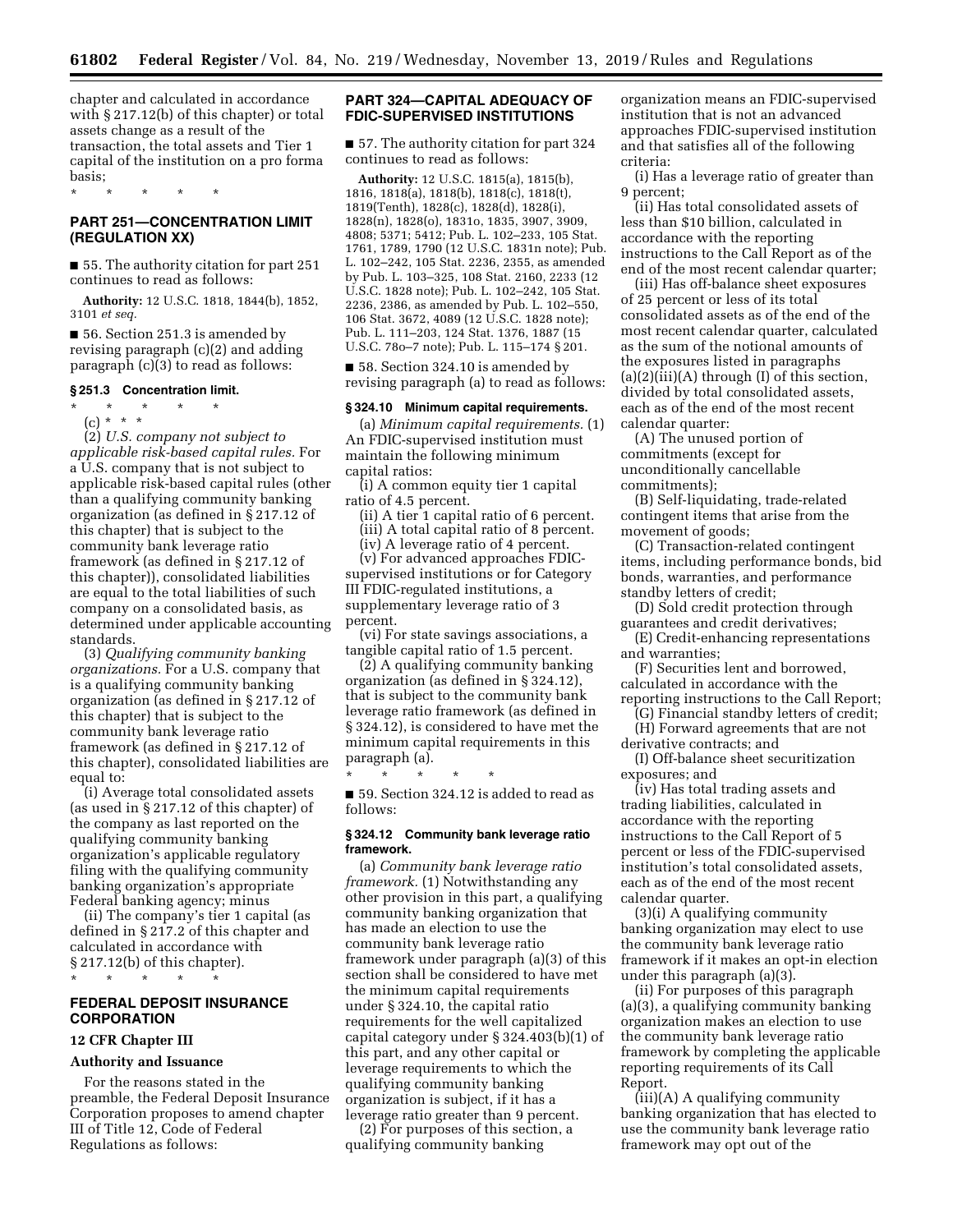chapter and calculated in accordance with § 217.12(b) of this chapter) or total assets change as a result of the transaction, the total assets and Tier 1 capital of the institution on a pro forma basis;

\* \* \* \* \*

## PART 251—CONCENTRATION LIMIT (REGULATION XX)

■ 55. The authority citation for part 251 continues to read as follows:

**Authority:** 12 U.S.C. 1818, 1844(b), 1852, 3101 *et seq.*

■ 56. Section 251.3 is amended by revising paragraph (c)(2) and adding paragraph (c)(3) to read as follows:

### § 251.3 Concentration limit.

\* \* \* \* \*

(c) \* \* \*

(2) *U.S. company not subject to applicable risk-based capital rules.* For a U.S. company that is not subject to applicable risk-based capital rules (other than a qualifying community banking organization (as defined in § 217.12 of this chapter) that is subject to the community bank leverage ratio framework (as defined in § 217.12 of this chapter)), consolidated liabilities are equal to the total liabilities of such company on a consolidated basis, as determined under applicable accounting standards.

(3) *Qualifying community banking organizations.* For a U.S. company that is a qualifying community banking organization (as defined in § 217.12 of this chapter) that is subject to the community bank leverage ratio framework (as defined in § 217.12 of this chapter), consolidated liabilities are equal to:

(i) Average total consolidated assets (as used in § 217.12 of this chapter) of the company as last reported on the qualifying community banking organization's applicable regulatory filing with the qualifying community banking organization's appropriate Federal banking agency; minus

(ii) The company's tier 1 capital (as defined in § 217.2 of this chapter and calculated in accordance with § 217.12(b) of this chapter).

\* \* \* \* \*

## FEDERAL DEPOSIT INSURANCE CORPORATION

### 12 CFR Chapter III

### Authority and Issuance

For the reasons stated in the preamble, the Federal Deposit Insurance Corporation proposes to amend chapter III of Title 12, Code of Federal Regulations as follows:

## PART 324—CAPITAL ADEQUACY OF FDIC-SUPERVISED INSTITUTIONS

■ 57. The authority citation for part 324 continues to read as follows:

**Authority:** 12 U.S.C. 1815(a), 1815(b), 1816, 1818(a), 1818(b), 1818(c), 1818(t), 1819(Tenth), 1828(c), 1828(d), 1828(i), 1828(n), 1828(o), 1831o, 1835, 3907, 3909, 4808; 5371; 5412; Pub. L. 102–233, 105 Stat. 1761, 1789, 1790 (12 U.S.C. 1831n note); Pub. L. 102–242, 105 Stat. 2236, 2355, as amended by Pub. L. 103–325, 108 Stat. 2160, 2233 (12 U.S.C. 1828 note); Pub. L. 102–242, 105 Stat. 2236, 2386, as amended by Pub. L. 102–550, 106 Stat. 3672, 4089 (12 U.S.C. 1828 note); Pub. L. 111–203, 124 Stat. 1376, 1887 (15 U.S.C. 78o–7 note); Pub. L. 115–174 § 201.

■ 58. Section 324.10 is amended by revising paragraph (a) to read as follows:

### § 324.10 Minimum capital requirements.

(a) *Minimum capital requirements.* (1) An FDIC-supervised institution must maintain the following minimum capital ratios:

(i) A common equity tier 1 capital ratio of 4.5 percent.

(ii) A tier 1 capital ratio of 6 percent.

(iii) A total capital ratio of 8 percent.

(iv) A leverage ratio of 4 percent.

(v) For advanced approaches FDIC-supervised institutions or for Category III FDIC-regulated institutions, a supplementary leverage ratio of 3 percent.

(vi) For state savings associations, a tangible capital ratio of 1.5 percent.

(2) A qualifying community banking organization (as defined in § 324.12), that is subject to the community bank leverage ratio framework (as defined in § 324.12), is considered to have met the minimum capital requirements in this paragraph (a).

\* \* \* \* \*

■ 59. Section 324.12 is added to read as follows:

### § 324.12 Community bank leverage ratio framework.

(a) *Community bank leverage ratio framework.* (1) Notwithstanding any other provision in this part, a qualifying community banking organization that has made an election to use the community bank leverage ratio framework under paragraph (a)(3) of this section shall be considered to have met the minimum capital requirements under § 324.10, the capital ratio requirements for the well capitalized capital category under § 324.403(b)(1) of this part, and any other capital or leverage requirements to which the qualifying community banking organization is subject, if it has a leverage ratio greater than 9 percent.

(2) For purposes of this section, a qualifying community banking organization means an FDIC-supervised institution that is not an advanced approaches FDIC-supervised institution and that satisfies all of the following criteria:

(i) Has a leverage ratio of greater than 9 percent;

(ii) Has total consolidated assets of less than $10 billion, calculated in accordance with the reporting instructions to the Call Report as of the end of the most recent calendar quarter;

(iii) Has off-balance sheet exposures of 25 percent or less of its total consolidated assets as of the end of the most recent calendar quarter, calculated as the sum of the notional amounts of the exposures listed in paragraphs (a)(2)(iii)(A) through (I) of this section, divided by total consolidated assets, each as of the end of the most recent calendar quarter:

(A) The unused portion of commitments (except for unconditionally cancellable commitments);

(B) Self-liquidating, trade-related contingent items that arise from the movement of goods;

(C) Transaction-related contingent items, including performance bonds, bid bonds, warranties, and performance standby letters of credit;

(D) Sold credit protection through guarantees and credit derivatives;

(E) Credit-enhancing representations and warranties;

(F) Securities lent and borrowed, calculated in accordance with the reporting instructions to the Call Report;

(G) Financial standby letters of credit;

(H) Forward agreements that are not derivative contracts; and

(I) Off-balance sheet securitization exposures; and

(iv) Has total trading assets and trading liabilities, calculated in accordance with the reporting instructions to the Call Report of 5 percent or less of the FDIC-supervised institution's total consolidated assets, each as of the end of the most recent calendar quarter.

(3)(i) A qualifying community banking organization may elect to use the community bank leverage ratio framework if it makes an opt-in election under this paragraph (a)(3).

(ii) For purposes of this paragraph (a)(3), a qualifying community banking organization makes an election to use the community bank leverage ratio framework by completing the applicable reporting requirements of its Call Report.

(iii)(A) A qualifying community banking organization that has elected to use the community bank leverage ratio framework may opt out of the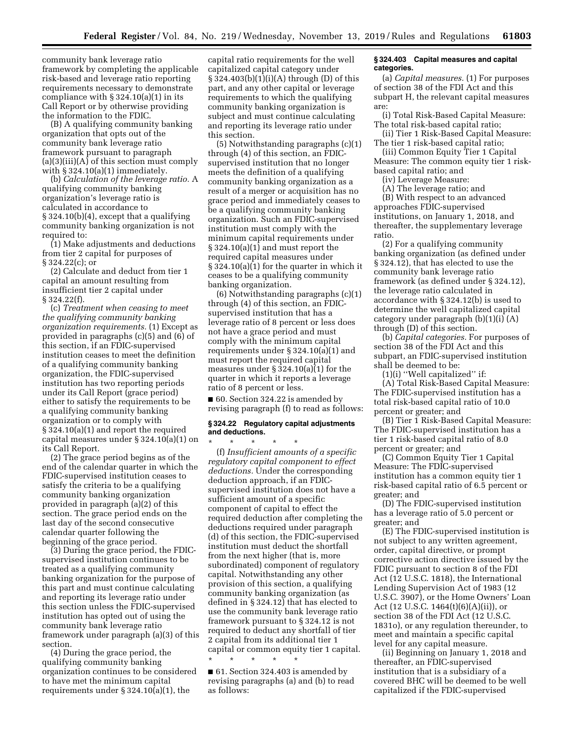community bank leverage ratio framework by completing the applicable risk-based and leverage ratio reporting requirements necessary to demonstrate compliance with § 324.10(a)(1) in its Call Report or by otherwise providing the information to the FDIC.

(B) A qualifying community banking organization that opts out of the community bank leverage ratio framework pursuant to paragraph (a)(3)(iii)(A) of this section must comply with § 324.10(a)(1) immediately.

(b) *Calculation of the leverage ratio.* A qualifying community banking organization's leverage ratio is calculated in accordance to § 324.10(b)(4), except that a qualifying community banking organization is not required to:

(1) Make adjustments and deductions from tier 2 capital for purposes of § 324.22(c); or

(2) Calculate and deduct from tier 1 capital an amount resulting from insufficient tier 2 capital under § 324.22(f).

(c) *Treatment when ceasing to meet the qualifying community banking organization requirements.* (1) Except as provided in paragraphs (c)(5) and (6) of this section, if an FDIC-supervised institution ceases to meet the definition of a qualifying community banking organization, the FDIC-supervised institution has two reporting periods under its Call Report (grace period) either to satisfy the requirements to be a qualifying community banking organization or to comply with § 324.10(a)(1) and report the required capital measures under § 324.10(a)(1) on its Call Report.

(2) The grace period begins as of the end of the calendar quarter in which the FDIC-supervised institution ceases to satisfy the criteria to be a qualifying community banking organization provided in paragraph (a)(2) of this section. The grace period ends on the last day of the second consecutive calendar quarter following the beginning of the grace period.

(3) During the grace period, the FDIC-supervised institution continues to be treated as a qualifying community banking organization for the purpose of this part and must continue calculating and reporting its leverage ratio under this section unless the FDIC-supervised institution has opted out of using the community bank leverage ratio framework under paragraph (a)(3) of this section.

(4) During the grace period, the qualifying community banking organization continues to be considered to have met the minimum capital requirements under § 324.10(a)(1), the capital ratio requirements for the well capitalized capital category under § 324.403(b)(1)(i)(A) through (D) of this part, and any other capital or leverage requirements to which the qualifying community banking organization is subject and must continue calculating and reporting its leverage ratio under this section.

(5) Notwithstanding paragraphs (c)(1) through (4) of this section, an FDIC-supervised institution that no longer meets the definition of a qualifying community banking organization as a result of a merger or acquisition has no grace period and immediately ceases to be a qualifying community banking organization. Such an FDIC-supervised institution must comply with the minimum capital requirements under § 324.10(a)(1) and must report the required capital measures under § 324.10(a)(1) for the quarter in which it ceases to be a qualifying community banking organization.

(6) Notwithstanding paragraphs (c)(1) through (4) of this section, an FDIC-supervised institution that has a leverage ratio of 8 percent or less does not have a grace period and must comply with the minimum capital requirements under § 324.10(a)(1) and must report the required capital measures under § 324.10(a)(1) for the quarter in which it reports a leverage ratio of 8 percent or less.

■ 60. Section 324.22 is amended by revising paragraph (f) to read as follows:

**§ 324.22 Regulatory capital adjustments and deductions.**

\* \* \* \* \*

(f) *Insufficient amounts of a specific regulatory capital component to effect deductions.* Under the corresponding deduction approach, if an FDIC-supervised institution does not have a sufficient amount of a specific component of capital to effect the required deduction after completing the deductions required under paragraph (d) of this section, the FDIC-supervised institution must deduct the shortfall from the next higher (that is, more subordinated) component of regulatory capital. Notwithstanding any other provision of this section, a qualifying community banking organization (as defined in § 324.12) that has elected to use the community bank leverage ratio framework pursuant to § 324.12 is not required to deduct any shortfall of tier 2 capital from its additional tier 1 capital or common equity tier 1 capital.

\* \* \* \* \*

■ 61. Section 324.403 is amended by revising paragraphs (a) and (b) to read as follows:

**§ 324.403 Capital measures and capital categories.**

(a) *Capital measures.* (1) For purposes of section 38 of the FDI Act and this subpart H, the relevant capital measures are:

(i) Total Risk-Based Capital Measure: The total risk-based capital ratio;

(ii) Tier 1 Risk-Based Capital Measure: The tier 1 risk-based capital ratio;

(iii) Common Equity Tier 1 Capital Measure: The common equity tier 1 risk-based capital ratio; and

(iv) Leverage Measure:

(A) The leverage ratio; and

(B) With respect to an advanced approaches FDIC-supervised institutions, on January 1, 2018, and thereafter, the supplementary leverage ratio.

(2) For a qualifying community banking organization (as defined under § 324.12), that has elected to use the community bank leverage ratio framework (as defined under § 324.12), the leverage ratio calculated in accordance with § 324.12(b) is used to determine the well capitalized capital category under paragraph (b)(1)(i) (A) through (D) of this section.

(b) *Capital categories.* For purposes of section 38 of the FDI Act and this subpart, an FDIC-supervised institution shall be deemed to be:

(1)(i) "Well capitalized" if:

(A) Total Risk-Based Capital Measure: The FDIC-supervised institution has a total risk-based capital ratio of 10.0 percent or greater; and

(B) Tier 1 Risk-Based Capital Measure: The FDIC-supervised institution has a tier 1 risk-based capital ratio of 8.0 percent or greater; and

(C) Common Equity Tier 1 Capital Measure: The FDIC-supervised institution has a common equity tier 1 risk-based capital ratio of 6.5 percent or greater; and

(D) The FDIC-supervised institution has a leverage ratio of 5.0 percent or greater; and

(E) The FDIC-supervised institution is not subject to any written agreement, order, capital directive, or prompt corrective action directive issued by the FDIC pursuant to section 8 of the FDI Act (12 U.S.C. 1818), the International Lending Supervision Act of 1983 (12 U.S.C. 3907), or the Home Owners' Loan Act (12 U.S.C. 1464(t)(6)(A)(ii)), or section 38 of the FDI Act (12 U.S.C. 1831o), or any regulation thereunder, to meet and maintain a specific capital level for any capital measure.

(ii) Beginning on January 1, 2018 and thereafter, an FDIC-supervised institution that is a subsidiary of a covered BHC will be deemed to be well capitalized if the FDIC-supervised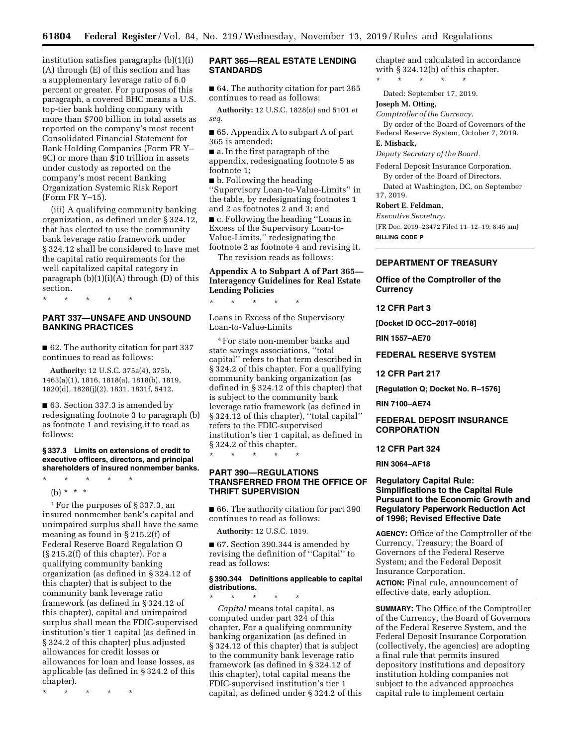institution satisfies paragraphs (b)(1)(i)(A) through (E) of this section and has a supplementary leverage ratio of 6.0 percent or greater. For purposes of this paragraph, a covered BHC means a U.S. top-tier bank holding company with more than $700 billion in total assets as reported on the company's most recent Consolidated Financial Statement for Bank Holding Companies (Form FR Y–9C) or more than $10 trillion in assets under custody as reported on the company's most recent Banking Organization Systemic Risk Report (Form FR Y–15).

(iii) A qualifying community banking organization, as defined under § 324.12, that has elected to use the community bank leverage ratio framework under § 324.12 shall be considered to have met the capital ratio requirements for the well capitalized capital category in paragraph (b)(1)(i)(A) through (D) of this section.

\* \* \* \* \*

## PART 337—UNSAFE AND UNSOUND BANKING PRACTICES

■ 62. The authority citation for part 337 continues to read as follows:

**Authority:** 12 U.S.C. 375a(4), 375b, 1463(a)(1), 1816, 1818(a), 1818(b), 1819, 1820(d), 1828(j)(2), 1831, 1831f, 5412.

■ 63. Section 337.3 is amended by redesignating footnote 3 to paragraph (b) as footnote 1 and revising it to read as follows:

### § 337.3 Limits on extensions of credit to executive officers, directors, and principal shareholders of insured nonmember banks.

\* \* \* \* \*

(b) \* \* \*

[1] For the purposes of § 337.3, an insured nonmember bank's capital and unimpaired surplus shall have the same meaning as found in § 215.2(f) of Federal Reserve Board Regulation O (§ 215.2(f) of this chapter). For a qualifying community banking organization (as defined in § 324.12 of this chapter) that is subject to the community bank leverage ratio framework (as defined in § 324.12 of this chapter), capital and unimpaired surplus shall mean the FDIC-supervised institution's tier 1 capital (as defined in § 324.2 of this chapter) plus adjusted allowances for credit losses or allowances for loan and lease losses, as applicable (as defined in § 324.2 of this chapter).

\* \* \* \* \*

## PART 365—REAL ESTATE LENDING STANDARDS

■ 64. The authority citation for part 365 continues to read as follows:

**Authority:** 12 U.S.C. 1828(o) and 5101 *et seq.*

■ 65. Appendix A to subpart A of part 365 is amended:

■ a. In the first paragraph of the appendix, redesignating footnote 5 as footnote 1;

■ b. Following the heading "Supervisory Loan-to-Value-Limits" in the table, by redesignating footnotes 1 and 2 as footnotes 2 and 3; and

■ c. Following the heading "Loans in Excess of the Supervisory Loan-to-Value-Limits," redesignating the footnote 2 as footnote 4 and revising it.

The revision reads as follows:

### Appendix A to Subpart A of Part 365—Interagency Guidelines for Real Estate Lending Policies

\* \* \* \* \*

Loans in Excess of the Supervisory Loan-to-Value-Limits

[4] For state non-member banks and state savings associations, "total capital" refers to that term described in § 324.2 of this chapter. For a qualifying community banking organization (as defined in § 324.12 of this chapter) that is subject to the community bank leverage ratio framework (as defined in § 324.12 of this chapter), "total capital" refers to the FDIC-supervised institution's tier 1 capital, as defined in § 324.2 of this chapter.

\* \* \* \* \*

## PART 390—REGULATIONS TRANSFERRED FROM THE OFFICE OF THRIFT SUPERVISION

■ 66. The authority citation for part 390 continues to read as follows:

**Authority:** 12 U.S.C. 1819.

■ 67. Section 390.344 is amended by revising the definition of "Capital" to read as follows:

### § 390.344 Definitions applicable to capital distributions.

\* \* \* \* \*

*Capital* means total capital, as computed under part 324 of this chapter. For a qualifying community banking organization (as defined in § 324.12 of this chapter) that is subject to the community bank leverage ratio framework (as defined in § 324.12 of this chapter), total capital means the FDIC-supervised institution's tier 1 capital, as defined under § 324.2 of this chapter and calculated in accordance with § 324.12(b) of this chapter.

\* \* \* \* \*

Dated: September 17, 2019.

**Joseph M. Otting,**

*Comptroller of the Currency.*

By order of the Board of Governors of the Federal Reserve System, October 7, 2019.

**E. Misback,**

*Deputy Secretary of the Board.*

Federal Deposit Insurance Corporation.

By order of the Board of Directors.

Dated at Washington, DC, on September 17, 2019.

**Robert E. Feldman,**

*Executive Secretary.*

[FR Doc. 2019–23472 Filed 11–12–19; 8:45 am]

**BILLING CODE P**

---

## DEPARTMENT OF TREASURY

### Office of the Comptroller of the Currency

**12 CFR Part 3**

**[Docket ID OCC–2017–0018]**

**RIN 1557–AE70**

## FEDERAL RESERVE SYSTEM

**12 CFR Part 217**

**[Regulation Q; Docket No. R–1576]**

**RIN 7100–AE74**

## FEDERAL DEPOSIT INSURANCE CORPORATION

**12 CFR Part 324**

**RIN 3064–AF18**

### Regulatory Capital Rule: Simplifications to the Capital Rule Pursuant to the Economic Growth and Regulatory Paperwork Reduction Act of 1996; Revised Effective Date

**AGENCY:** Office of the Comptroller of the Currency, Treasury; the Board of Governors of the Federal Reserve System; and the Federal Deposit Insurance Corporation.

**ACTION:** Final rule, announcement of effective date, early adoption.

**SUMMARY:** The Office of the Comptroller of the Currency, the Board of Governors of the Federal Reserve System, and the Federal Deposit Insurance Corporation (collectively, the agencies) are adopting a final rule that permits insured depository institutions and depository institution holding companies not subject to the advanced approaches capital rule to implement certain